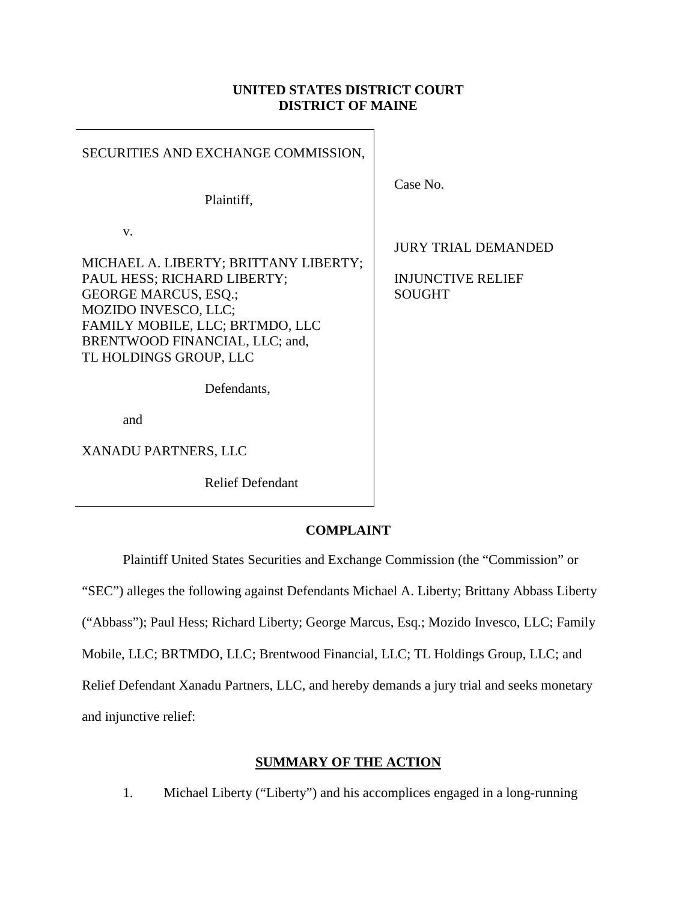**UNITED STATES DISTRICT COURT**
**DISTRICT OF MAINE**

| | |
|---|---|
| SECURITIES AND EXCHANGE COMMISSION,<br><br>Plaintiff,<br><br>v.<br><br>MICHAEL A. LIBERTY; BRITTANY LIBERTY; PAUL HESS; RICHARD LIBERTY; GEORGE MARCUS, ESQ.; MOZIDO INVESCO, LLC; FAMILY MOBILE, LLC; BRTMDO, LLC BRENTWOOD FINANCIAL, LLC; and, TL HOLDINGS GROUP, LLC<br><br>Defendants,<br><br>and<br><br>XANADU PARTNERS, LLC<br><br>Relief Defendant | Case No.<br><br>JURY TRIAL DEMANDED<br><br>INJUNCTIVE RELIEF SOUGHT |

## COMPLAINT

Plaintiff United States Securities and Exchange Commission (the "Commission" or "SEC") alleges the following against Defendants Michael A. Liberty; Brittany Abbass Liberty ("Abbass"); Paul Hess; Richard Liberty; George Marcus, Esq.; Mozido Invesco, LLC; Family Mobile, LLC; BRTMDO, LLC; Brentwood Financial, LLC; TL Holdings Group, LLC; and Relief Defendant Xanadu Partners, LLC, and hereby demands a jury trial and seeks monetary and injunctive relief:

## SUMMARY OF THE ACTION

1. Michael Liberty ("Liberty") and his accomplices engaged in a long-running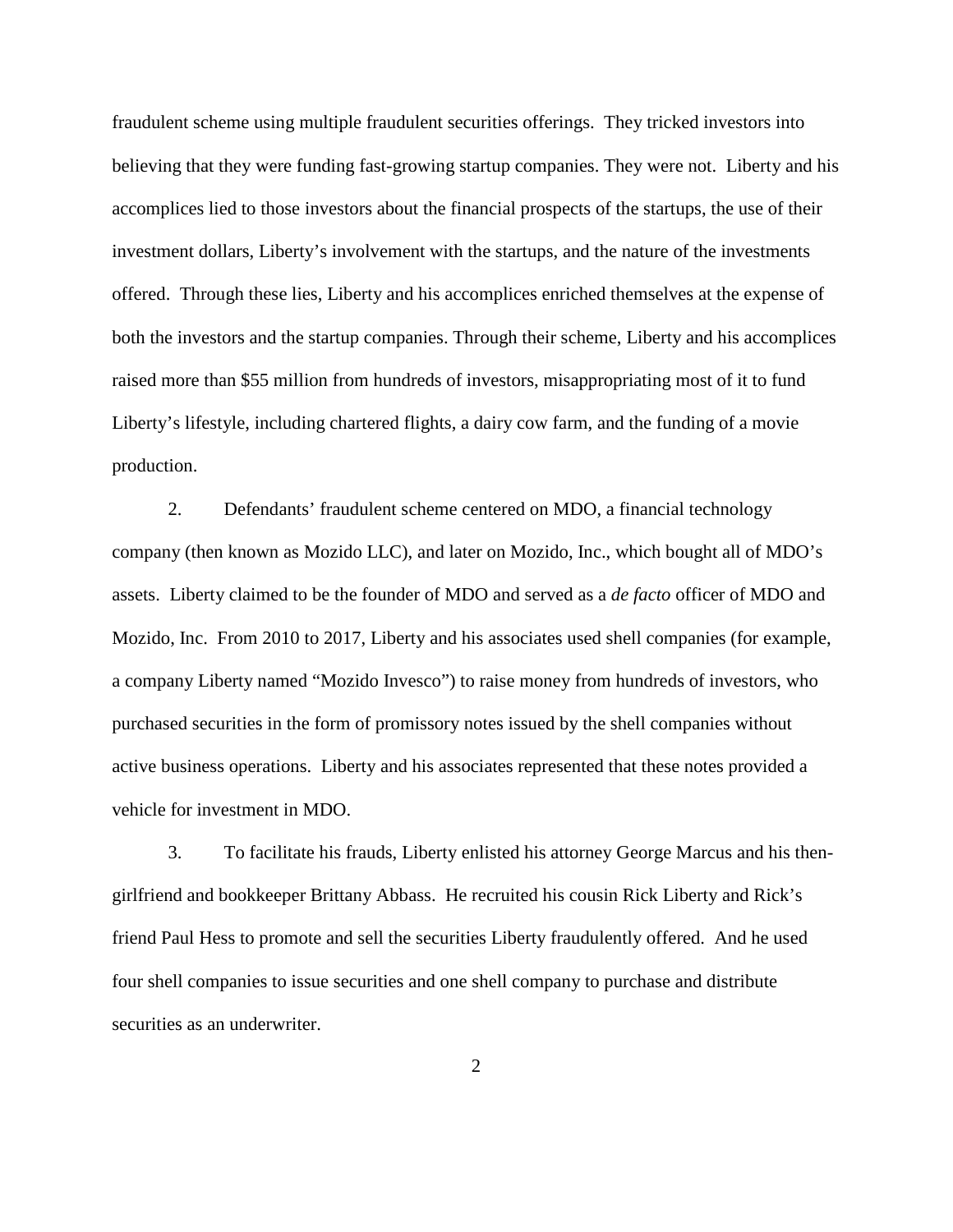fraudulent scheme using multiple fraudulent securities offerings. They tricked investors into believing that they were funding fast-growing startup companies. They were not. Liberty and his accomplices lied to those investors about the financial prospects of the startups, the use of their investment dollars, Liberty's involvement with the startups, and the nature of the investments offered. Through these lies, Liberty and his accomplices enriched themselves at the expense of both the investors and the startup companies. Through their scheme, Liberty and his accomplices raised more than $55 million from hundreds of investors, misappropriating most of it to fund Liberty's lifestyle, including chartered flights, a dairy cow farm, and the funding of a movie production.

2. Defendants' fraudulent scheme centered on MDO, a financial technology company (then known as Mozido LLC), and later on Mozido, Inc., which bought all of MDO's assets. Liberty claimed to be the founder of MDO and served as a *de facto* officer of MDO and Mozido, Inc. From 2010 to 2017, Liberty and his associates used shell companies (for example, a company Liberty named "Mozido Invesco") to raise money from hundreds of investors, who purchased securities in the form of promissory notes issued by the shell companies without active business operations. Liberty and his associates represented that these notes provided a vehicle for investment in MDO.

3. To facilitate his frauds, Liberty enlisted his attorney George Marcus and his then-girlfriend and bookkeeper Brittany Abbass. He recruited his cousin Rick Liberty and Rick's friend Paul Hess to promote and sell the securities Liberty fraudulently offered. And he used four shell companies to issue securities and one shell company to purchase and distribute securities as an underwriter.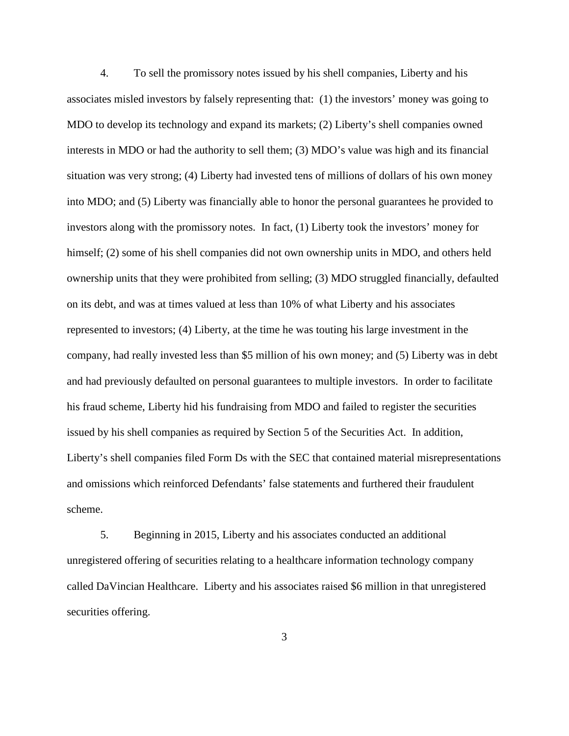4. To sell the promissory notes issued by his shell companies, Liberty and his associates misled investors by falsely representing that: (1) the investors' money was going to MDO to develop its technology and expand its markets; (2) Liberty's shell companies owned interests in MDO or had the authority to sell them; (3) MDO's value was high and its financial situation was very strong; (4) Liberty had invested tens of millions of dollars of his own money into MDO; and (5) Liberty was financially able to honor the personal guarantees he provided to investors along with the promissory notes. In fact, (1) Liberty took the investors' money for himself; (2) some of his shell companies did not own ownership units in MDO, and others held ownership units that they were prohibited from selling; (3) MDO struggled financially, defaulted on its debt, and was at times valued at less than 10% of what Liberty and his associates represented to investors; (4) Liberty, at the time he was touting his large investment in the company, had really invested less than $5 million of his own money; and (5) Liberty was in debt and had previously defaulted on personal guarantees to multiple investors. In order to facilitate his fraud scheme, Liberty hid his fundraising from MDO and failed to register the securities issued by his shell companies as required by Section 5 of the Securities Act. In addition, Liberty's shell companies filed Form Ds with the SEC that contained material misrepresentations and omissions which reinforced Defendants' false statements and furthered their fraudulent scheme.

5. Beginning in 2015, Liberty and his associates conducted an additional unregistered offering of securities relating to a healthcare information technology company called DaVincian Healthcare. Liberty and his associates raised $6 million in that unregistered securities offering.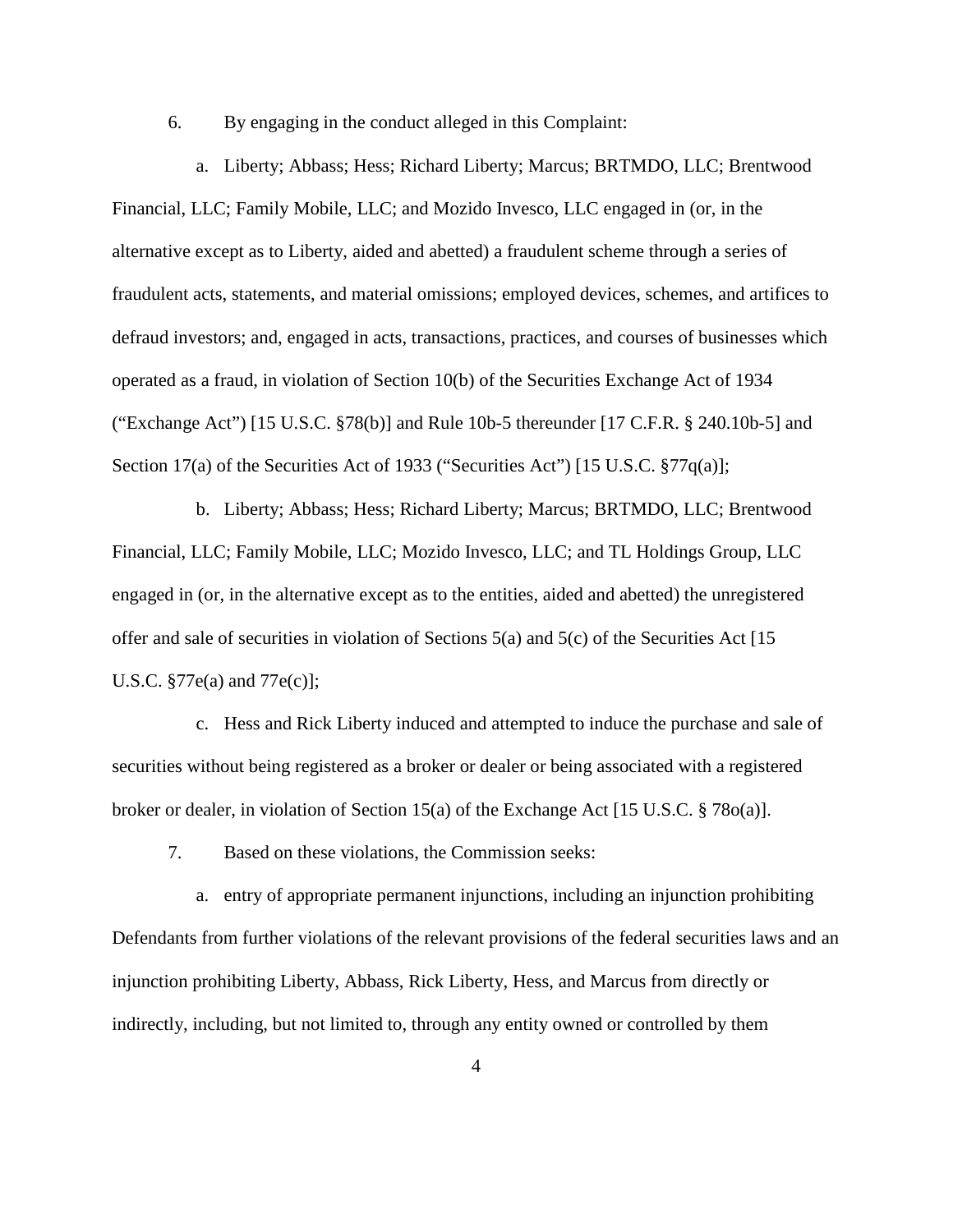6. By engaging in the conduct alleged in this Complaint:

a. Liberty; Abbass; Hess; Richard Liberty; Marcus; BRTMDO, LLC; Brentwood Financial, LLC; Family Mobile, LLC; and Mozido Invesco, LLC engaged in (or, in the alternative except as to Liberty, aided and abetted) a fraudulent scheme through a series of fraudulent acts, statements, and material omissions; employed devices, schemes, and artifices to defraud investors; and, engaged in acts, transactions, practices, and courses of businesses which operated as a fraud, in violation of Section 10(b) of the Securities Exchange Act of 1934 ("Exchange Act") [15 U.S.C. §78(b)] and Rule 10b-5 thereunder [17 C.F.R. § 240.10b-5] and Section 17(a) of the Securities Act of 1933 ("Securities Act") [15 U.S.C. §77q(a)];

b. Liberty; Abbass; Hess; Richard Liberty; Marcus; BRTMDO, LLC; Brentwood Financial, LLC; Family Mobile, LLC; Mozido Invesco, LLC; and TL Holdings Group, LLC engaged in (or, in the alternative except as to the entities, aided and abetted) the unregistered offer and sale of securities in violation of Sections 5(a) and 5(c) of the Securities Act [15 U.S.C. §77e(a) and 77e(c)];

c. Hess and Rick Liberty induced and attempted to induce the purchase and sale of securities without being registered as a broker or dealer or being associated with a registered broker or dealer, in violation of Section 15(a) of the Exchange Act [15 U.S.C. § 78o(a)].

7. Based on these violations, the Commission seeks:

a. entry of appropriate permanent injunctions, including an injunction prohibiting Defendants from further violations of the relevant provisions of the federal securities laws and an injunction prohibiting Liberty, Abbass, Rick Liberty, Hess, and Marcus from directly or indirectly, including, but not limited to, through any entity owned or controlled by them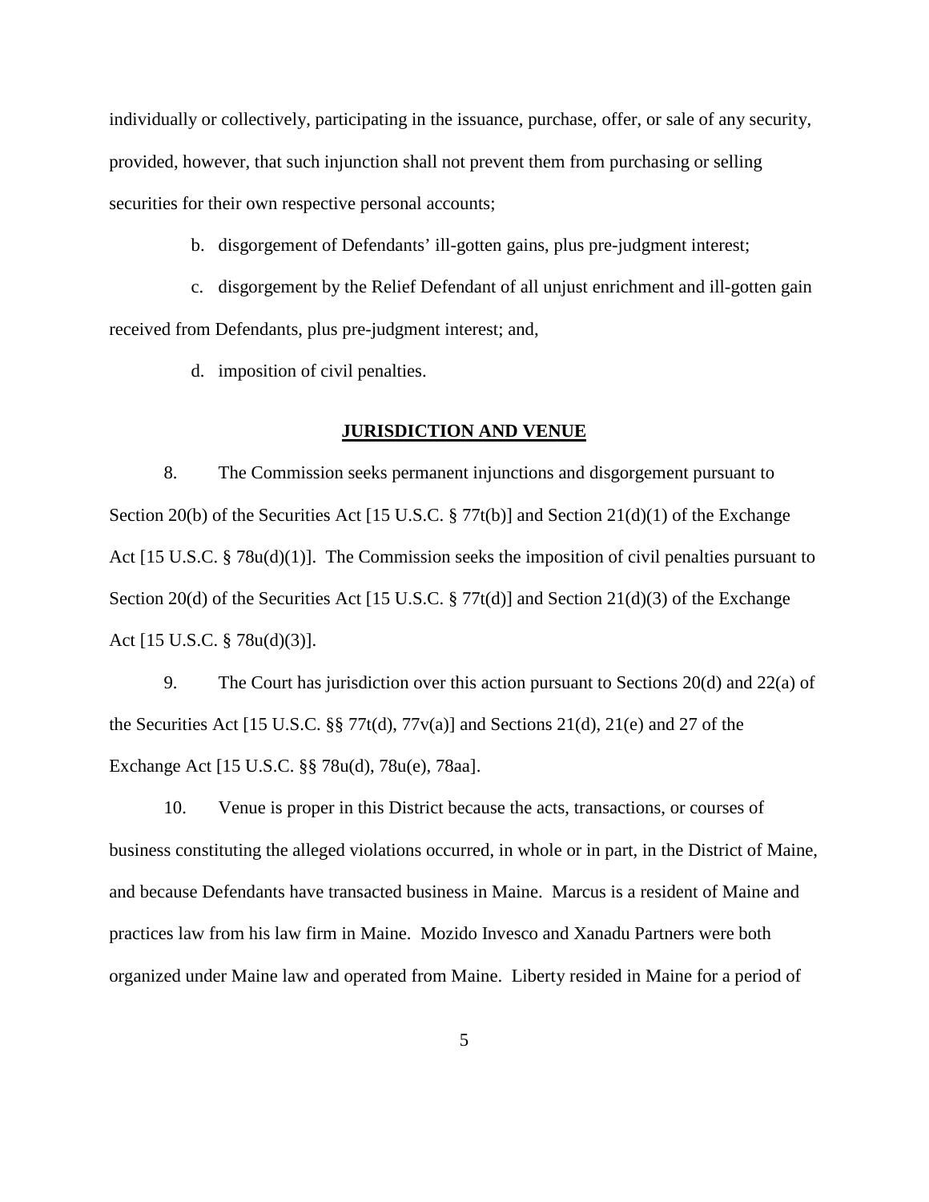individually or collectively, participating in the issuance, purchase, offer, or sale of any security, provided, however, that such injunction shall not prevent them from purchasing or selling securities for their own respective personal accounts;

b. disgorgement of Defendants' ill-gotten gains, plus pre-judgment interest;

c. disgorgement by the Relief Defendant of all unjust enrichment and ill-gotten gain received from Defendants, plus pre-judgment interest; and,

d. imposition of civil penalties.

## **JURISDICTION AND VENUE**

8. The Commission seeks permanent injunctions and disgorgement pursuant to Section 20(b) of the Securities Act [15 U.S.C. § 77t(b)] and Section 21(d)(1) of the Exchange Act [15 U.S.C. § 78u(d)(1)]. The Commission seeks the imposition of civil penalties pursuant to Section 20(d) of the Securities Act [15 U.S.C. § 77t(d)] and Section 21(d)(3) of the Exchange Act [15 U.S.C. § 78u(d)(3)].

9. The Court has jurisdiction over this action pursuant to Sections 20(d) and 22(a) of the Securities Act [15 U.S.C. §§ 77t(d), 77v(a)] and Sections 21(d), 21(e) and 27 of the Exchange Act [15 U.S.C. §§ 78u(d), 78u(e), 78aa].

10. Venue is proper in this District because the acts, transactions, or courses of business constituting the alleged violations occurred, in whole or in part, in the District of Maine, and because Defendants have transacted business in Maine. Marcus is a resident of Maine and practices law from his law firm in Maine. Mozido Invesco and Xanadu Partners were both organized under Maine law and operated from Maine. Liberty resided in Maine for a period of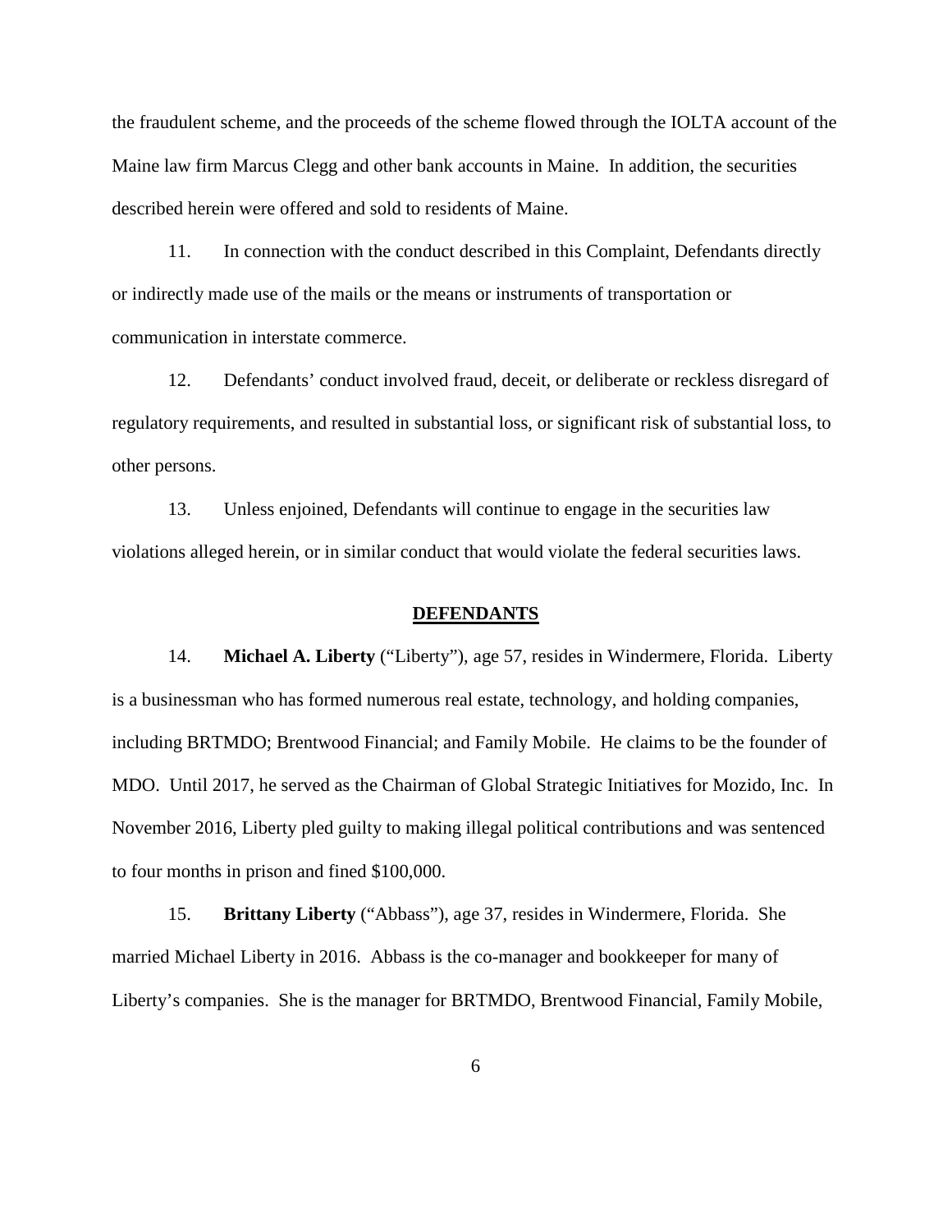the fraudulent scheme, and the proceeds of the scheme flowed through the IOLTA account of the Maine law firm Marcus Clegg and other bank accounts in Maine. In addition, the securities described herein were offered and sold to residents of Maine.

11. In connection with the conduct described in this Complaint, Defendants directly or indirectly made use of the mails or the means or instruments of transportation or communication in interstate commerce.

12. Defendants' conduct involved fraud, deceit, or deliberate or reckless disregard of regulatory requirements, and resulted in substantial loss, or significant risk of substantial loss, to other persons.

13. Unless enjoined, Defendants will continue to engage in the securities law violations alleged herein, or in similar conduct that would violate the federal securities laws.

## DEFENDANTS

14. **Michael A. Liberty** ("Liberty"), age 57, resides in Windermere, Florida. Liberty is a businessman who has formed numerous real estate, technology, and holding companies, including BRTMDO; Brentwood Financial; and Family Mobile. He claims to be the founder of MDO. Until 2017, he served as the Chairman of Global Strategic Initiatives for Mozido, Inc. In November 2016, Liberty pled guilty to making illegal political contributions and was sentenced to four months in prison and fined $100,000.

15. **Brittany Liberty** ("Abbass"), age 37, resides in Windermere, Florida. She married Michael Liberty in 2016. Abbass is the co-manager and bookkeeper for many of Liberty's companies. She is the manager for BRTMDO, Brentwood Financial, Family Mobile,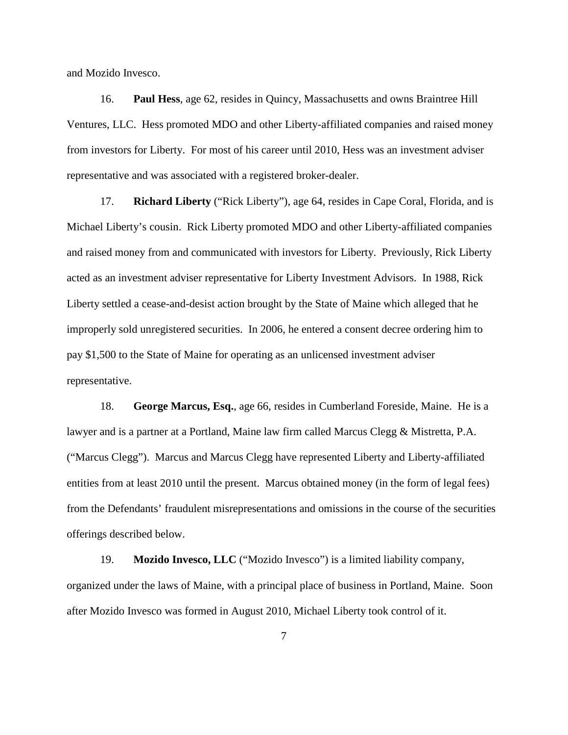and Mozido Invesco.

16. **Paul Hess**, age 62, resides in Quincy, Massachusetts and owns Braintree Hill Ventures, LLC. Hess promoted MDO and other Liberty-affiliated companies and raised money from investors for Liberty. For most of his career until 2010, Hess was an investment adviser representative and was associated with a registered broker-dealer.

17. **Richard Liberty** ("Rick Liberty"), age 64, resides in Cape Coral, Florida, and is Michael Liberty's cousin. Rick Liberty promoted MDO and other Liberty-affiliated companies and raised money from and communicated with investors for Liberty. Previously, Rick Liberty acted as an investment adviser representative for Liberty Investment Advisors. In 1988, Rick Liberty settled a cease-and-desist action brought by the State of Maine which alleged that he improperly sold unregistered securities. In 2006, he entered a consent decree ordering him to pay $1,500 to the State of Maine for operating as an unlicensed investment adviser representative.

18. **George Marcus, Esq.**, age 66, resides in Cumberland Foreside, Maine. He is a lawyer and is a partner at a Portland, Maine law firm called Marcus Clegg & Mistretta, P.A. ("Marcus Clegg"). Marcus and Marcus Clegg have represented Liberty and Liberty-affiliated entities from at least 2010 until the present. Marcus obtained money (in the form of legal fees) from the Defendants' fraudulent misrepresentations and omissions in the course of the securities offerings described below.

19. **Mozido Invesco, LLC** ("Mozido Invesco") is a limited liability company, organized under the laws of Maine, with a principal place of business in Portland, Maine. Soon after Mozido Invesco was formed in August 2010, Michael Liberty took control of it.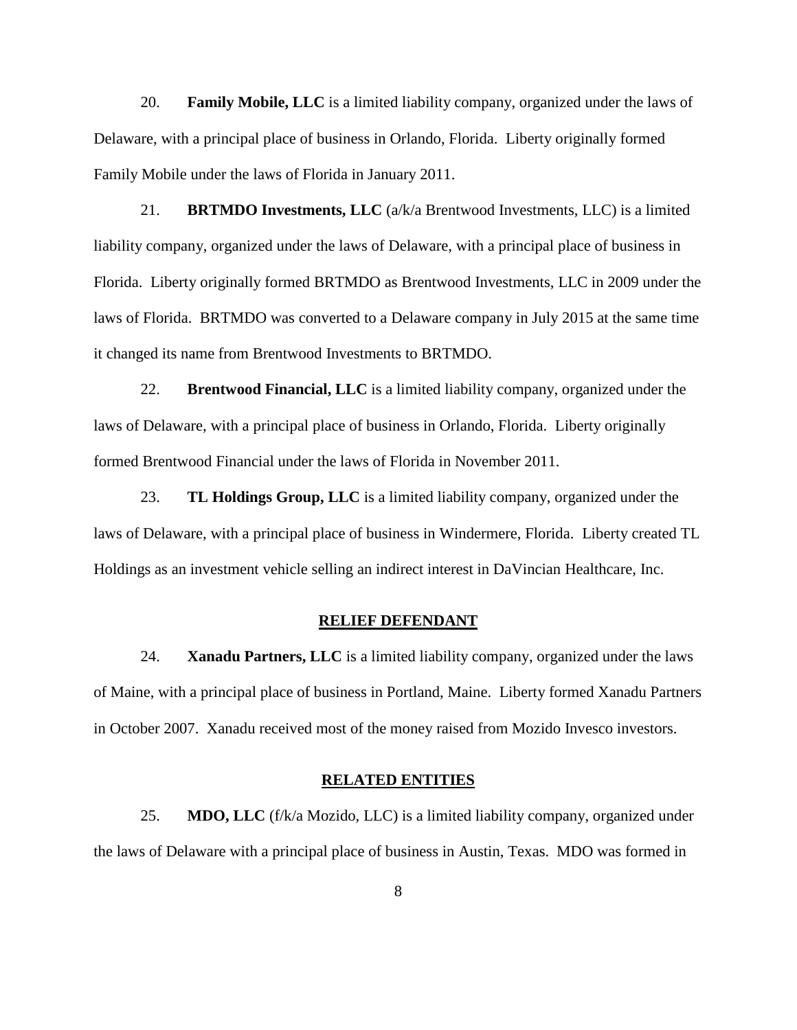20. **Family Mobile, LLC** is a limited liability company, organized under the laws of Delaware, with a principal place of business in Orlando, Florida. Liberty originally formed Family Mobile under the laws of Florida in January 2011.

21. **BRTMDO Investments, LLC** (a/k/a Brentwood Investments, LLC) is a limited liability company, organized under the laws of Delaware, with a principal place of business in Florida. Liberty originally formed BRTMDO as Brentwood Investments, LLC in 2009 under the laws of Florida. BRTMDO was converted to a Delaware company in July 2015 at the same time it changed its name from Brentwood Investments to BRTMDO.

22. **Brentwood Financial, LLC** is a limited liability company, organized under the laws of Delaware, with a principal place of business in Orlando, Florida. Liberty originally formed Brentwood Financial under the laws of Florida in November 2011.

23. **TL Holdings Group, LLC** is a limited liability company, organized under the laws of Delaware, with a principal place of business in Windermere, Florida. Liberty created TL Holdings as an investment vehicle selling an indirect interest in DaVincian Healthcare, Inc.

## RELIEF DEFENDANT

24. **Xanadu Partners, LLC** is a limited liability company, organized under the laws of Maine, with a principal place of business in Portland, Maine. Liberty formed Xanadu Partners in October 2007. Xanadu received most of the money raised from Mozido Invesco investors.

## RELATED ENTITIES

25. **MDO, LLC** (f/k/a Mozido, LLC) is a limited liability company, organized under the laws of Delaware with a principal place of business in Austin, Texas. MDO was formed in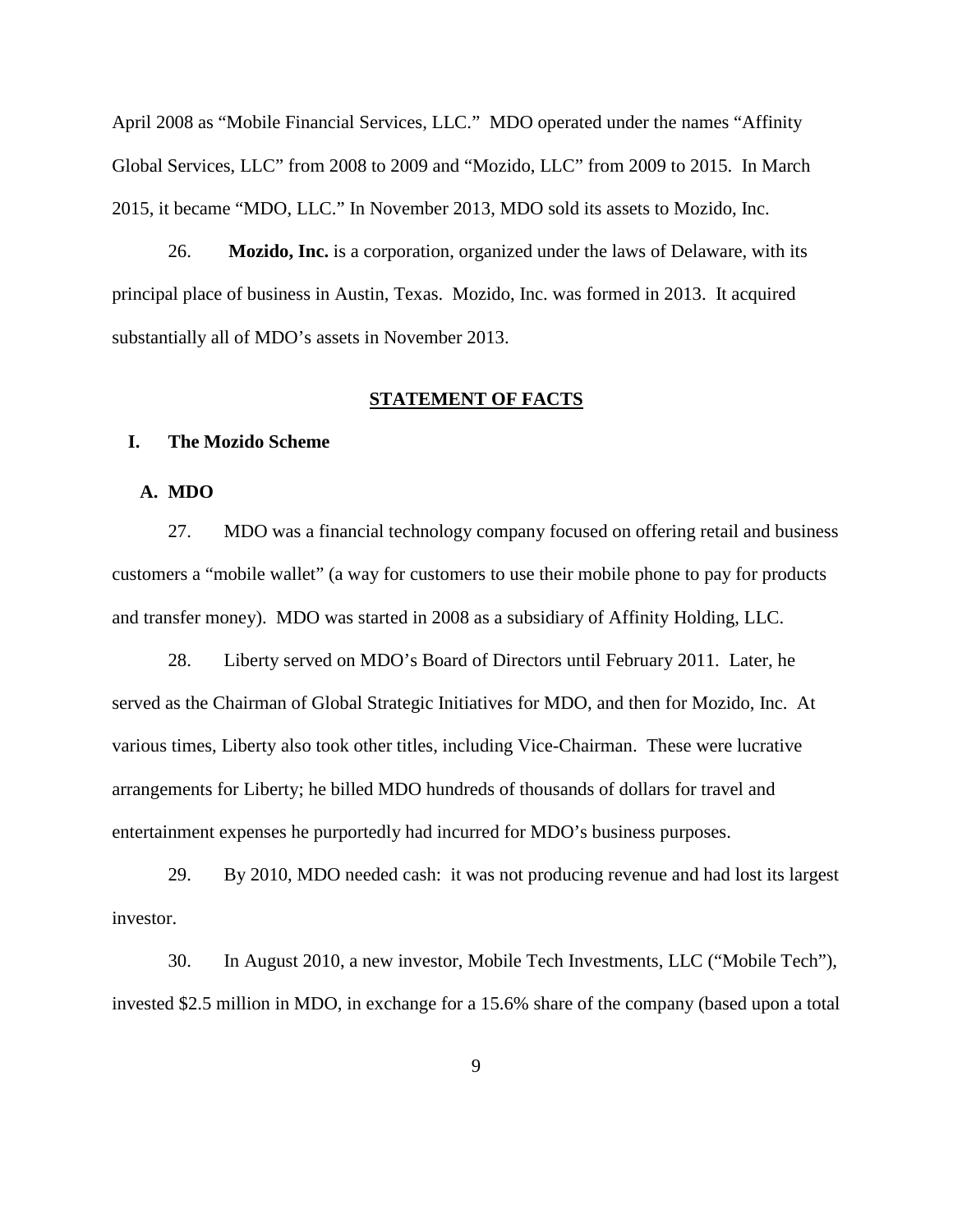April 2008 as "Mobile Financial Services, LLC." MDO operated under the names "Affinity Global Services, LLC" from 2008 to 2009 and "Mozido, LLC" from 2009 to 2015. In March 2015, it became "MDO, LLC." In November 2013, MDO sold its assets to Mozido, Inc.

26. **Mozido, Inc.** is a corporation, organized under the laws of Delaware, with its principal place of business in Austin, Texas. Mozido, Inc. was formed in 2013. It acquired substantially all of MDO's assets in November 2013.

## STATEMENT OF FACTS

### I. The Mozido Scheme

#### A. MDO

27. MDO was a financial technology company focused on offering retail and business customers a "mobile wallet" (a way for customers to use their mobile phone to pay for products and transfer money). MDO was started in 2008 as a subsidiary of Affinity Holding, LLC.

28. Liberty served on MDO's Board of Directors until February 2011. Later, he served as the Chairman of Global Strategic Initiatives for MDO, and then for Mozido, Inc. At various times, Liberty also took other titles, including Vice-Chairman. These were lucrative arrangements for Liberty; he billed MDO hundreds of thousands of dollars for travel and entertainment expenses he purportedly had incurred for MDO's business purposes.

29. By 2010, MDO needed cash: it was not producing revenue and had lost its largest investor.

30. In August 2010, a new investor, Mobile Tech Investments, LLC ("Mobile Tech"), invested $2.5 million in MDO, in exchange for a 15.6% share of the company (based upon a total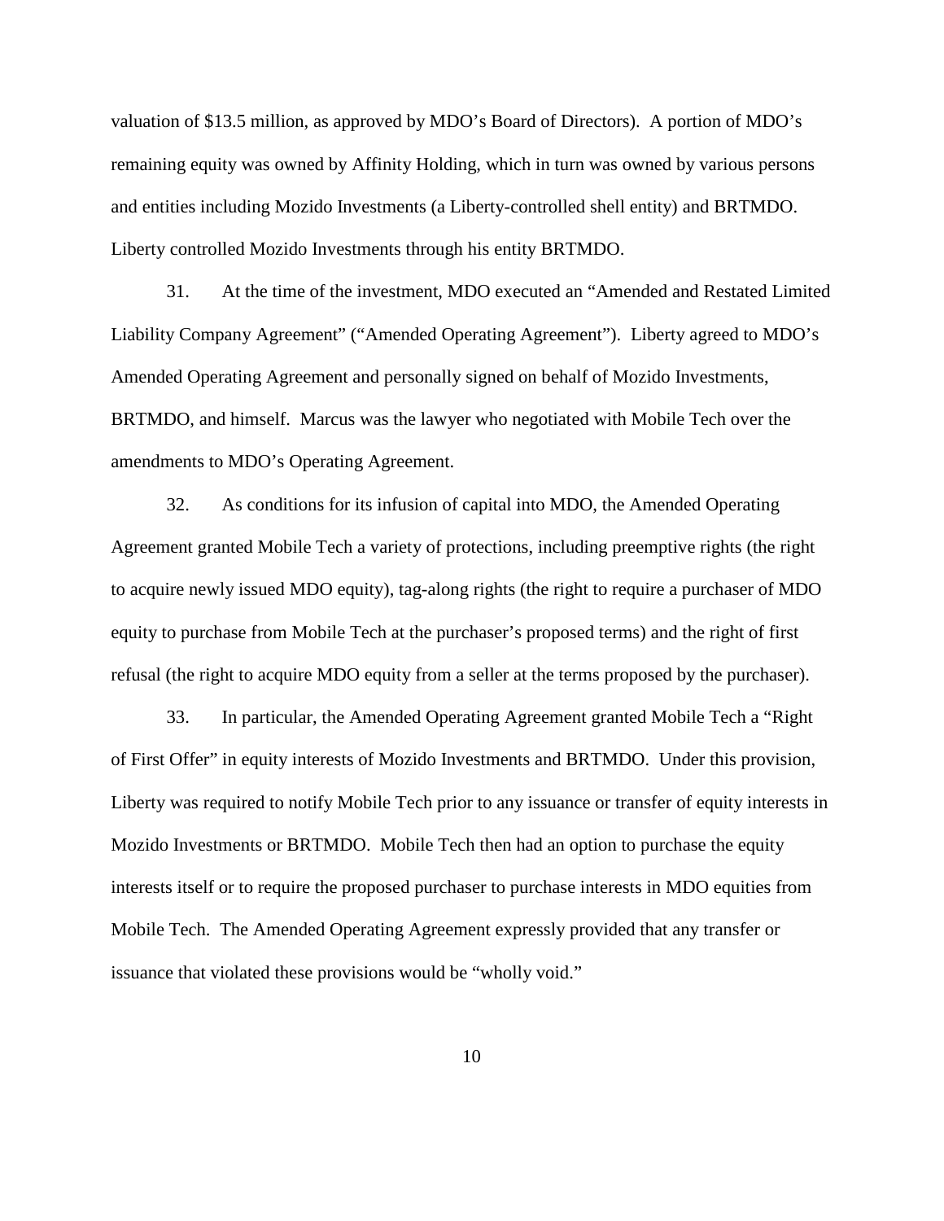valuation of $13.5 million, as approved by MDO's Board of Directors). A portion of MDO's remaining equity was owned by Affinity Holding, which in turn was owned by various persons and entities including Mozido Investments (a Liberty-controlled shell entity) and BRTMDO. Liberty controlled Mozido Investments through his entity BRTMDO.

31. At the time of the investment, MDO executed an "Amended and Restated Limited Liability Company Agreement" ("Amended Operating Agreement"). Liberty agreed to MDO's Amended Operating Agreement and personally signed on behalf of Mozido Investments, BRTMDO, and himself. Marcus was the lawyer who negotiated with Mobile Tech over the amendments to MDO's Operating Agreement.

32. As conditions for its infusion of capital into MDO, the Amended Operating Agreement granted Mobile Tech a variety of protections, including preemptive rights (the right to acquire newly issued MDO equity), tag-along rights (the right to require a purchaser of MDO equity to purchase from Mobile Tech at the purchaser's proposed terms) and the right of first refusal (the right to acquire MDO equity from a seller at the terms proposed by the purchaser).

33. In particular, the Amended Operating Agreement granted Mobile Tech a "Right of First Offer" in equity interests of Mozido Investments and BRTMDO. Under this provision, Liberty was required to notify Mobile Tech prior to any issuance or transfer of equity interests in Mozido Investments or BRTMDO. Mobile Tech then had an option to purchase the equity interests itself or to require the proposed purchaser to purchase interests in MDO equities from Mobile Tech. The Amended Operating Agreement expressly provided that any transfer or issuance that violated these provisions would be "wholly void."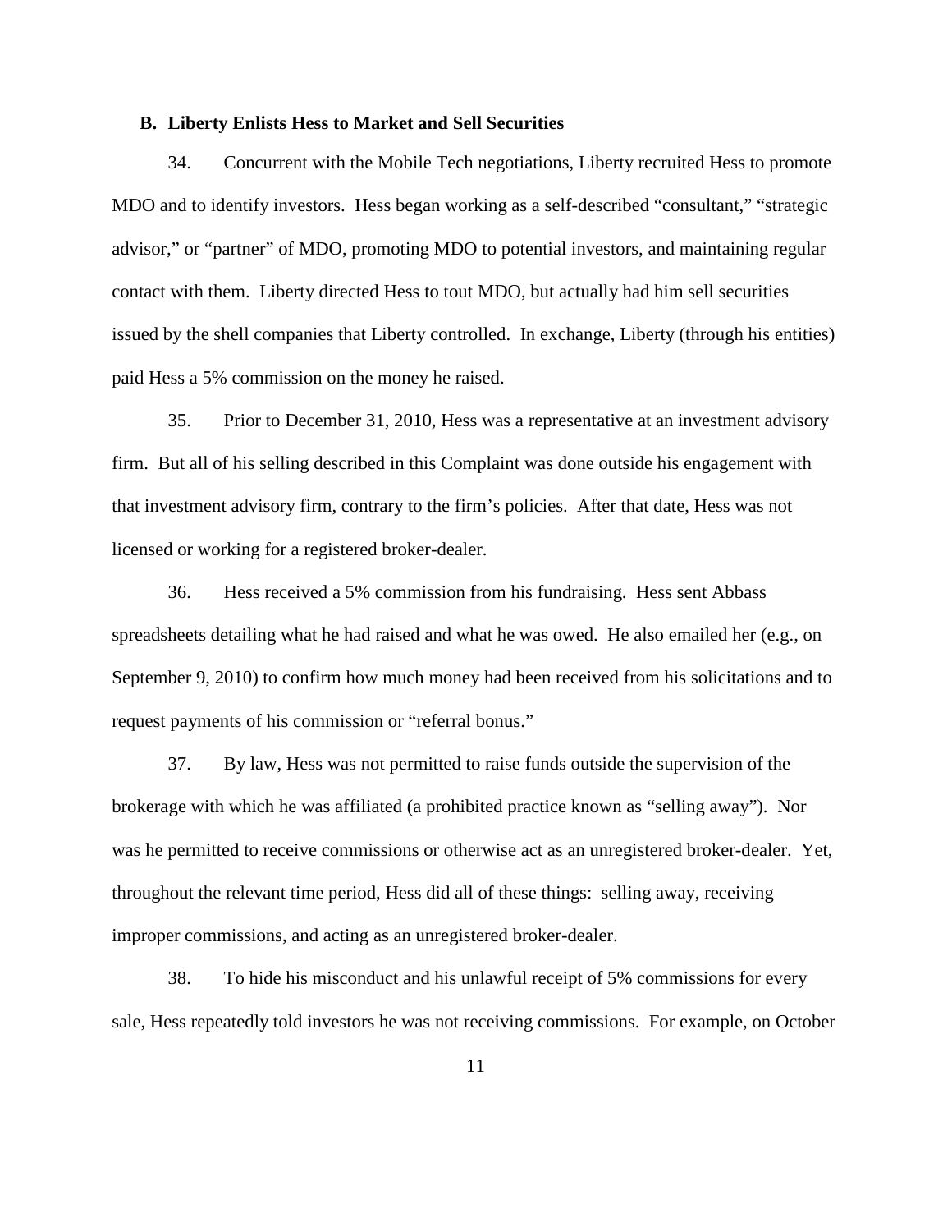### B. Liberty Enlists Hess to Market and Sell Securities

34. Concurrent with the Mobile Tech negotiations, Liberty recruited Hess to promote MDO and to identify investors. Hess began working as a self-described "consultant," "strategic advisor," or "partner" of MDO, promoting MDO to potential investors, and maintaining regular contact with them. Liberty directed Hess to tout MDO, but actually had him sell securities issued by the shell companies that Liberty controlled. In exchange, Liberty (through his entities) paid Hess a 5% commission on the money he raised.

35. Prior to December 31, 2010, Hess was a representative at an investment advisory firm. But all of his selling described in this Complaint was done outside his engagement with that investment advisory firm, contrary to the firm's policies. After that date, Hess was not licensed or working for a registered broker-dealer.

36. Hess received a 5% commission from his fundraising. Hess sent Abbass spreadsheets detailing what he had raised and what he was owed. He also emailed her (e.g., on September 9, 2010) to confirm how much money had been received from his solicitations and to request payments of his commission or "referral bonus."

37. By law, Hess was not permitted to raise funds outside the supervision of the brokerage with which he was affiliated (a prohibited practice known as "selling away"). Nor was he permitted to receive commissions or otherwise act as an unregistered broker-dealer. Yet, throughout the relevant time period, Hess did all of these things: selling away, receiving improper commissions, and acting as an unregistered broker-dealer.

38. To hide his misconduct and his unlawful receipt of 5% commissions for every sale, Hess repeatedly told investors he was not receiving commissions. For example, on October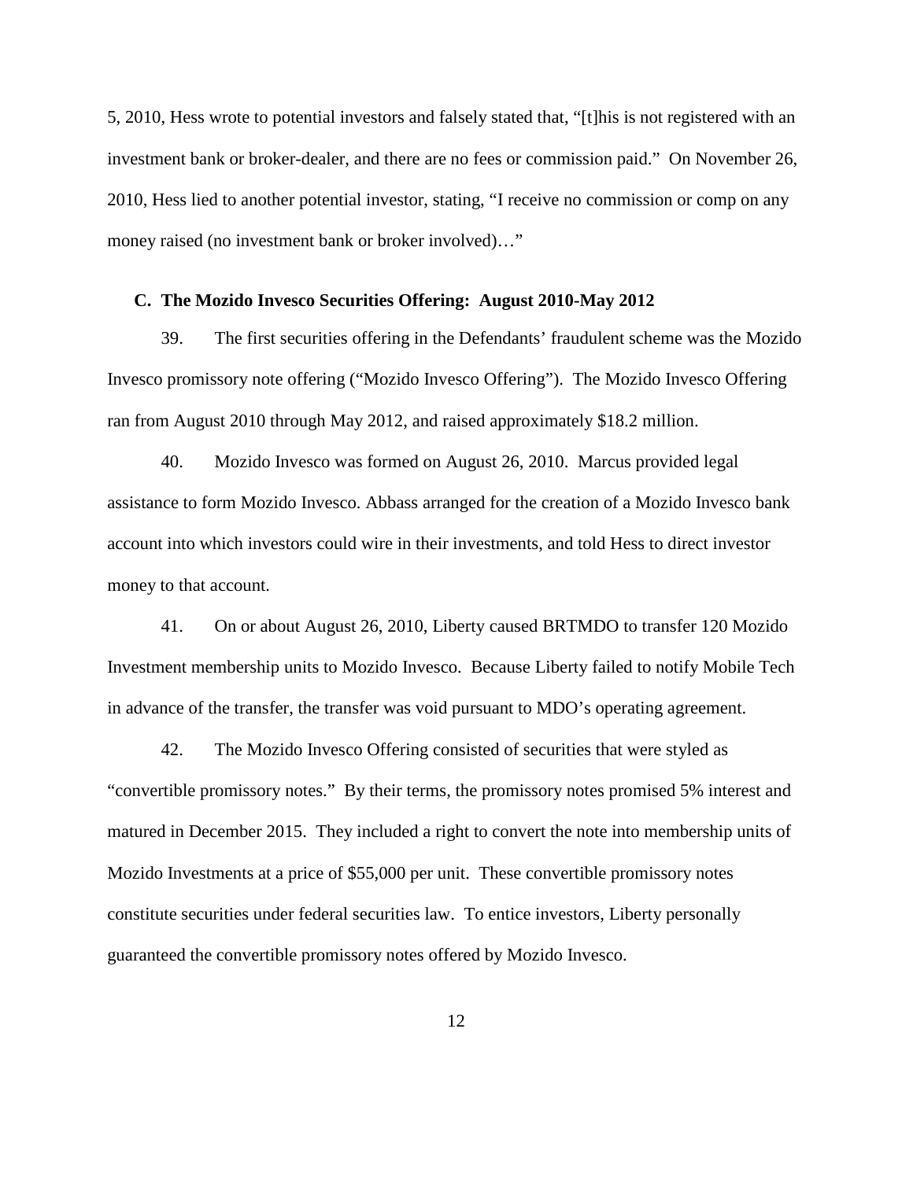5, 2010, Hess wrote to potential investors and falsely stated that, "[t]his is not registered with an investment bank or broker-dealer, and there are no fees or commission paid." On November 26, 2010, Hess lied to another potential investor, stating, "I receive no commission or comp on any money raised (no investment bank or broker involved)…"

### C. The Mozido Invesco Securities Offering: August 2010-May 2012

39. The first securities offering in the Defendants' fraudulent scheme was the Mozido Invesco promissory note offering ("Mozido Invesco Offering"). The Mozido Invesco Offering ran from August 2010 through May 2012, and raised approximately $18.2 million.

40. Mozido Invesco was formed on August 26, 2010. Marcus provided legal assistance to form Mozido Invesco. Abbass arranged for the creation of a Mozido Invesco bank account into which investors could wire in their investments, and told Hess to direct investor money to that account.

41. On or about August 26, 2010, Liberty caused BRTMDO to transfer 120 Mozido Investment membership units to Mozido Invesco. Because Liberty failed to notify Mobile Tech in advance of the transfer, the transfer was void pursuant to MDO's operating agreement.

42. The Mozido Invesco Offering consisted of securities that were styled as "convertible promissory notes." By their terms, the promissory notes promised 5% interest and matured in December 2015. They included a right to convert the note into membership units of Mozido Investments at a price of $55,000 per unit. These convertible promissory notes constitute securities under federal securities law. To entice investors, Liberty personally guaranteed the convertible promissory notes offered by Mozido Invesco.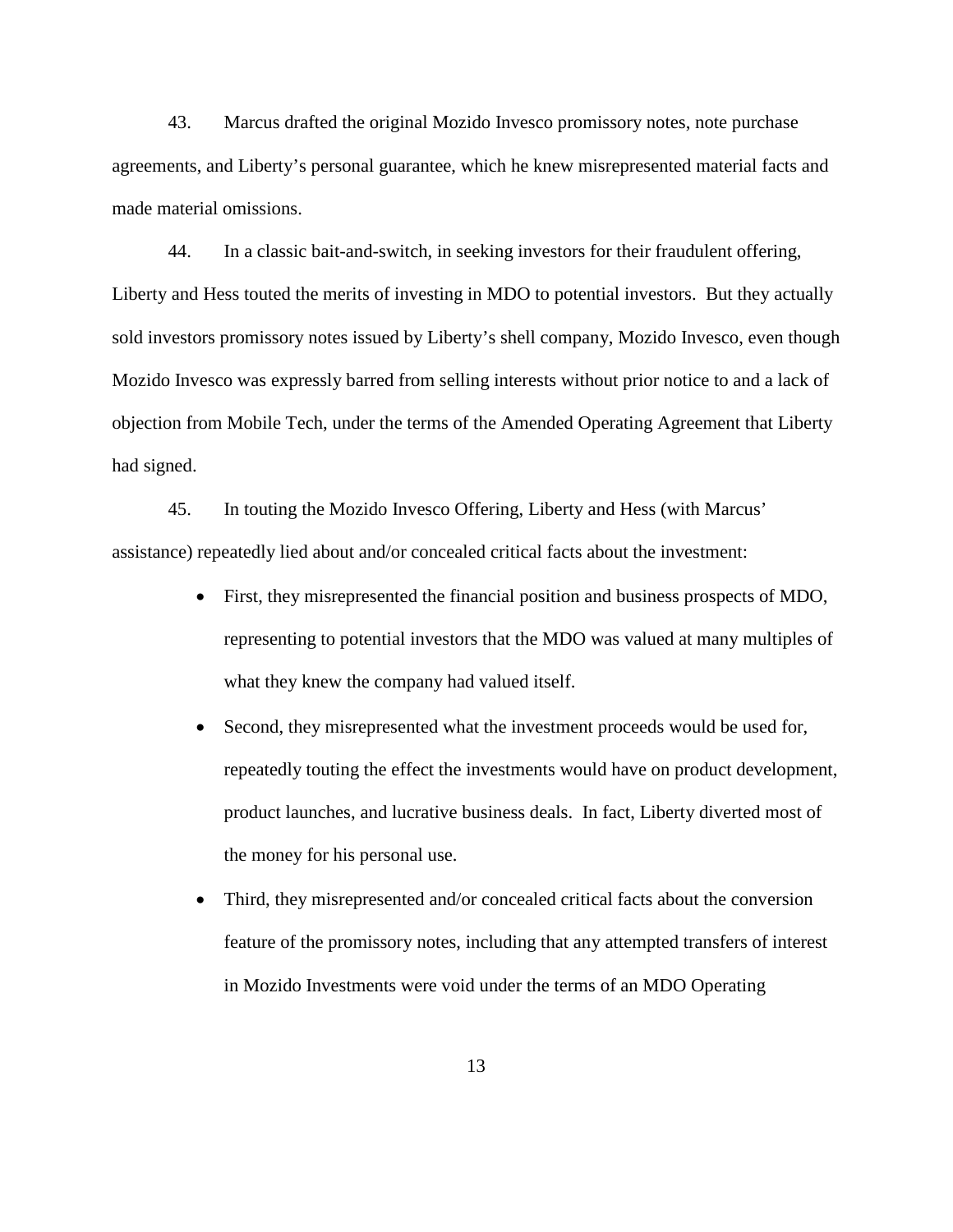43. Marcus drafted the original Mozido Invesco promissory notes, note purchase agreements, and Liberty's personal guarantee, which he knew misrepresented material facts and made material omissions.

44. In a classic bait-and-switch, in seeking investors for their fraudulent offering, Liberty and Hess touted the merits of investing in MDO to potential investors. But they actually sold investors promissory notes issued by Liberty's shell company, Mozido Invesco, even though Mozido Invesco was expressly barred from selling interests without prior notice to and a lack of objection from Mobile Tech, under the terms of the Amended Operating Agreement that Liberty had signed.

45. In touting the Mozido Invesco Offering, Liberty and Hess (with Marcus' assistance) repeatedly lied about and/or concealed critical facts about the investment:

- First, they misrepresented the financial position and business prospects of MDO, representing to potential investors that the MDO was valued at many multiples of what they knew the company had valued itself.
- Second, they misrepresented what the investment proceeds would be used for, repeatedly touting the effect the investments would have on product development, product launches, and lucrative business deals. In fact, Liberty diverted most of the money for his personal use.
- Third, they misrepresented and/or concealed critical facts about the conversion feature of the promissory notes, including that any attempted transfers of interest in Mozido Investments were void under the terms of an MDO Operating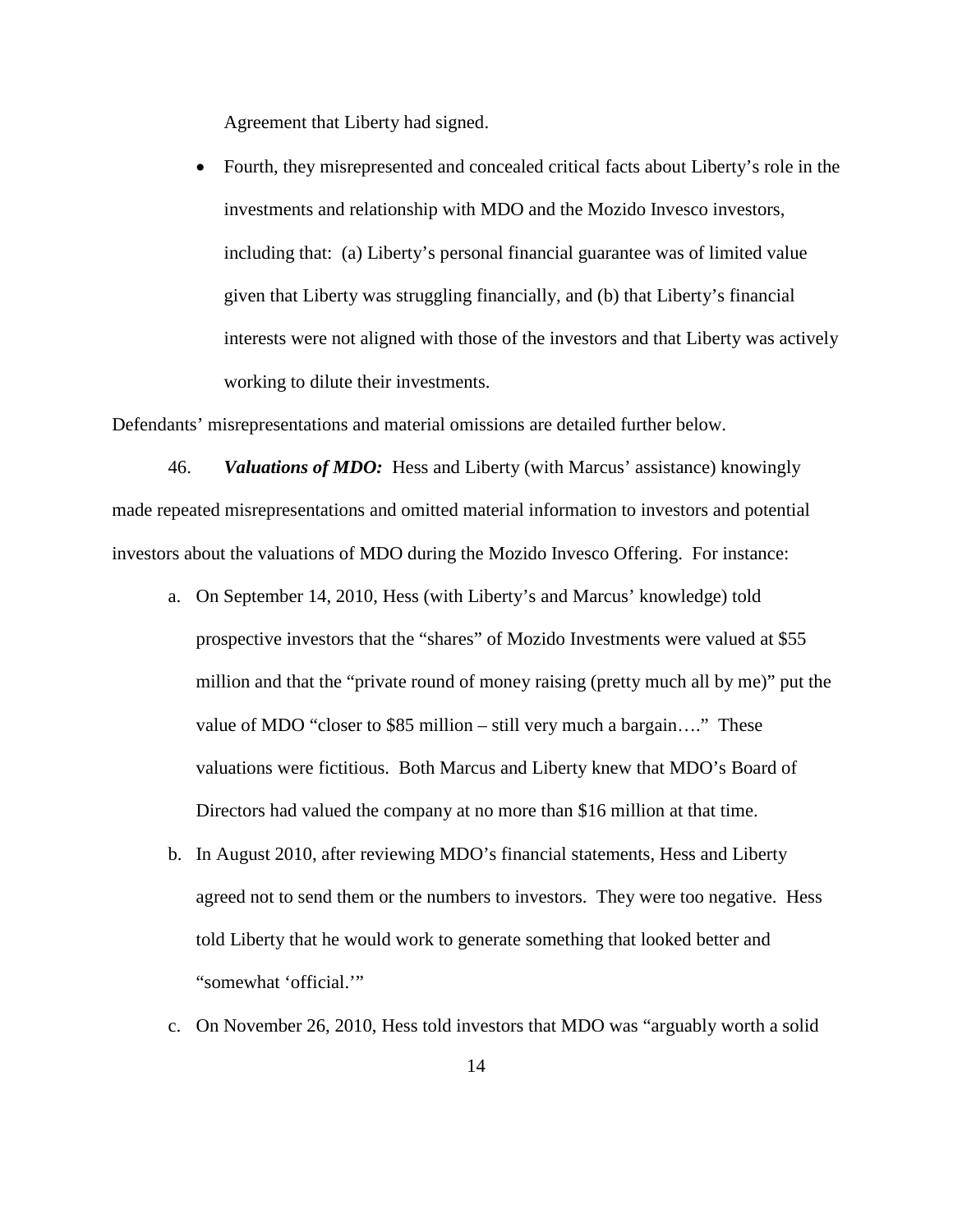Agreement that Liberty had signed.

- Fourth, they misrepresented and concealed critical facts about Liberty's role in the investments and relationship with MDO and the Mozido Invesco investors, including that: (a) Liberty's personal financial guarantee was of limited value given that Liberty was struggling financially, and (b) that Liberty's financial interests were not aligned with those of the investors and that Liberty was actively working to dilute their investments.

Defendants' misrepresentations and material omissions are detailed further below.

46. ***Valuations of MDO:*** Hess and Liberty (with Marcus' assistance) knowingly made repeated misrepresentations and omitted material information to investors and potential investors about the valuations of MDO during the Mozido Invesco Offering. For instance:

a. On September 14, 2010, Hess (with Liberty's and Marcus' knowledge) told prospective investors that the "shares" of Mozido Investments were valued at $55 million and that the "private round of money raising (pretty much all by me)" put the value of MDO "closer to $85 million – still very much a bargain…." These valuations were fictitious. Both Marcus and Liberty knew that MDO's Board of Directors had valued the company at no more than $16 million at that time.

b. In August 2010, after reviewing MDO's financial statements, Hess and Liberty agreed not to send them or the numbers to investors. They were too negative. Hess told Liberty that he would work to generate something that looked better and "somewhat 'official.'"

c. On November 26, 2010, Hess told investors that MDO was "arguably worth a solid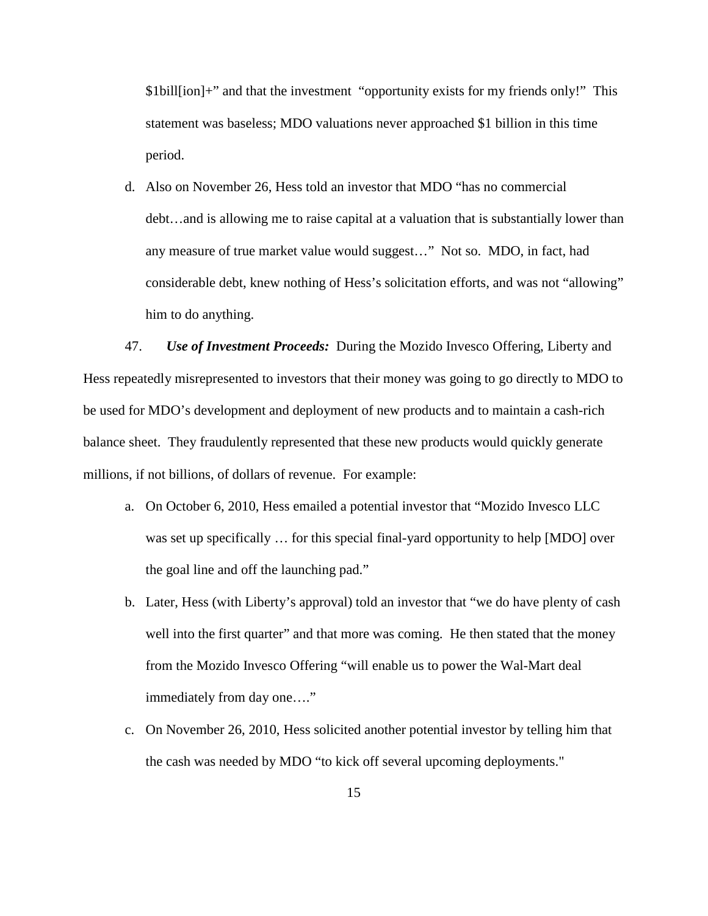$1bill[ion]+" and that the investment "opportunity exists for my friends only!" This statement was baseless; MDO valuations never approached $1 billion in this time period.

d. Also on November 26, Hess told an investor that MDO "has no commercial debt…and is allowing me to raise capital at a valuation that is substantially lower than any measure of true market value would suggest…" Not so. MDO, in fact, had considerable debt, knew nothing of Hess's solicitation efforts, and was not "allowing" him to do anything.

47. ***Use of Investment Proceeds:*** During the Mozido Invesco Offering, Liberty and Hess repeatedly misrepresented to investors that their money was going to go directly to MDO to be used for MDO's development and deployment of new products and to maintain a cash-rich balance sheet. They fraudulently represented that these new products would quickly generate millions, if not billions, of dollars of revenue. For example:

a. On October 6, 2010, Hess emailed a potential investor that "Mozido Invesco LLC was set up specifically … for this special final-yard opportunity to help [MDO] over the goal line and off the launching pad."

b. Later, Hess (with Liberty's approval) told an investor that "we do have plenty of cash well into the first quarter" and that more was coming. He then stated that the money from the Mozido Invesco Offering "will enable us to power the Wal-Mart deal immediately from day one…."

c. On November 26, 2010, Hess solicited another potential investor by telling him that the cash was needed by MDO "to kick off several upcoming deployments."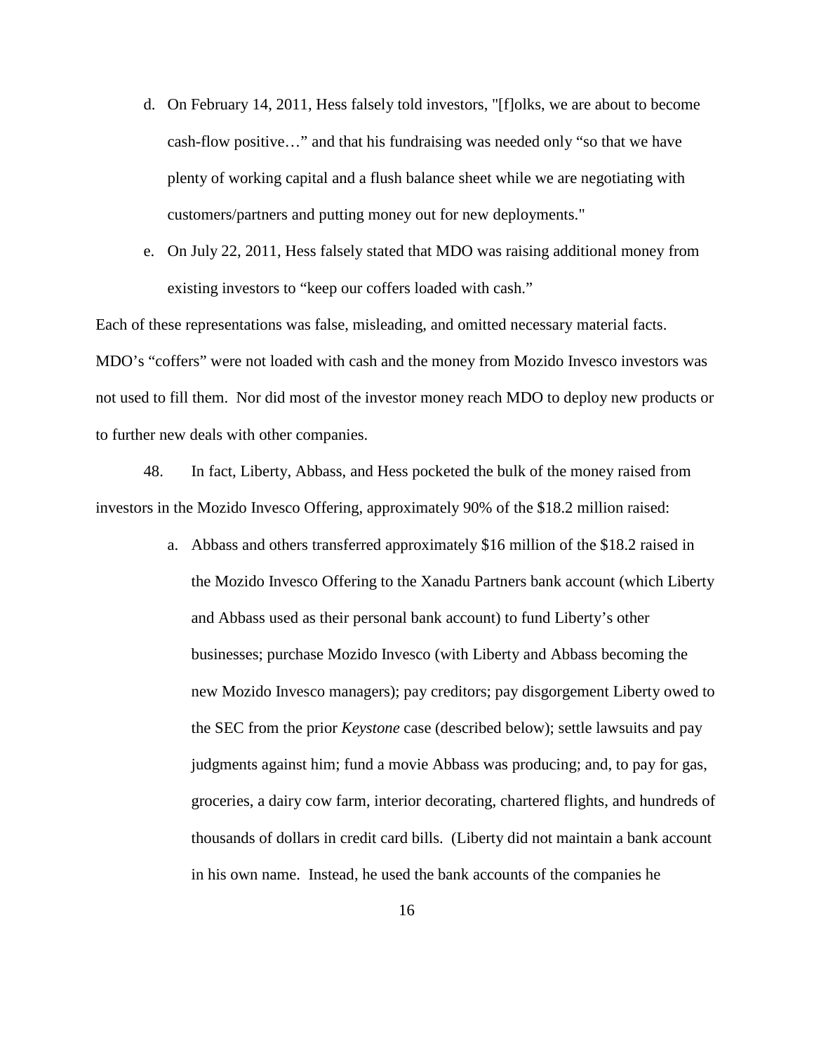d. On February 14, 2011, Hess falsely told investors, "[f]olks, we are about to become cash-flow positive…" and that his fundraising was needed only "so that we have plenty of working capital and a flush balance sheet while we are negotiating with customers/partners and putting money out for new deployments."

e. On July 22, 2011, Hess falsely stated that MDO was raising additional money from existing investors to "keep our coffers loaded with cash."

Each of these representations was false, misleading, and omitted necessary material facts. MDO's "coffers" were not loaded with cash and the money from Mozido Invesco investors was not used to fill them. Nor did most of the investor money reach MDO to deploy new products or to further new deals with other companies.

48. In fact, Liberty, Abbass, and Hess pocketed the bulk of the money raised from investors in the Mozido Invesco Offering, approximately 90% of the $18.2 million raised:

a. Abbass and others transferred approximately $16 million of the $18.2 raised in the Mozido Invesco Offering to the Xanadu Partners bank account (which Liberty and Abbass used as their personal bank account) to fund Liberty's other businesses; purchase Mozido Invesco (with Liberty and Abbass becoming the new Mozido Invesco managers); pay creditors; pay disgorgement Liberty owed to the SEC from the prior *Keystone* case (described below); settle lawsuits and pay judgments against him; fund a movie Abbass was producing; and, to pay for gas, groceries, a dairy cow farm, interior decorating, chartered flights, and hundreds of thousands of dollars in credit card bills. (Liberty did not maintain a bank account in his own name. Instead, he used the bank accounts of the companies he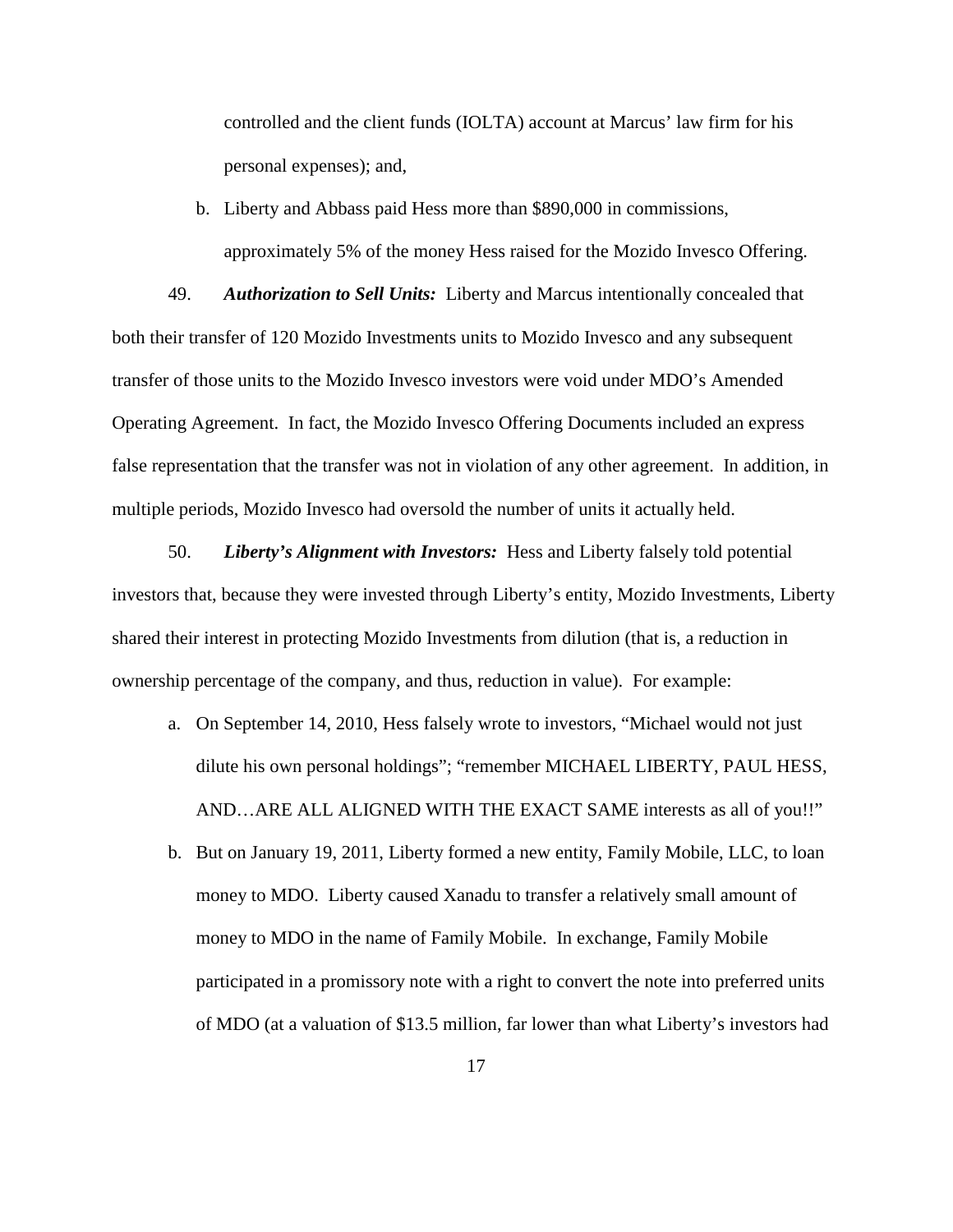controlled and the client funds (IOLTA) account at Marcus' law firm for his personal expenses); and,

b. Liberty and Abbass paid Hess more than $890,000 in commissions, approximately 5% of the money Hess raised for the Mozido Invesco Offering.

49. ***Authorization to Sell Units:*** Liberty and Marcus intentionally concealed that both their transfer of 120 Mozido Investments units to Mozido Invesco and any subsequent transfer of those units to the Mozido Invesco investors were void under MDO's Amended Operating Agreement. In fact, the Mozido Invesco Offering Documents included an express false representation that the transfer was not in violation of any other agreement. In addition, in multiple periods, Mozido Invesco had oversold the number of units it actually held.

50. ***Liberty's Alignment with Investors:*** Hess and Liberty falsely told potential investors that, because they were invested through Liberty's entity, Mozido Investments, Liberty shared their interest in protecting Mozido Investments from dilution (that is, a reduction in ownership percentage of the company, and thus, reduction in value). For example:

a. On September 14, 2010, Hess falsely wrote to investors, "Michael would not just dilute his own personal holdings"; "remember MICHAEL LIBERTY, PAUL HESS, AND…ARE ALL ALIGNED WITH THE EXACT SAME interests as all of you!!"

b. But on January 19, 2011, Liberty formed a new entity, Family Mobile, LLC, to loan money to MDO. Liberty caused Xanadu to transfer a relatively small amount of money to MDO in the name of Family Mobile. In exchange, Family Mobile participated in a promissory note with a right to convert the note into preferred units of MDO (at a valuation of $13.5 million, far lower than what Liberty's investors had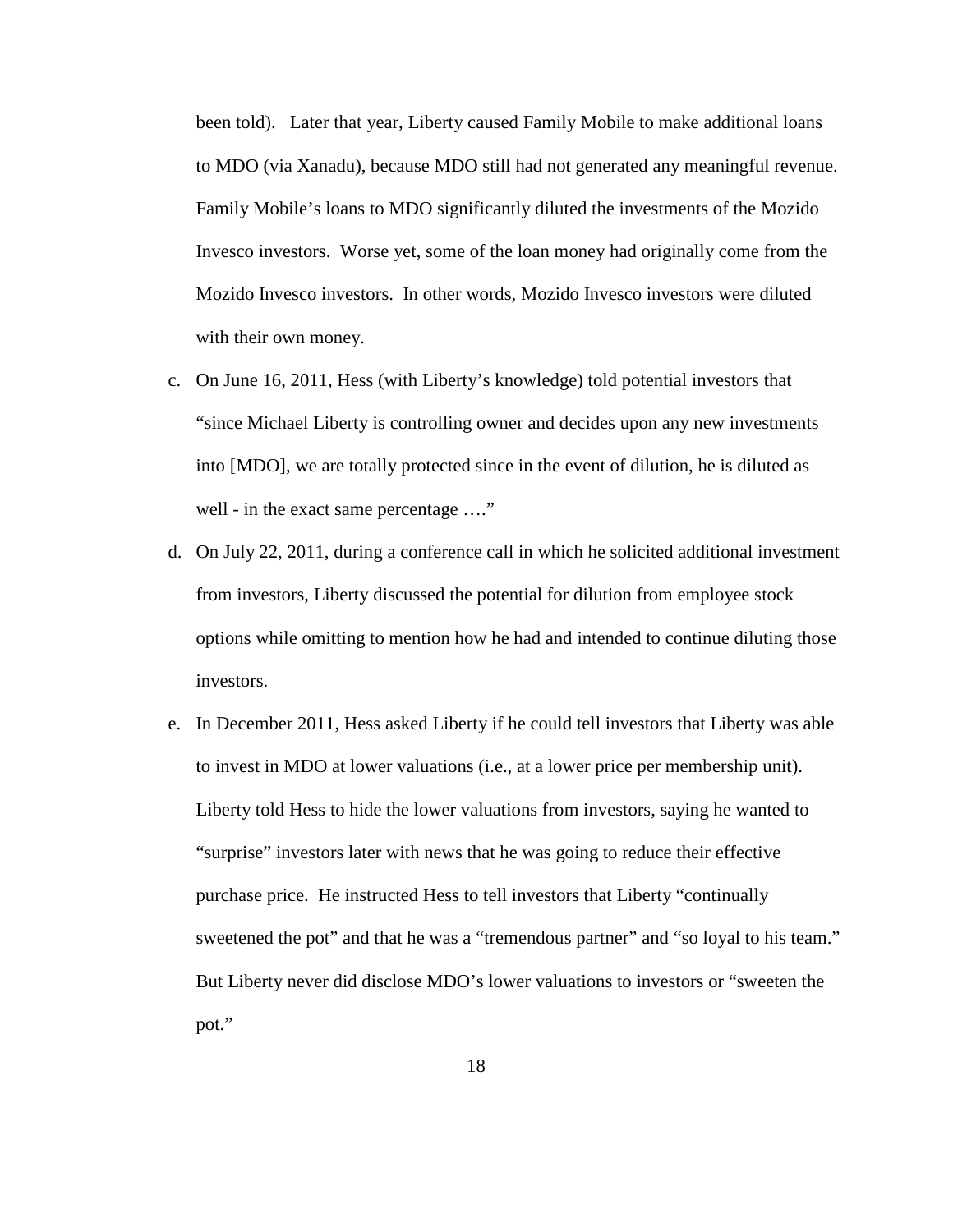been told). Later that year, Liberty caused Family Mobile to make additional loans to MDO (via Xanadu), because MDO still had not generated any meaningful revenue. Family Mobile's loans to MDO significantly diluted the investments of the Mozido Invesco investors. Worse yet, some of the loan money had originally come from the Mozido Invesco investors. In other words, Mozido Invesco investors were diluted with their own money.

c. On June 16, 2011, Hess (with Liberty's knowledge) told potential investors that "since Michael Liberty is controlling owner and decides upon any new investments into [MDO], we are totally protected since in the event of dilution, he is diluted as well - in the exact same percentage …."

d. On July 22, 2011, during a conference call in which he solicited additional investment from investors, Liberty discussed the potential for dilution from employee stock options while omitting to mention how he had and intended to continue diluting those investors.

e. In December 2011, Hess asked Liberty if he could tell investors that Liberty was able to invest in MDO at lower valuations (i.e., at a lower price per membership unit). Liberty told Hess to hide the lower valuations from investors, saying he wanted to "surprise" investors later with news that he was going to reduce their effective purchase price. He instructed Hess to tell investors that Liberty "continually sweetened the pot" and that he was a "tremendous partner" and "so loyal to his team." But Liberty never did disclose MDO's lower valuations to investors or "sweeten the pot."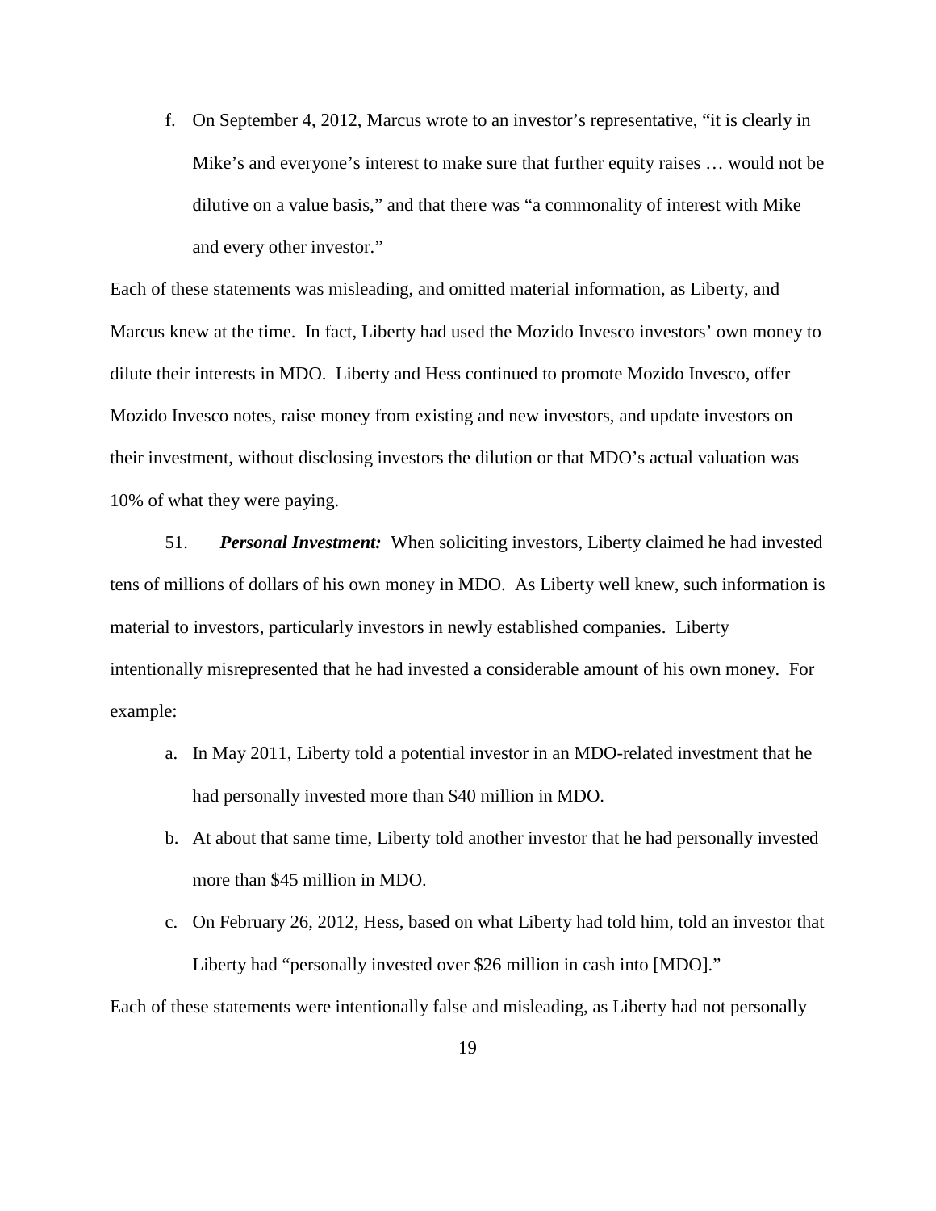f. On September 4, 2012, Marcus wrote to an investor's representative, "it is clearly in Mike's and everyone's interest to make sure that further equity raises … would not be dilutive on a value basis," and that there was "a commonality of interest with Mike and every other investor."

Each of these statements was misleading, and omitted material information, as Liberty, and Marcus knew at the time. In fact, Liberty had used the Mozido Invesco investors' own money to dilute their interests in MDO. Liberty and Hess continued to promote Mozido Invesco, offer Mozido Invesco notes, raise money from existing and new investors, and update investors on their investment, without disclosing investors the dilution or that MDO's actual valuation was 10% of what they were paying.

51. ***Personal Investment:*** When soliciting investors, Liberty claimed he had invested tens of millions of dollars of his own money in MDO. As Liberty well knew, such information is material to investors, particularly investors in newly established companies. Liberty intentionally misrepresented that he had invested a considerable amount of his own money. For example:

a. In May 2011, Liberty told a potential investor in an MDO-related investment that he had personally invested more than $40 million in MDO.

b. At about that same time, Liberty told another investor that he had personally invested more than $45 million in MDO.

c. On February 26, 2012, Hess, based on what Liberty had told him, told an investor that Liberty had "personally invested over $26 million in cash into [MDO]."

Each of these statements were intentionally false and misleading, as Liberty had not personally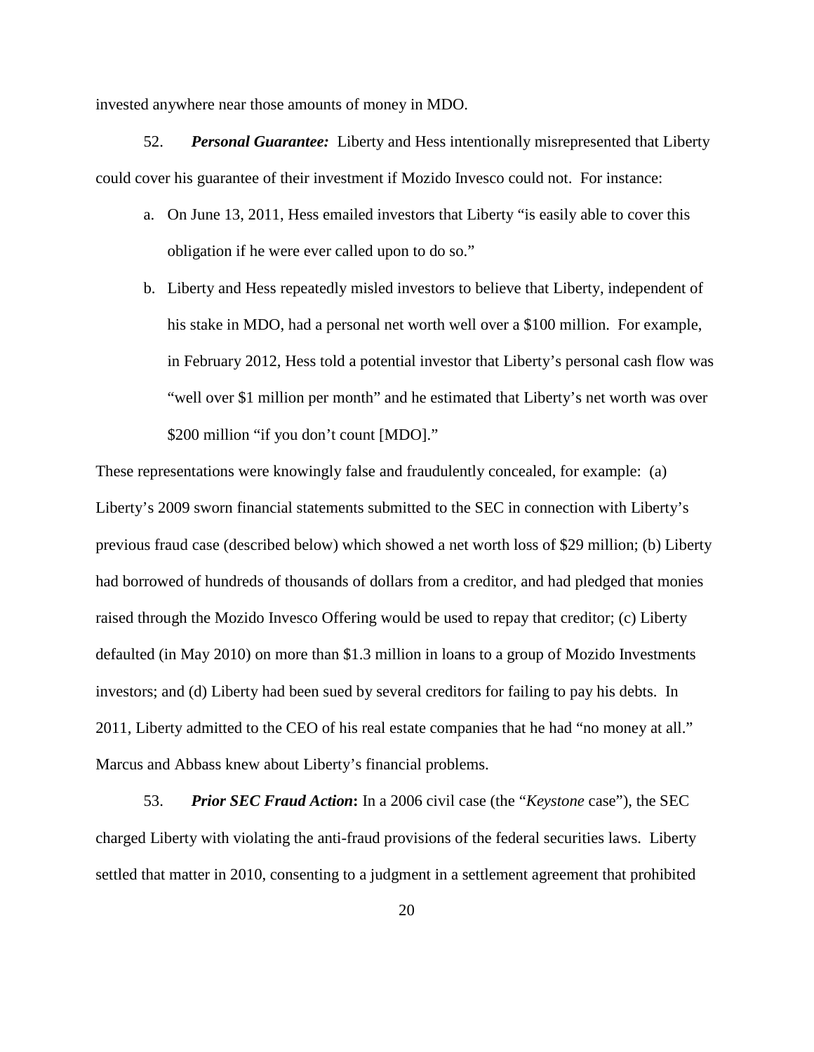invested anywhere near those amounts of money in MDO.

52. ***Personal Guarantee:*** Liberty and Hess intentionally misrepresented that Liberty could cover his guarantee of their investment if Mozido Invesco could not. For instance:

a. On June 13, 2011, Hess emailed investors that Liberty "is easily able to cover this obligation if he were ever called upon to do so."

b. Liberty and Hess repeatedly misled investors to believe that Liberty, independent of his stake in MDO, had a personal net worth well over a $100 million. For example, in February 2012, Hess told a potential investor that Liberty's personal cash flow was "well over $1 million per month" and he estimated that Liberty's net worth was over $200 million "if you don't count [MDO]."

These representations were knowingly false and fraudulently concealed, for example: (a) Liberty's 2009 sworn financial statements submitted to the SEC in connection with Liberty's previous fraud case (described below) which showed a net worth loss of $29 million; (b) Liberty had borrowed of hundreds of thousands of dollars from a creditor, and had pledged that monies raised through the Mozido Invesco Offering would be used to repay that creditor; (c) Liberty defaulted (in May 2010) on more than $1.3 million in loans to a group of Mozido Investments investors; and (d) Liberty had been sued by several creditors for failing to pay his debts. In 2011, Liberty admitted to the CEO of his real estate companies that he had "no money at all." Marcus and Abbass knew about Liberty's financial problems.

53. ***Prior SEC Fraud Action*****:** In a 2006 civil case (the "*Keystone* case"), the SEC charged Liberty with violating the anti-fraud provisions of the federal securities laws. Liberty settled that matter in 2010, consenting to a judgment in a settlement agreement that prohibited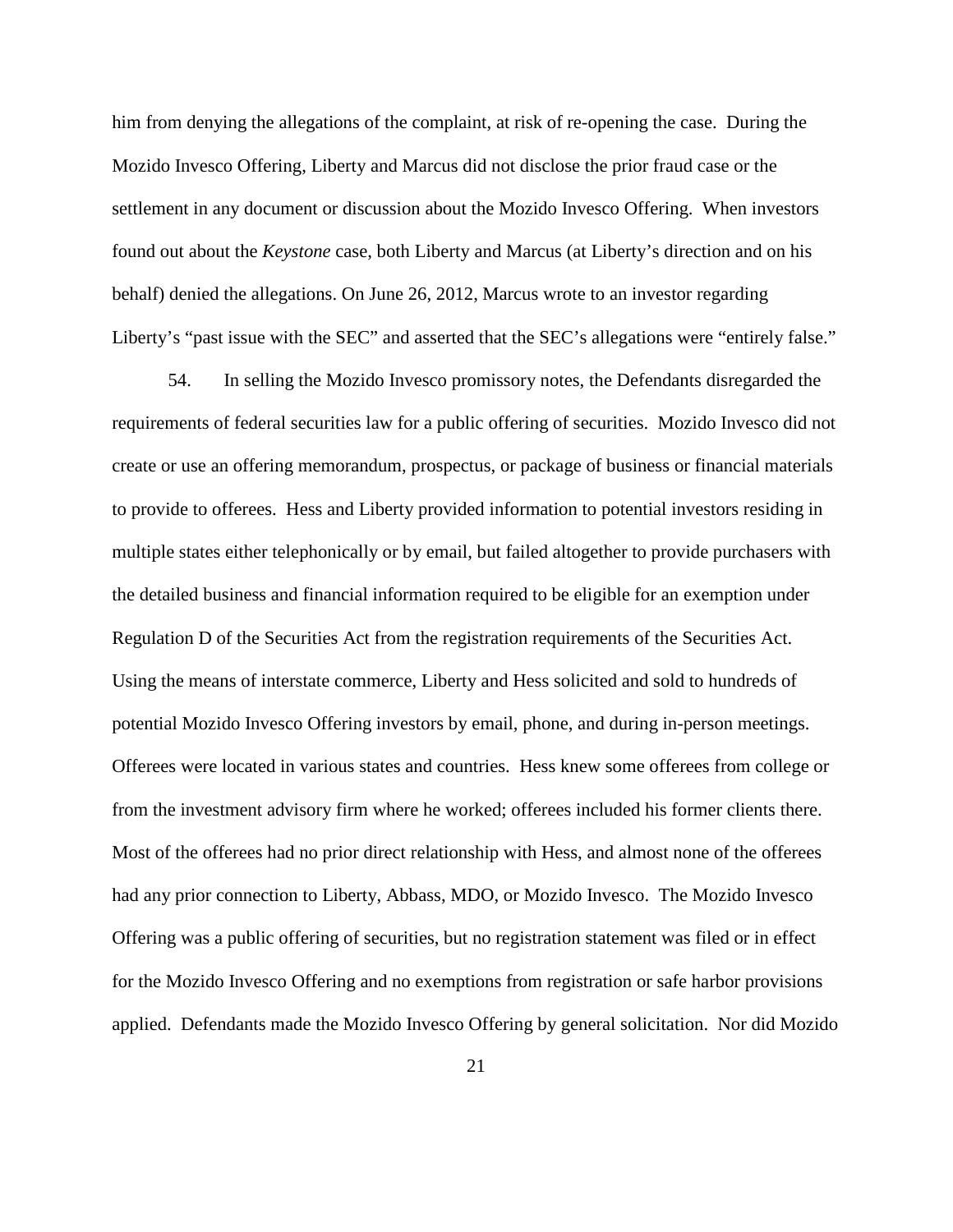him from denying the allegations of the complaint, at risk of re-opening the case. During the Mozido Invesco Offering, Liberty and Marcus did not disclose the prior fraud case or the settlement in any document or discussion about the Mozido Invesco Offering. When investors found out about the *Keystone* case, both Liberty and Marcus (at Liberty's direction and on his behalf) denied the allegations. On June 26, 2012, Marcus wrote to an investor regarding Liberty's "past issue with the SEC" and asserted that the SEC's allegations were "entirely false."

54. In selling the Mozido Invesco promissory notes, the Defendants disregarded the requirements of federal securities law for a public offering of securities. Mozido Invesco did not create or use an offering memorandum, prospectus, or package of business or financial materials to provide to offerees. Hess and Liberty provided information to potential investors residing in multiple states either telephonically or by email, but failed altogether to provide purchasers with the detailed business and financial information required to be eligible for an exemption under Regulation D of the Securities Act from the registration requirements of the Securities Act. Using the means of interstate commerce, Liberty and Hess solicited and sold to hundreds of potential Mozido Invesco Offering investors by email, phone, and during in-person meetings. Offerees were located in various states and countries. Hess knew some offerees from college or from the investment advisory firm where he worked; offerees included his former clients there. Most of the offerees had no prior direct relationship with Hess, and almost none of the offerees had any prior connection to Liberty, Abbass, MDO, or Mozido Invesco. The Mozido Invesco Offering was a public offering of securities, but no registration statement was filed or in effect for the Mozido Invesco Offering and no exemptions from registration or safe harbor provisions applied. Defendants made the Mozido Invesco Offering by general solicitation. Nor did Mozido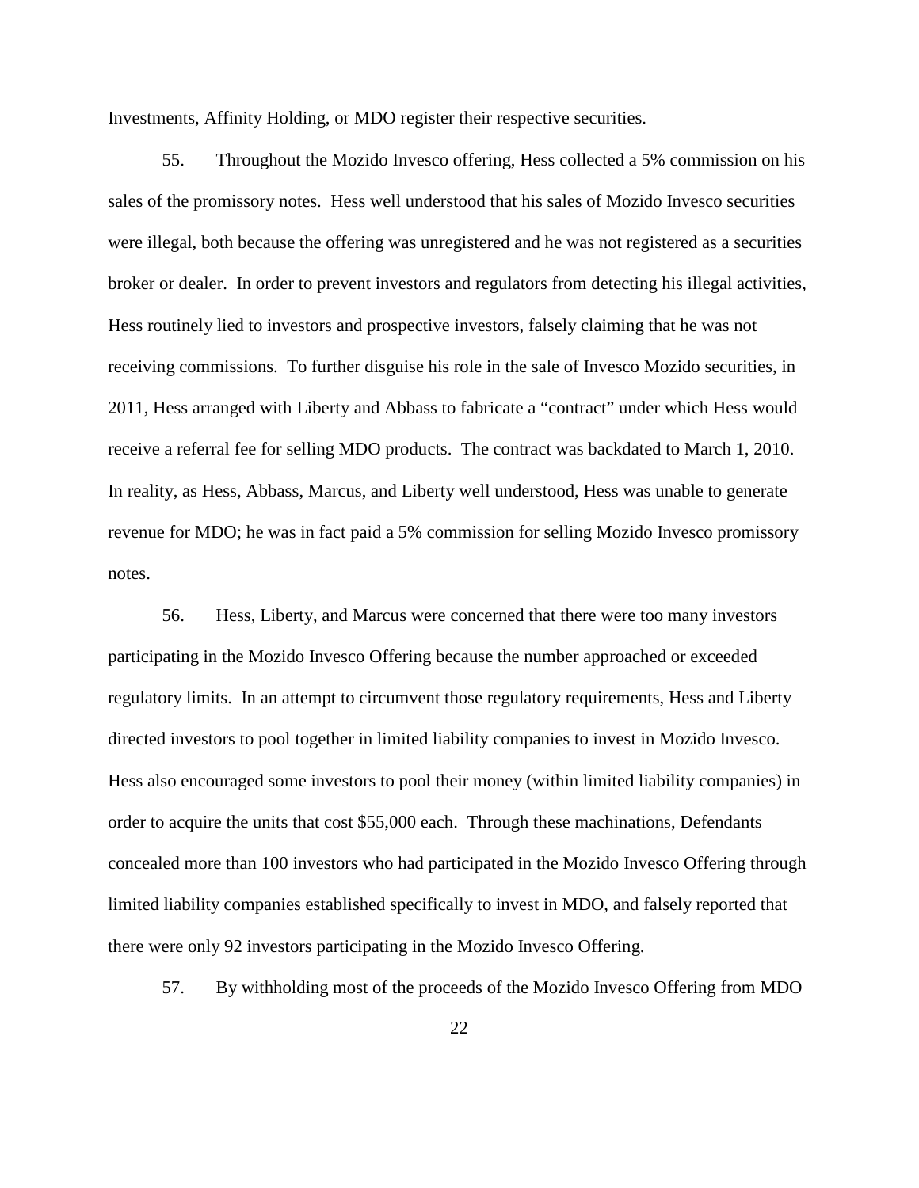Investments, Affinity Holding, or MDO register their respective securities.

55. Throughout the Mozido Invesco offering, Hess collected a 5% commission on his sales of the promissory notes. Hess well understood that his sales of Mozido Invesco securities were illegal, both because the offering was unregistered and he was not registered as a securities broker or dealer. In order to prevent investors and regulators from detecting his illegal activities, Hess routinely lied to investors and prospective investors, falsely claiming that he was not receiving commissions. To further disguise his role in the sale of Invesco Mozido securities, in 2011, Hess arranged with Liberty and Abbass to fabricate a "contract" under which Hess would receive a referral fee for selling MDO products. The contract was backdated to March 1, 2010. In reality, as Hess, Abbass, Marcus, and Liberty well understood, Hess was unable to generate revenue for MDO; he was in fact paid a 5% commission for selling Mozido Invesco promissory notes.

56. Hess, Liberty, and Marcus were concerned that there were too many investors participating in the Mozido Invesco Offering because the number approached or exceeded regulatory limits. In an attempt to circumvent those regulatory requirements, Hess and Liberty directed investors to pool together in limited liability companies to invest in Mozido Invesco. Hess also encouraged some investors to pool their money (within limited liability companies) in order to acquire the units that cost $55,000 each. Through these machinations, Defendants concealed more than 100 investors who had participated in the Mozido Invesco Offering through limited liability companies established specifically to invest in MDO, and falsely reported that there were only 92 investors participating in the Mozido Invesco Offering.

57. By withholding most of the proceeds of the Mozido Invesco Offering from MDO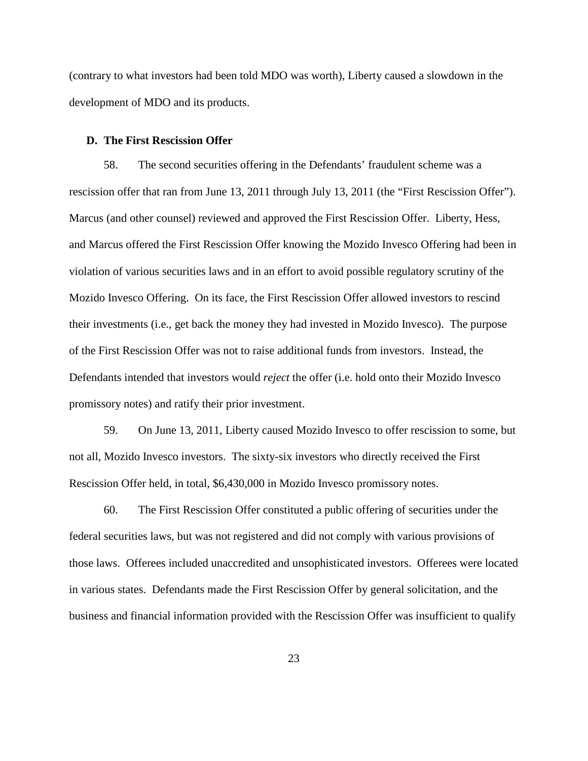(contrary to what investors had been told MDO was worth), Liberty caused a slowdown in the development of MDO and its products.

**D. The First Rescission Offer**

58. The second securities offering in the Defendants' fraudulent scheme was a rescission offer that ran from June 13, 2011 through July 13, 2011 (the "First Rescission Offer"). Marcus (and other counsel) reviewed and approved the First Rescission Offer. Liberty, Hess, and Marcus offered the First Rescission Offer knowing the Mozido Invesco Offering had been in violation of various securities laws and in an effort to avoid possible regulatory scrutiny of the Mozido Invesco Offering. On its face, the First Rescission Offer allowed investors to rescind their investments (i.e., get back the money they had invested in Mozido Invesco). The purpose of the First Rescission Offer was not to raise additional funds from investors. Instead, the Defendants intended that investors would *reject* the offer (i.e. hold onto their Mozido Invesco promissory notes) and ratify their prior investment.

59. On June 13, 2011, Liberty caused Mozido Invesco to offer rescission to some, but not all, Mozido Invesco investors. The sixty-six investors who directly received the First Rescission Offer held, in total, $6,430,000 in Mozido Invesco promissory notes.

60. The First Rescission Offer constituted a public offering of securities under the federal securities laws, but was not registered and did not comply with various provisions of those laws. Offerees included unaccredited and unsophisticated investors. Offerees were located in various states. Defendants made the First Rescission Offer by general solicitation, and the business and financial information provided with the Rescission Offer was insufficient to qualify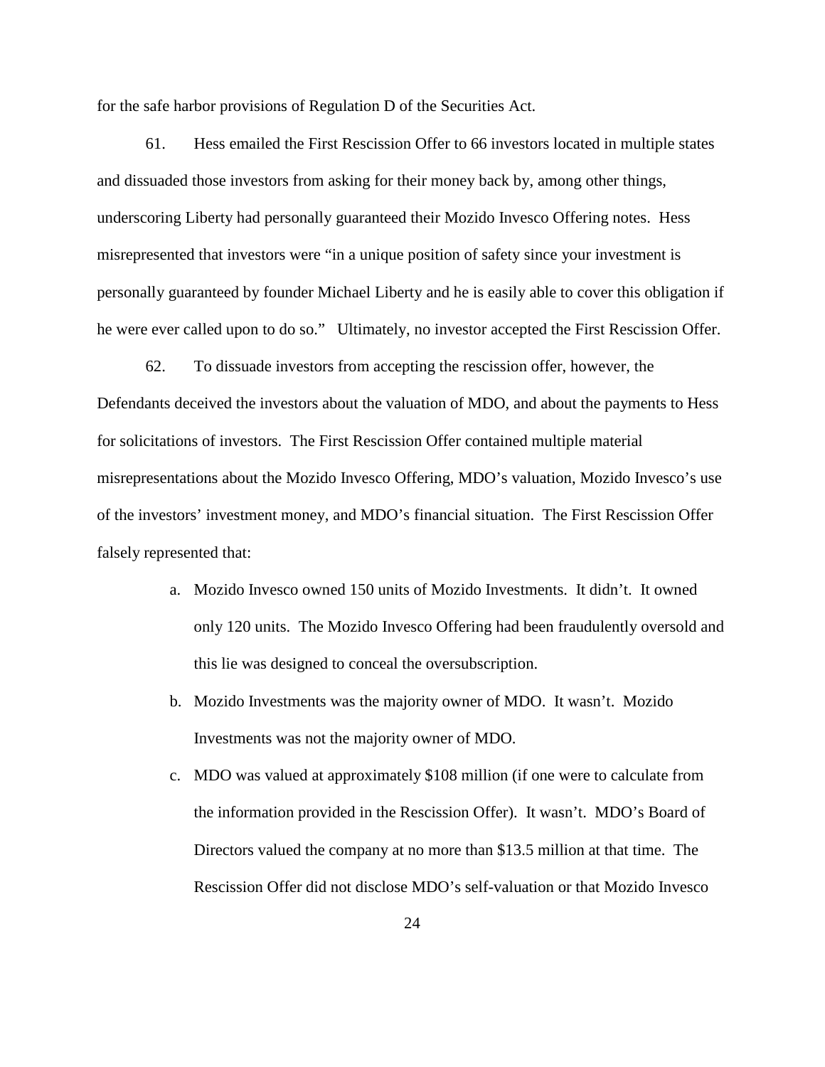for the safe harbor provisions of Regulation D of the Securities Act.

61. Hess emailed the First Rescission Offer to 66 investors located in multiple states and dissuaded those investors from asking for their money back by, among other things, underscoring Liberty had personally guaranteed their Mozido Invesco Offering notes. Hess misrepresented that investors were "in a unique position of safety since your investment is personally guaranteed by founder Michael Liberty and he is easily able to cover this obligation if he were ever called upon to do so." Ultimately, no investor accepted the First Rescission Offer.

62. To dissuade investors from accepting the rescission offer, however, the Defendants deceived the investors about the valuation of MDO, and about the payments to Hess for solicitations of investors. The First Rescission Offer contained multiple material misrepresentations about the Mozido Invesco Offering, MDO's valuation, Mozido Invesco's use of the investors' investment money, and MDO's financial situation. The First Rescission Offer falsely represented that:

a. Mozido Invesco owned 150 units of Mozido Investments. It didn't. It owned only 120 units. The Mozido Invesco Offering had been fraudulently oversold and this lie was designed to conceal the oversubscription.

b. Mozido Investments was the majority owner of MDO. It wasn't. Mozido Investments was not the majority owner of MDO.

c. MDO was valued at approximately $108 million (if one were to calculate from the information provided in the Rescission Offer). It wasn't. MDO's Board of Directors valued the company at no more than $13.5 million at that time. The Rescission Offer did not disclose MDO's self-valuation or that Mozido Invesco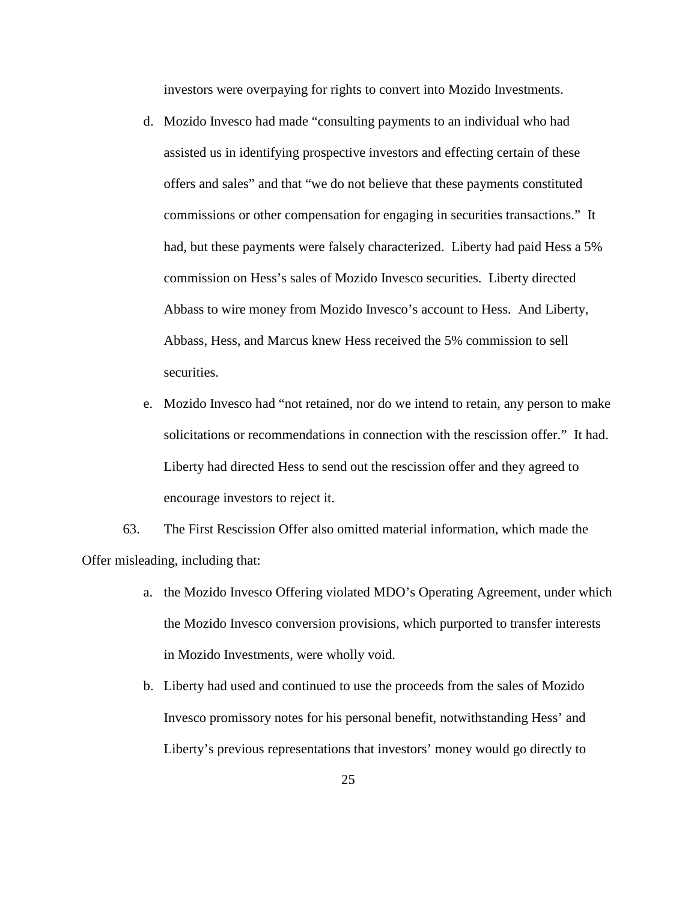investors were overpaying for rights to convert into Mozido Investments.

d. Mozido Invesco had made "consulting payments to an individual who had assisted us in identifying prospective investors and effecting certain of these offers and sales" and that "we do not believe that these payments constituted commissions or other compensation for engaging in securities transactions." It had, but these payments were falsely characterized. Liberty had paid Hess a 5% commission on Hess's sales of Mozido Invesco securities. Liberty directed Abbass to wire money from Mozido Invesco's account to Hess. And Liberty, Abbass, Hess, and Marcus knew Hess received the 5% commission to sell securities.

e. Mozido Invesco had "not retained, nor do we intend to retain, any person to make solicitations or recommendations in connection with the rescission offer." It had. Liberty had directed Hess to send out the rescission offer and they agreed to encourage investors to reject it.

63. The First Rescission Offer also omitted material information, which made the Offer misleading, including that:

a. the Mozido Invesco Offering violated MDO's Operating Agreement, under which the Mozido Invesco conversion provisions, which purported to transfer interests in Mozido Investments, were wholly void.

b. Liberty had used and continued to use the proceeds from the sales of Mozido Invesco promissory notes for his personal benefit, notwithstanding Hess' and Liberty's previous representations that investors' money would go directly to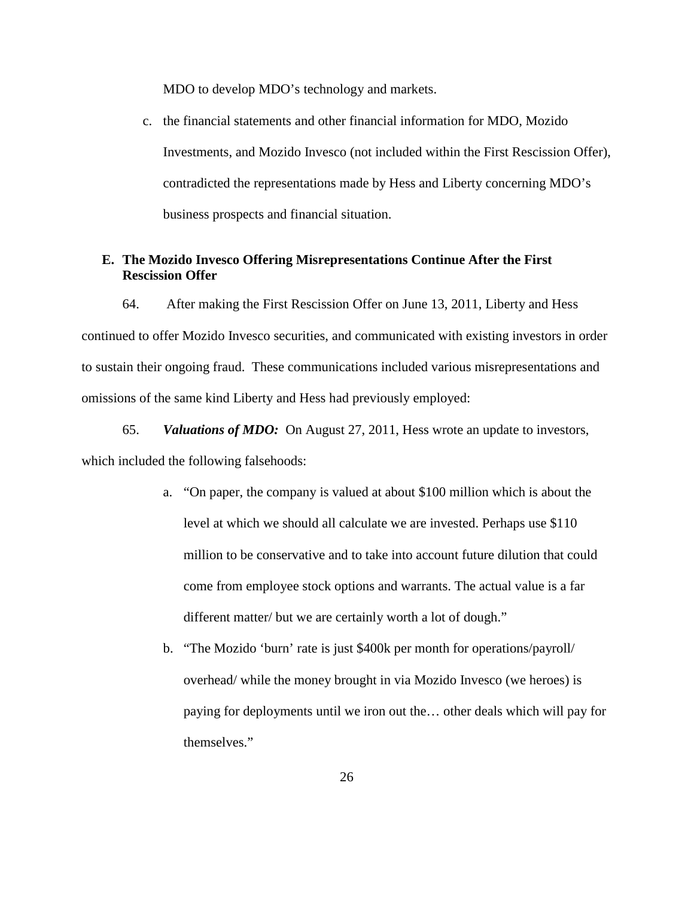MDO to develop MDO's technology and markets.

c. the financial statements and other financial information for MDO, Mozido Investments, and Mozido Invesco (not included within the First Rescission Offer), contradicted the representations made by Hess and Liberty concerning MDO's business prospects and financial situation.

### E. The Mozido Invesco Offering Misrepresentations Continue After the First Rescission Offer

64. After making the First Rescission Offer on June 13, 2011, Liberty and Hess continued to offer Mozido Invesco securities, and communicated with existing investors in order to sustain their ongoing fraud. These communications included various misrepresentations and omissions of the same kind Liberty and Hess had previously employed:

65. ***Valuations of MDO:*** On August 27, 2011, Hess wrote an update to investors, which included the following falsehoods:

a. "On paper, the company is valued at about $100 million which is about the level at which we should all calculate we are invested. Perhaps use $110 million to be conservative and to take into account future dilution that could come from employee stock options and warrants. The actual value is a far different matter/ but we are certainly worth a lot of dough."

b. "The Mozido 'burn' rate is just $400k per month for operations/payroll/ overhead/ while the money brought in via Mozido Invesco (we heroes) is paying for deployments until we iron out the… other deals which will pay for themselves."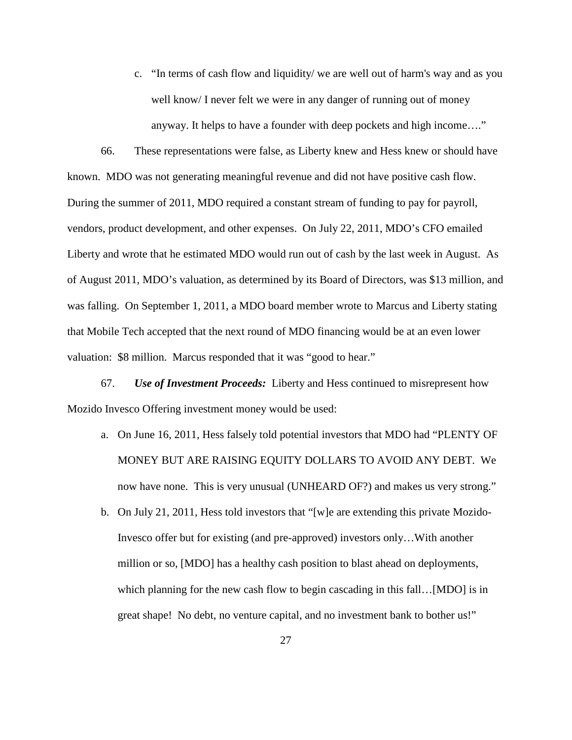c. "In terms of cash flow and liquidity/ we are well out of harm's way and as you well know/ I never felt we were in any danger of running out of money anyway. It helps to have a founder with deep pockets and high income…."

66. These representations were false, as Liberty knew and Hess knew or should have known. MDO was not generating meaningful revenue and did not have positive cash flow. During the summer of 2011, MDO required a constant stream of funding to pay for payroll, vendors, product development, and other expenses. On July 22, 2011, MDO's CFO emailed Liberty and wrote that he estimated MDO would run out of cash by the last week in August. As of August 2011, MDO's valuation, as determined by its Board of Directors, was $13 million, and was falling. On September 1, 2011, a MDO board member wrote to Marcus and Liberty stating that Mobile Tech accepted that the next round of MDO financing would be at an even lower valuation: $8 million. Marcus responded that it was "good to hear."

67. ***Use of Investment Proceeds:*** Liberty and Hess continued to misrepresent how Mozido Invesco Offering investment money would be used:

a. On June 16, 2011, Hess falsely told potential investors that MDO had "PLENTY OF MONEY BUT ARE RAISING EQUITY DOLLARS TO AVOID ANY DEBT. We now have none. This is very unusual (UNHEARD OF?) and makes us very strong."

b. On July 21, 2011, Hess told investors that "[w]e are extending this private Mozido-Invesco offer but for existing (and pre-approved) investors only…With another million or so, [MDO] has a healthy cash position to blast ahead on deployments, which planning for the new cash flow to begin cascading in this fall…[MDO] is in great shape! No debt, no venture capital, and no investment bank to bother us!"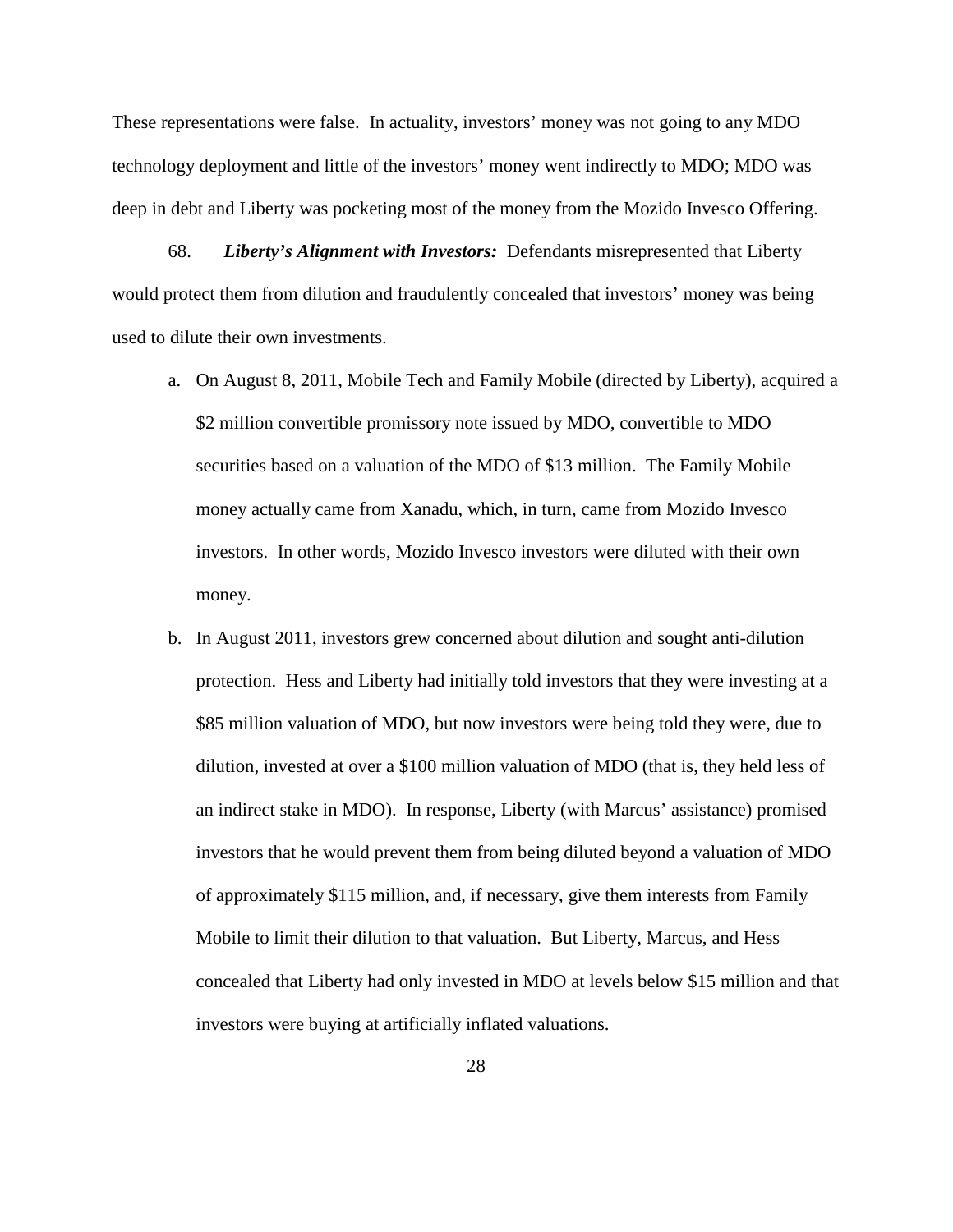These representations were false. In actuality, investors' money was not going to any MDO technology deployment and little of the investors' money went indirectly to MDO; MDO was deep in debt and Liberty was pocketing most of the money from the Mozido Invesco Offering.

68. ***Liberty's Alignment with Investors:*** Defendants misrepresented that Liberty would protect them from dilution and fraudulently concealed that investors' money was being used to dilute their own investments.

a. On August 8, 2011, Mobile Tech and Family Mobile (directed by Liberty), acquired a \$2 million convertible promissory note issued by MDO, convertible to MDO securities based on a valuation of the MDO of \$13 million. The Family Mobile money actually came from Xanadu, which, in turn, came from Mozido Invesco investors. In other words, Mozido Invesco investors were diluted with their own money.

b. In August 2011, investors grew concerned about dilution and sought anti-dilution protection. Hess and Liberty had initially told investors that they were investing at a \$85 million valuation of MDO, but now investors were being told they were, due to dilution, invested at over a \$100 million valuation of MDO (that is, they held less of an indirect stake in MDO). In response, Liberty (with Marcus' assistance) promised investors that he would prevent them from being diluted beyond a valuation of MDO of approximately \$115 million, and, if necessary, give them interests from Family Mobile to limit their dilution to that valuation. But Liberty, Marcus, and Hess concealed that Liberty had only invested in MDO at levels below \$15 million and that investors were buying at artificially inflated valuations.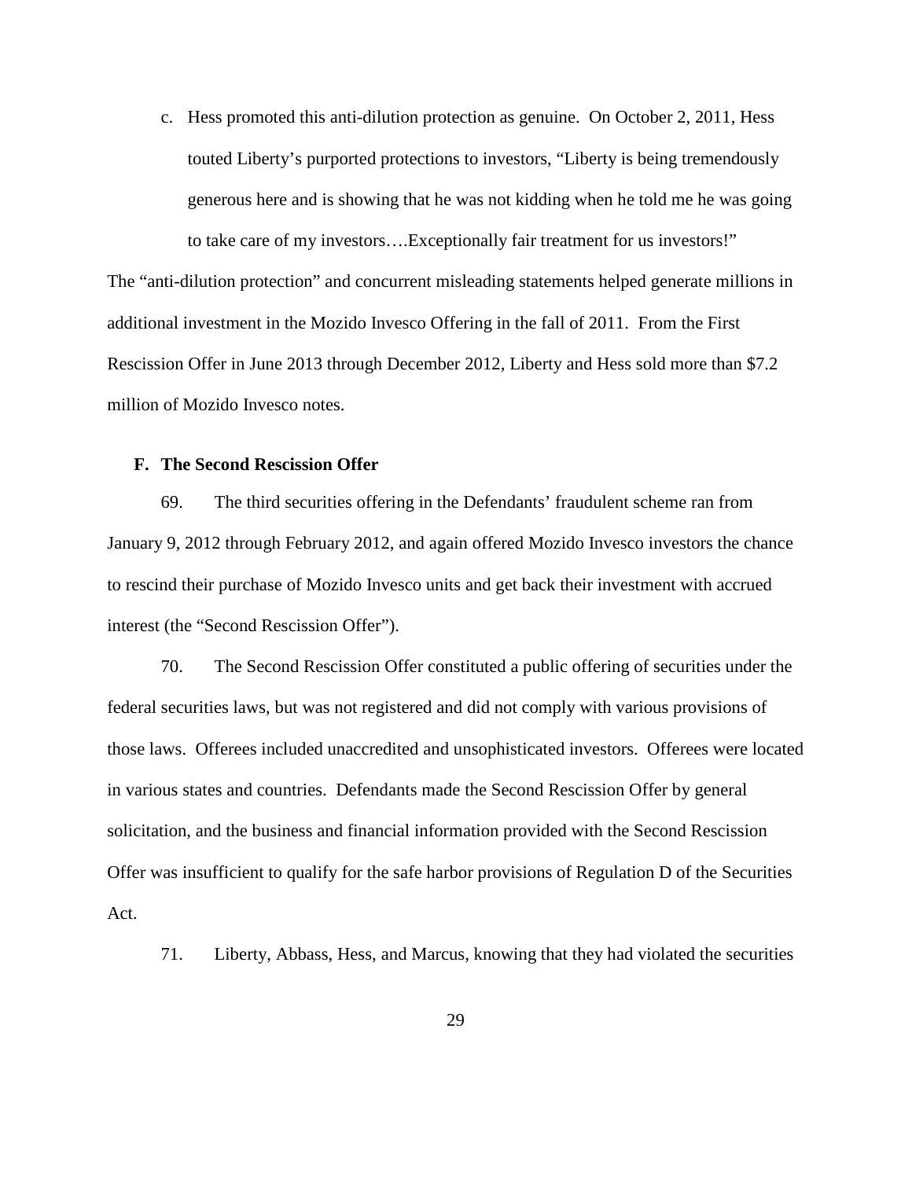c. Hess promoted this anti-dilution protection as genuine. On October 2, 2011, Hess touted Liberty's purported protections to investors, "Liberty is being tremendously generous here and is showing that he was not kidding when he told me he was going to take care of my investors….Exceptionally fair treatment for us investors!"

The "anti-dilution protection" and concurrent misleading statements helped generate millions in additional investment in the Mozido Invesco Offering in the fall of 2011. From the First Rescission Offer in June 2013 through December 2012, Liberty and Hess sold more than $7.2 million of Mozido Invesco notes.

### F. The Second Rescission Offer

69. The third securities offering in the Defendants' fraudulent scheme ran from January 9, 2012 through February 2012, and again offered Mozido Invesco investors the chance to rescind their purchase of Mozido Invesco units and get back their investment with accrued interest (the "Second Rescission Offer").

70. The Second Rescission Offer constituted a public offering of securities under the federal securities laws, but was not registered and did not comply with various provisions of those laws. Offerees included unaccredited and unsophisticated investors. Offerees were located in various states and countries. Defendants made the Second Rescission Offer by general solicitation, and the business and financial information provided with the Second Rescission Offer was insufficient to qualify for the safe harbor provisions of Regulation D of the Securities Act.

71. Liberty, Abbass, Hess, and Marcus, knowing that they had violated the securities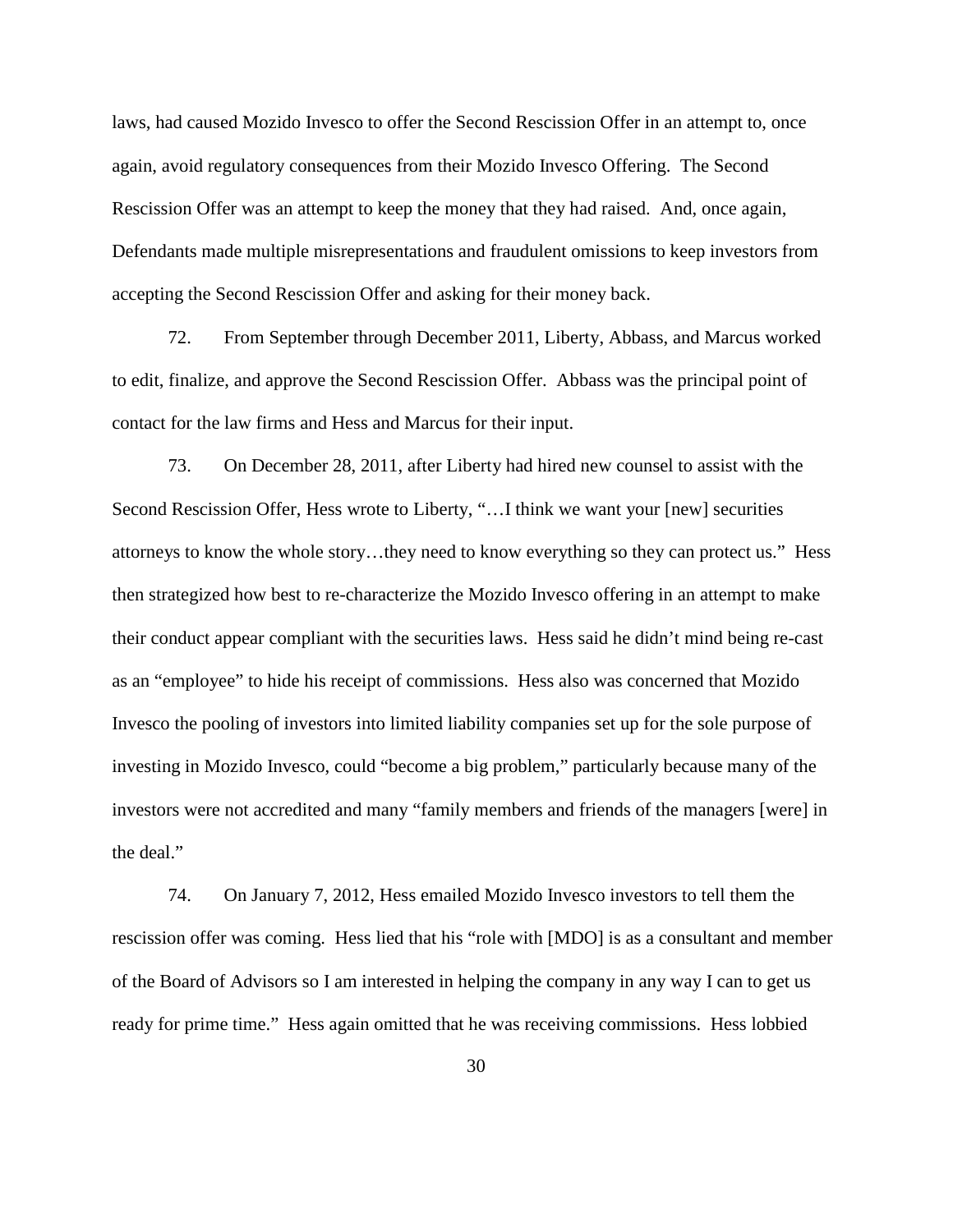laws, had caused Mozido Invesco to offer the Second Rescission Offer in an attempt to, once again, avoid regulatory consequences from their Mozido Invesco Offering. The Second Rescission Offer was an attempt to keep the money that they had raised. And, once again, Defendants made multiple misrepresentations and fraudulent omissions to keep investors from accepting the Second Rescission Offer and asking for their money back.

72. From September through December 2011, Liberty, Abbass, and Marcus worked to edit, finalize, and approve the Second Rescission Offer. Abbass was the principal point of contact for the law firms and Hess and Marcus for their input.

73. On December 28, 2011, after Liberty had hired new counsel to assist with the Second Rescission Offer, Hess wrote to Liberty, "…I think we want your [new] securities attorneys to know the whole story…they need to know everything so they can protect us." Hess then strategized how best to re-characterize the Mozido Invesco offering in an attempt to make their conduct appear compliant with the securities laws. Hess said he didn't mind being re-cast as an "employee" to hide his receipt of commissions. Hess also was concerned that Mozido Invesco the pooling of investors into limited liability companies set up for the sole purpose of investing in Mozido Invesco, could "become a big problem," particularly because many of the investors were not accredited and many "family members and friends of the managers [were] in the deal."

74. On January 7, 2012, Hess emailed Mozido Invesco investors to tell them the rescission offer was coming. Hess lied that his "role with [MDO] is as a consultant and member of the Board of Advisors so I am interested in helping the company in any way I can to get us ready for prime time." Hess again omitted that he was receiving commissions. Hess lobbied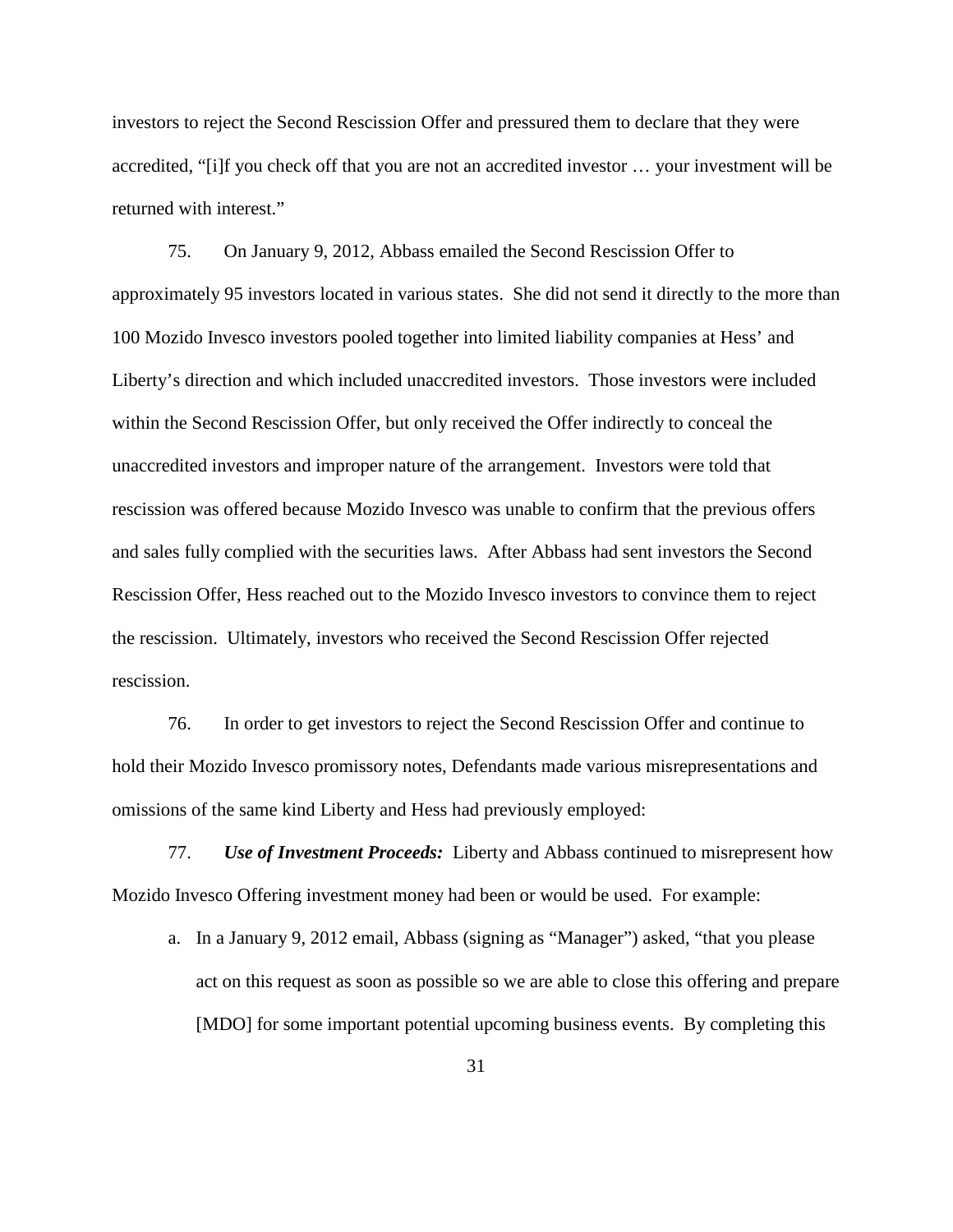investors to reject the Second Rescission Offer and pressured them to declare that they were accredited, "[i]f you check off that you are not an accredited investor … your investment will be returned with interest."

75. On January 9, 2012, Abbass emailed the Second Rescission Offer to approximately 95 investors located in various states. She did not send it directly to the more than 100 Mozido Invesco investors pooled together into limited liability companies at Hess' and Liberty's direction and which included unaccredited investors. Those investors were included within the Second Rescission Offer, but only received the Offer indirectly to conceal the unaccredited investors and improper nature of the arrangement. Investors were told that rescission was offered because Mozido Invesco was unable to confirm that the previous offers and sales fully complied with the securities laws. After Abbass had sent investors the Second Rescission Offer, Hess reached out to the Mozido Invesco investors to convince them to reject the rescission. Ultimately, investors who received the Second Rescission Offer rejected rescission.

76. In order to get investors to reject the Second Rescission Offer and continue to hold their Mozido Invesco promissory notes, Defendants made various misrepresentations and omissions of the same kind Liberty and Hess had previously employed:

77. ***Use of Investment Proceeds:*** Liberty and Abbass continued to misrepresent how Mozido Invesco Offering investment money had been or would be used. For example:

a. In a January 9, 2012 email, Abbass (signing as "Manager") asked, "that you please act on this request as soon as possible so we are able to close this offering and prepare [MDO] for some important potential upcoming business events. By completing this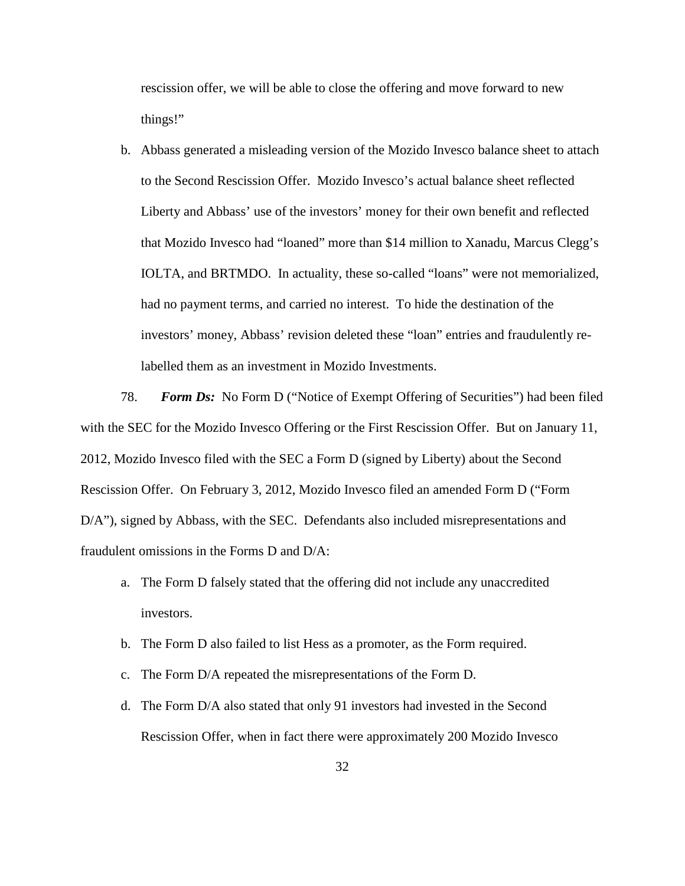rescission offer, we will be able to close the offering and move forward to new things!"

b. Abbass generated a misleading version of the Mozido Invesco balance sheet to attach to the Second Rescission Offer. Mozido Invesco's actual balance sheet reflected Liberty and Abbass' use of the investors' money for their own benefit and reflected that Mozido Invesco had "loaned" more than $14 million to Xanadu, Marcus Clegg's IOLTA, and BRTMDO. In actuality, these so-called "loans" were not memorialized, had no payment terms, and carried no interest. To hide the destination of the investors' money, Abbass' revision deleted these "loan" entries and fraudulently re-labelled them as an investment in Mozido Investments.

78. ***Form Ds:*** No Form D ("Notice of Exempt Offering of Securities") had been filed with the SEC for the Mozido Invesco Offering or the First Rescission Offer. But on January 11, 2012, Mozido Invesco filed with the SEC a Form D (signed by Liberty) about the Second Rescission Offer. On February 3, 2012, Mozido Invesco filed an amended Form D ("Form D/A"), signed by Abbass, with the SEC. Defendants also included misrepresentations and fraudulent omissions in the Forms D and D/A:

a. The Form D falsely stated that the offering did not include any unaccredited investors.

b. The Form D also failed to list Hess as a promoter, as the Form required.

c. The Form D/A repeated the misrepresentations of the Form D.

d. The Form D/A also stated that only 91 investors had invested in the Second Rescission Offer, when in fact there were approximately 200 Mozido Invesco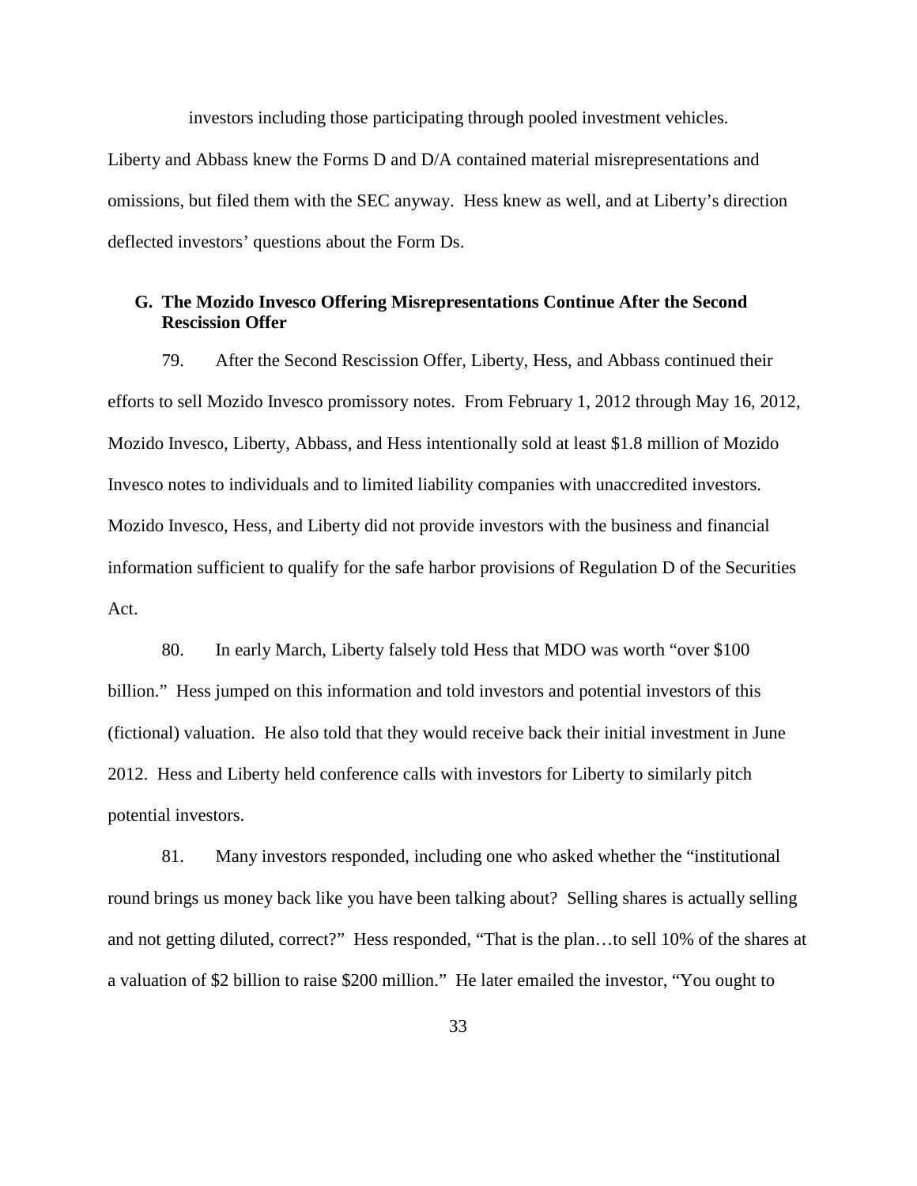investors including those participating through pooled investment vehicles.

Liberty and Abbass knew the Forms D and D/A contained material misrepresentations and omissions, but filed them with the SEC anyway. Hess knew as well, and at Liberty's direction deflected investors' questions about the Form Ds.

### G. The Mozido Invesco Offering Misrepresentations Continue After the Second Rescission Offer

79. After the Second Rescission Offer, Liberty, Hess, and Abbass continued their efforts to sell Mozido Invesco promissory notes. From February 1, 2012 through May 16, 2012, Mozido Invesco, Liberty, Abbass, and Hess intentionally sold at least $1.8 million of Mozido Invesco notes to individuals and to limited liability companies with unaccredited investors. Mozido Invesco, Hess, and Liberty did not provide investors with the business and financial information sufficient to qualify for the safe harbor provisions of Regulation D of the Securities Act.

80. In early March, Liberty falsely told Hess that MDO was worth "over $100 billion." Hess jumped on this information and told investors and potential investors of this (fictional) valuation. He also told that they would receive back their initial investment in June 2012. Hess and Liberty held conference calls with investors for Liberty to similarly pitch potential investors.

81. Many investors responded, including one who asked whether the "institutional round brings us money back like you have been talking about? Selling shares is actually selling and not getting diluted, correct?" Hess responded, "That is the plan…to sell 10% of the shares at a valuation of $2 billion to raise $200 million." He later emailed the investor, "You ought to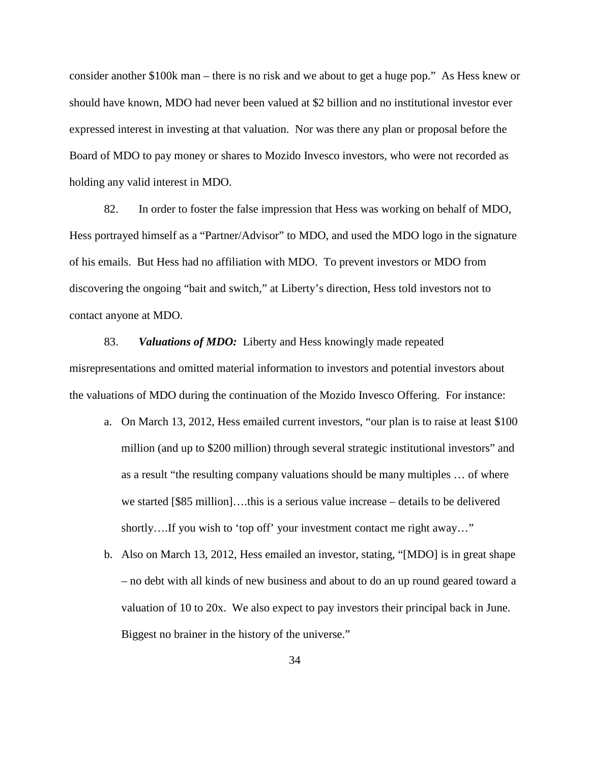consider another $100k man – there is no risk and we about to get a huge pop." As Hess knew or should have known, MDO had never been valued at $2 billion and no institutional investor ever expressed interest in investing at that valuation. Nor was there any plan or proposal before the Board of MDO to pay money or shares to Mozido Invesco investors, who were not recorded as holding any valid interest in MDO.

82. In order to foster the false impression that Hess was working on behalf of MDO, Hess portrayed himself as a "Partner/Advisor" to MDO, and used the MDO logo in the signature of his emails. But Hess had no affiliation with MDO. To prevent investors or MDO from discovering the ongoing "bait and switch," at Liberty's direction, Hess told investors not to contact anyone at MDO.

83. ***Valuations of MDO:*** Liberty and Hess knowingly made repeated misrepresentations and omitted material information to investors and potential investors about the valuations of MDO during the continuation of the Mozido Invesco Offering. For instance:

a. On March 13, 2012, Hess emailed current investors, "our plan is to raise at least $100 million (and up to $200 million) through several strategic institutional investors" and as a result "the resulting company valuations should be many multiples … of where we started [$85 million]….this is a serious value increase – details to be delivered shortly….If you wish to 'top off' your investment contact me right away…"

b. Also on March 13, 2012, Hess emailed an investor, stating, "[MDO] is in great shape – no debt with all kinds of new business and about to do an up round geared toward a valuation of 10 to 20x. We also expect to pay investors their principal back in June. Biggest no brainer in the history of the universe."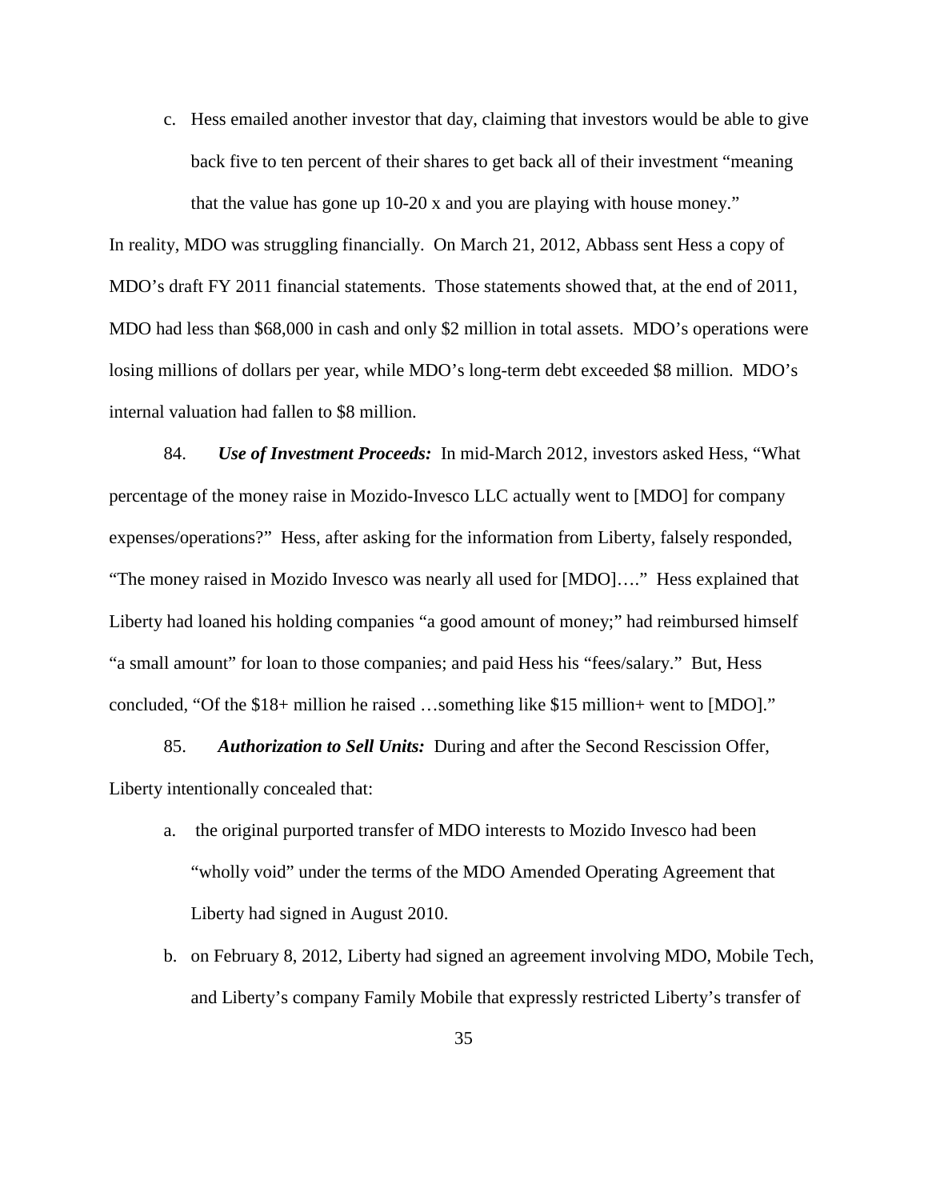c. Hess emailed another investor that day, claiming that investors would be able to give back five to ten percent of their shares to get back all of their investment "meaning that the value has gone up 10-20 x and you are playing with house money."

In reality, MDO was struggling financially. On March 21, 2012, Abbass sent Hess a copy of MDO's draft FY 2011 financial statements. Those statements showed that, at the end of 2011, MDO had less than $68,000 in cash and only $2 million in total assets. MDO's operations were losing millions of dollars per year, while MDO's long-term debt exceeded $8 million. MDO's internal valuation had fallen to $8 million.

84. ***Use of Investment Proceeds:*** In mid-March 2012, investors asked Hess, "What percentage of the money raise in Mozido-Invesco LLC actually went to [MDO] for company expenses/operations?" Hess, after asking for the information from Liberty, falsely responded, "The money raised in Mozido Invesco was nearly all used for [MDO]…." Hess explained that Liberty had loaned his holding companies "a good amount of money;" had reimbursed himself "a small amount" for loan to those companies; and paid Hess his "fees/salary." But, Hess concluded, "Of the $18+ million he raised …something like $15 million+ went to [MDO]."

85. ***Authorization to Sell Units:*** During and after the Second Rescission Offer, Liberty intentionally concealed that:

a. the original purported transfer of MDO interests to Mozido Invesco had been "wholly void" under the terms of the MDO Amended Operating Agreement that Liberty had signed in August 2010.

b. on February 8, 2012, Liberty had signed an agreement involving MDO, Mobile Tech, and Liberty's company Family Mobile that expressly restricted Liberty's transfer of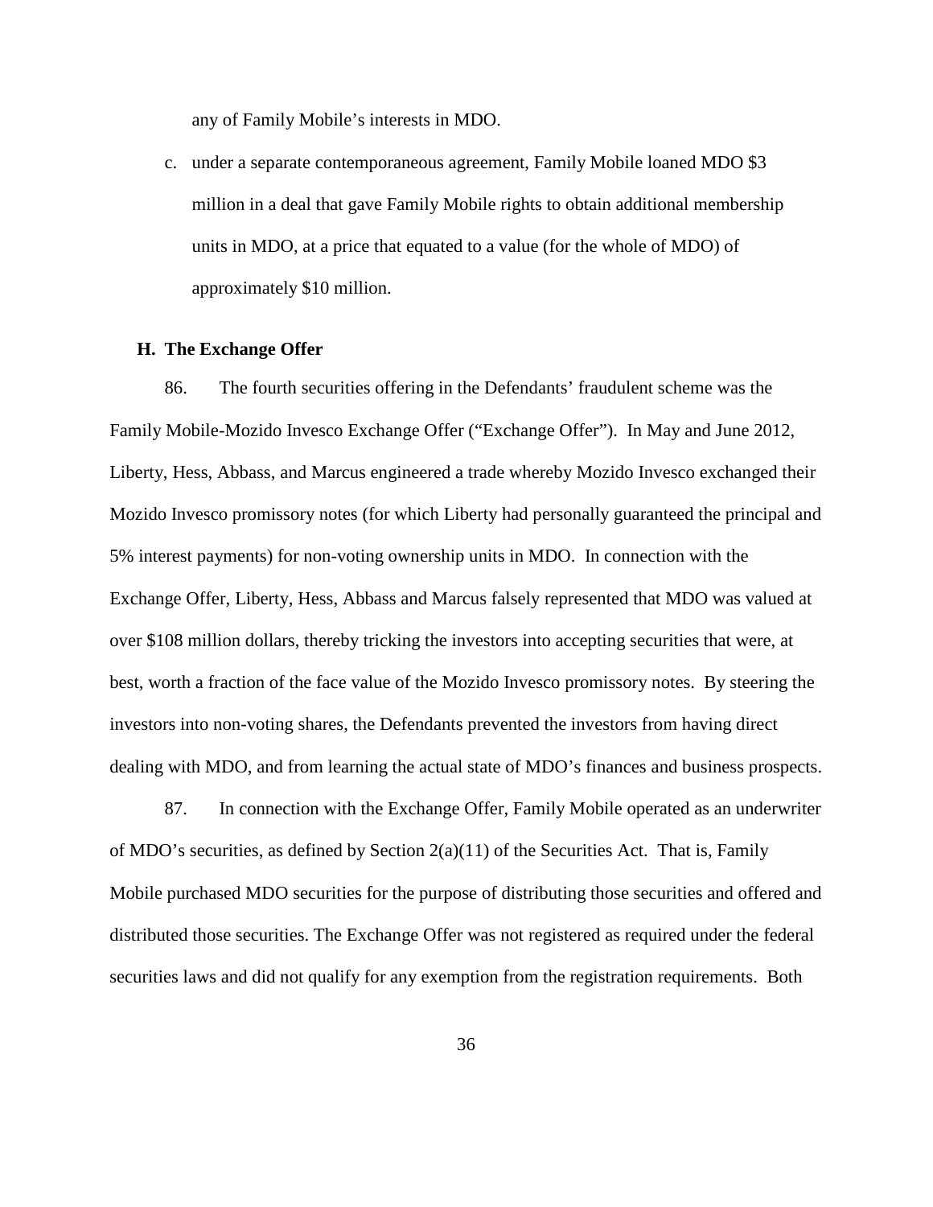any of Family Mobile's interests in MDO.

c. under a separate contemporaneous agreement, Family Mobile loaned MDO $3 million in a deal that gave Family Mobile rights to obtain additional membership units in MDO, at a price that equated to a value (for the whole of MDO) of approximately $10 million.

### H. The Exchange Offer

86. The fourth securities offering in the Defendants' fraudulent scheme was the Family Mobile-Mozido Invesco Exchange Offer ("Exchange Offer"). In May and June 2012, Liberty, Hess, Abbass, and Marcus engineered a trade whereby Mozido Invesco exchanged their Mozido Invesco promissory notes (for which Liberty had personally guaranteed the principal and 5% interest payments) for non-voting ownership units in MDO. In connection with the Exchange Offer, Liberty, Hess, Abbass and Marcus falsely represented that MDO was valued at over $108 million dollars, thereby tricking the investors into accepting securities that were, at best, worth a fraction of the face value of the Mozido Invesco promissory notes. By steering the investors into non-voting shares, the Defendants prevented the investors from having direct dealing with MDO, and from learning the actual state of MDO's finances and business prospects.

87. In connection with the Exchange Offer, Family Mobile operated as an underwriter of MDO's securities, as defined by Section 2(a)(11) of the Securities Act. That is, Family Mobile purchased MDO securities for the purpose of distributing those securities and offered and distributed those securities. The Exchange Offer was not registered as required under the federal securities laws and did not qualify for any exemption from the registration requirements. Both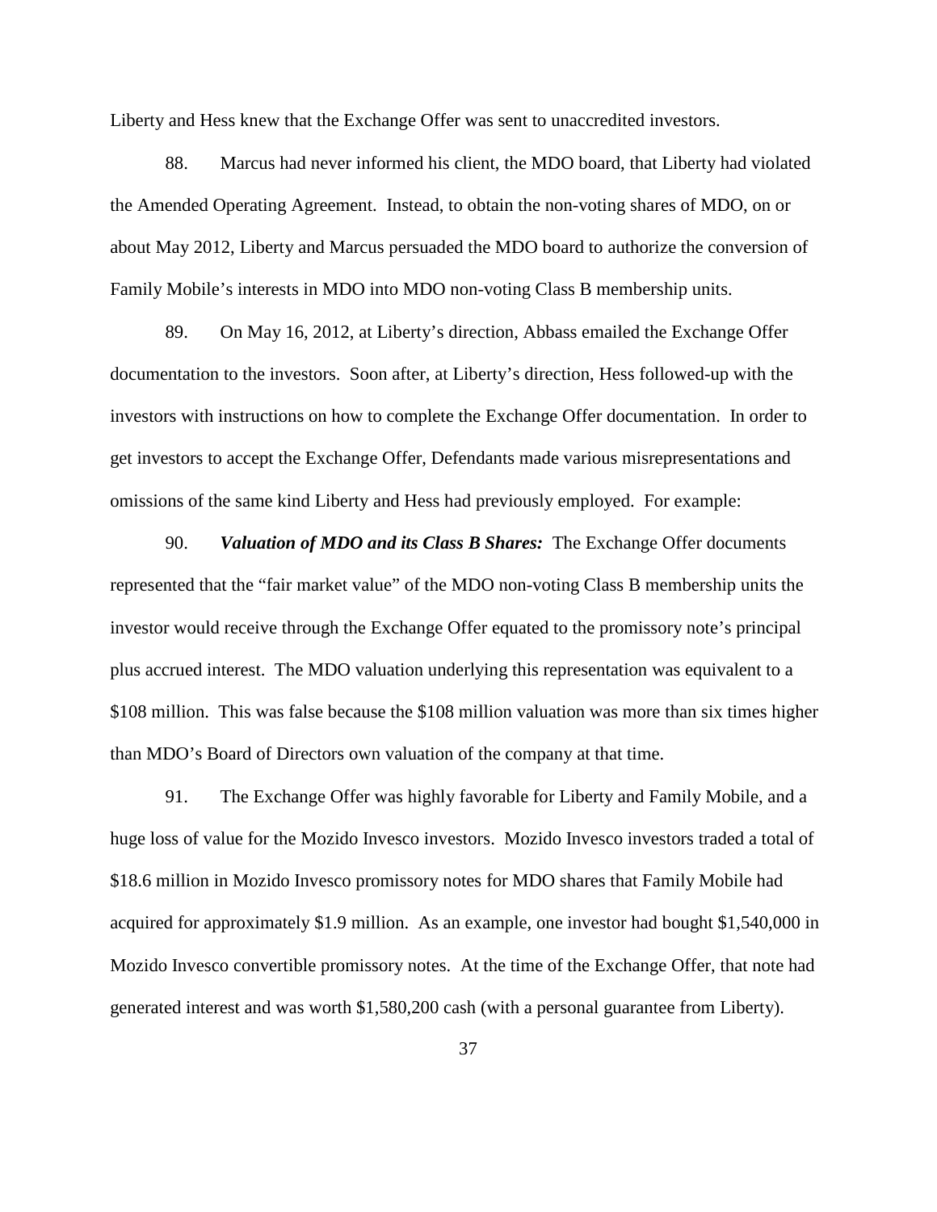Liberty and Hess knew that the Exchange Offer was sent to unaccredited investors.

88. Marcus had never informed his client, the MDO board, that Liberty had violated the Amended Operating Agreement. Instead, to obtain the non-voting shares of MDO, on or about May 2012, Liberty and Marcus persuaded the MDO board to authorize the conversion of Family Mobile's interests in MDO into MDO non-voting Class B membership units.

89. On May 16, 2012, at Liberty's direction, Abbass emailed the Exchange Offer documentation to the investors. Soon after, at Liberty's direction, Hess followed-up with the investors with instructions on how to complete the Exchange Offer documentation. In order to get investors to accept the Exchange Offer, Defendants made various misrepresentations and omissions of the same kind Liberty and Hess had previously employed. For example:

90. ***Valuation of MDO and its Class B Shares:*** The Exchange Offer documents represented that the "fair market value" of the MDO non-voting Class B membership units the investor would receive through the Exchange Offer equated to the promissory note's principal plus accrued interest. The MDO valuation underlying this representation was equivalent to a $108 million. This was false because the $108 million valuation was more than six times higher than MDO's Board of Directors own valuation of the company at that time.

91. The Exchange Offer was highly favorable for Liberty and Family Mobile, and a huge loss of value for the Mozido Invesco investors. Mozido Invesco investors traded a total of $18.6 million in Mozido Invesco promissory notes for MDO shares that Family Mobile had acquired for approximately $1.9 million. As an example, one investor had bought $1,540,000 in Mozido Invesco convertible promissory notes. At the time of the Exchange Offer, that note had generated interest and was worth $1,580,200 cash (with a personal guarantee from Liberty).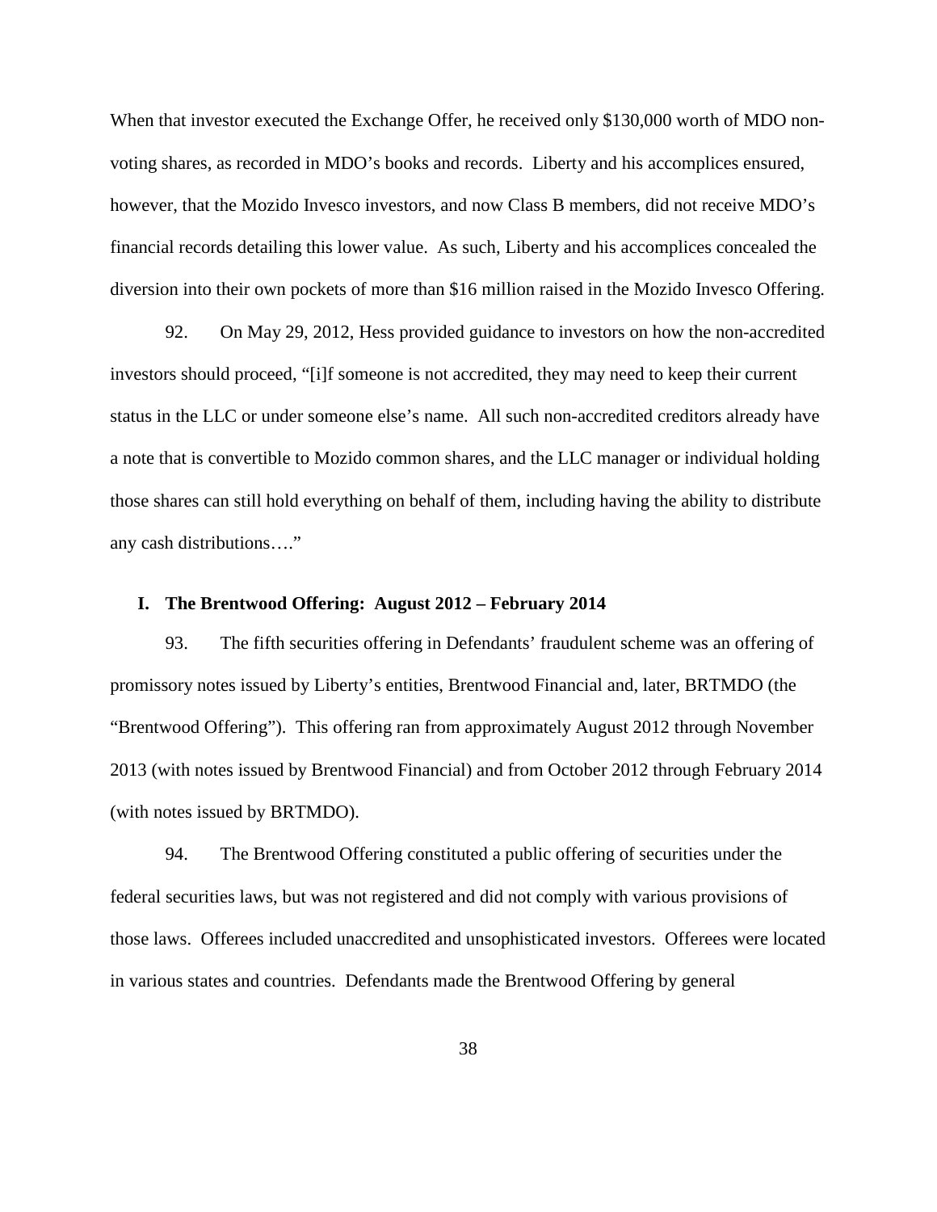When that investor executed the Exchange Offer, he received only $130,000 worth of MDO non-voting shares, as recorded in MDO's books and records. Liberty and his accomplices ensured, however, that the Mozido Invesco investors, and now Class B members, did not receive MDO's financial records detailing this lower value. As such, Liberty and his accomplices concealed the diversion into their own pockets of more than $16 million raised in the Mozido Invesco Offering.

92. On May 29, 2012, Hess provided guidance to investors on how the non-accredited investors should proceed, "[i]f someone is not accredited, they may need to keep their current status in the LLC or under someone else's name. All such non-accredited creditors already have a note that is convertible to Mozido common shares, and the LLC manager or individual holding those shares can still hold everything on behalf of them, including having the ability to distribute any cash distributions…."

### I. The Brentwood Offering: August 2012 – February 2014

93. The fifth securities offering in Defendants' fraudulent scheme was an offering of promissory notes issued by Liberty's entities, Brentwood Financial and, later, BRTMDO (the "Brentwood Offering"). This offering ran from approximately August 2012 through November 2013 (with notes issued by Brentwood Financial) and from October 2012 through February 2014 (with notes issued by BRTMDO).

94. The Brentwood Offering constituted a public offering of securities under the federal securities laws, but was not registered and did not comply with various provisions of those laws. Offerees included unaccredited and unsophisticated investors. Offerees were located in various states and countries. Defendants made the Brentwood Offering by general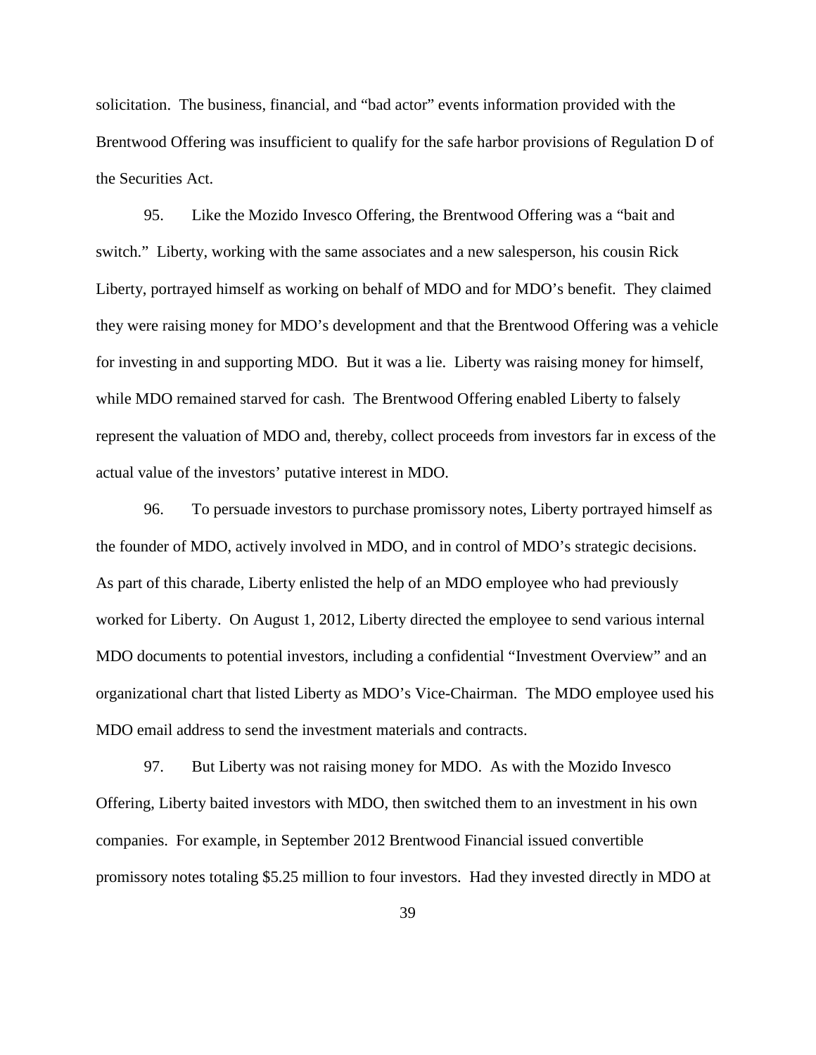solicitation. The business, financial, and "bad actor" events information provided with the Brentwood Offering was insufficient to qualify for the safe harbor provisions of Regulation D of the Securities Act.

95. Like the Mozido Invesco Offering, the Brentwood Offering was a "bait and switch." Liberty, working with the same associates and a new salesperson, his cousin Rick Liberty, portrayed himself as working on behalf of MDO and for MDO's benefit. They claimed they were raising money for MDO's development and that the Brentwood Offering was a vehicle for investing in and supporting MDO. But it was a lie. Liberty was raising money for himself, while MDO remained starved for cash. The Brentwood Offering enabled Liberty to falsely represent the valuation of MDO and, thereby, collect proceeds from investors far in excess of the actual value of the investors' putative interest in MDO.

96. To persuade investors to purchase promissory notes, Liberty portrayed himself as the founder of MDO, actively involved in MDO, and in control of MDO's strategic decisions. As part of this charade, Liberty enlisted the help of an MDO employee who had previously worked for Liberty. On August 1, 2012, Liberty directed the employee to send various internal MDO documents to potential investors, including a confidential "Investment Overview" and an organizational chart that listed Liberty as MDO's Vice-Chairman. The MDO employee used his MDO email address to send the investment materials and contracts.

97. But Liberty was not raising money for MDO. As with the Mozido Invesco Offering, Liberty baited investors with MDO, then switched them to an investment in his own companies. For example, in September 2012 Brentwood Financial issued convertible promissory notes totaling $5.25 million to four investors. Had they invested directly in MDO at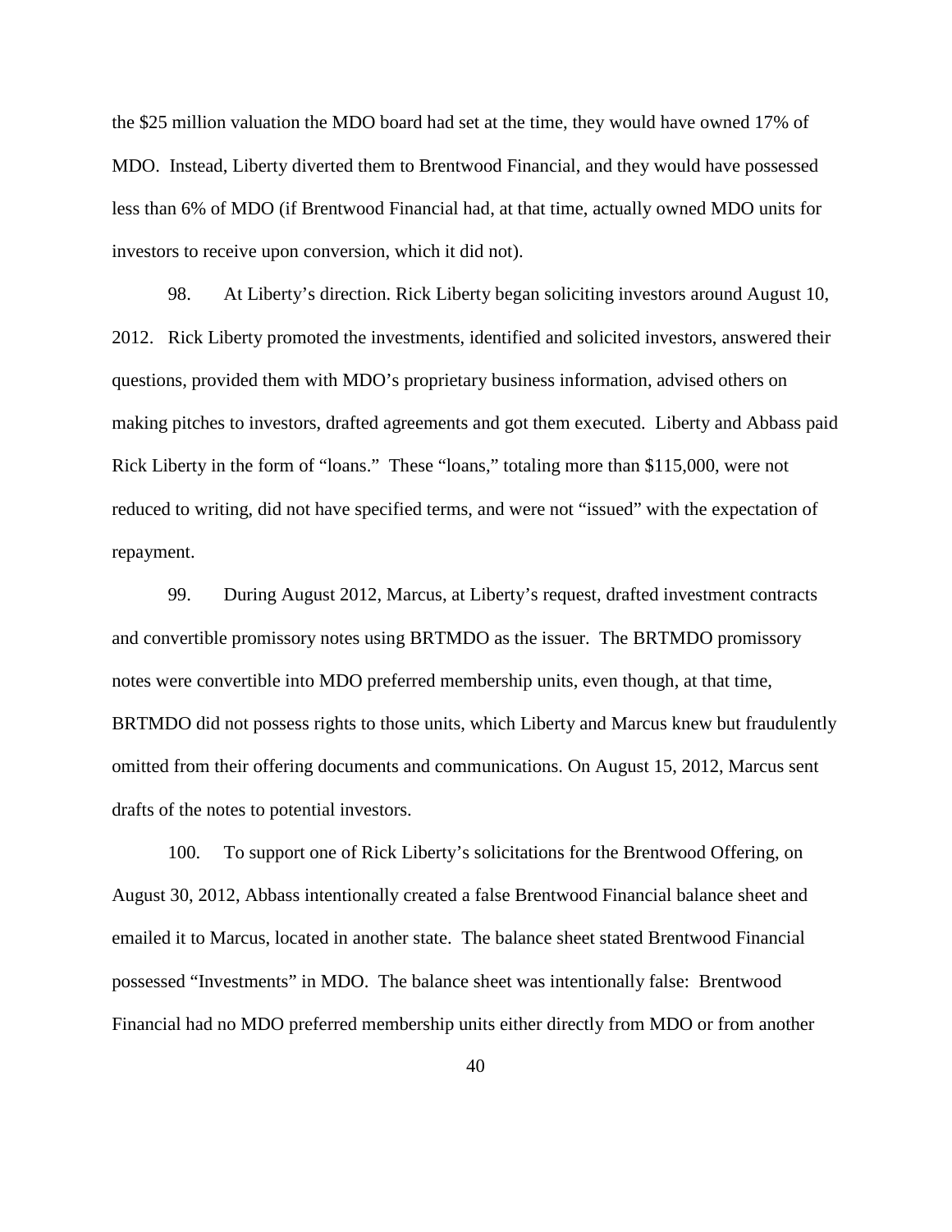the $25 million valuation the MDO board had set at the time, they would have owned 17% of MDO. Instead, Liberty diverted them to Brentwood Financial, and they would have possessed less than 6% of MDO (if Brentwood Financial had, at that time, actually owned MDO units for investors to receive upon conversion, which it did not).

98. At Liberty's direction. Rick Liberty began soliciting investors around August 10, 2012. Rick Liberty promoted the investments, identified and solicited investors, answered their questions, provided them with MDO's proprietary business information, advised others on making pitches to investors, drafted agreements and got them executed. Liberty and Abbass paid Rick Liberty in the form of "loans." These "loans," totaling more than $115,000, were not reduced to writing, did not have specified terms, and were not "issued" with the expectation of repayment.

99. During August 2012, Marcus, at Liberty's request, drafted investment contracts and convertible promissory notes using BRTMDO as the issuer. The BRTMDO promissory notes were convertible into MDO preferred membership units, even though, at that time, BRTMDO did not possess rights to those units, which Liberty and Marcus knew but fraudulently omitted from their offering documents and communications. On August 15, 2012, Marcus sent drafts of the notes to potential investors.

100. To support one of Rick Liberty's solicitations for the Brentwood Offering, on August 30, 2012, Abbass intentionally created a false Brentwood Financial balance sheet and emailed it to Marcus, located in another state. The balance sheet stated Brentwood Financial possessed "Investments" in MDO. The balance sheet was intentionally false: Brentwood Financial had no MDO preferred membership units either directly from MDO or from another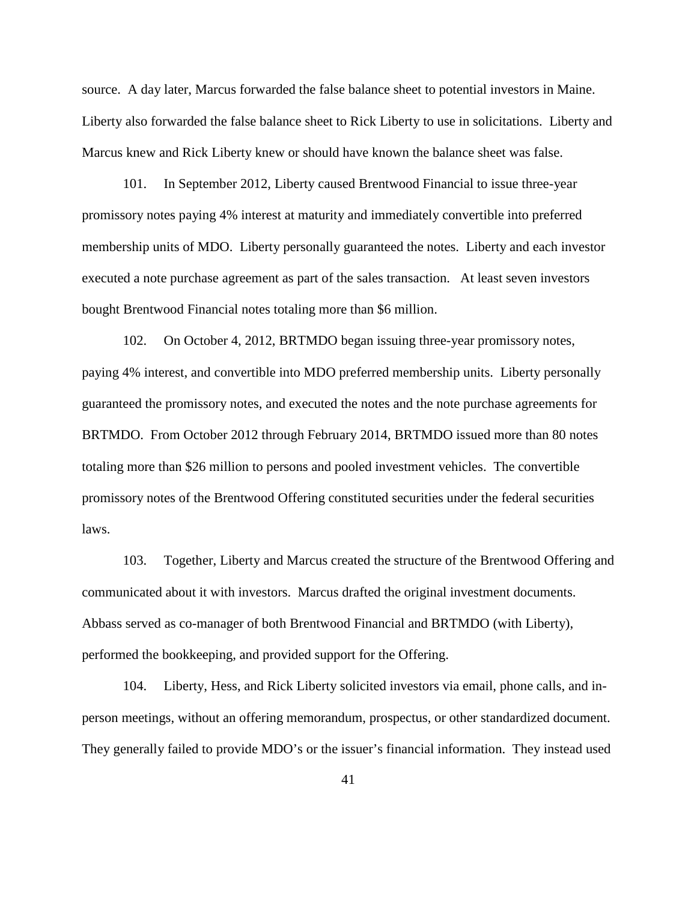source. A day later, Marcus forwarded the false balance sheet to potential investors in Maine. Liberty also forwarded the false balance sheet to Rick Liberty to use in solicitations. Liberty and Marcus knew and Rick Liberty knew or should have known the balance sheet was false.

101. In September 2012, Liberty caused Brentwood Financial to issue three-year promissory notes paying 4% interest at maturity and immediately convertible into preferred membership units of MDO. Liberty personally guaranteed the notes. Liberty and each investor executed a note purchase agreement as part of the sales transaction. At least seven investors bought Brentwood Financial notes totaling more than $6 million.

102. On October 4, 2012, BRTMDO began issuing three-year promissory notes, paying 4% interest, and convertible into MDO preferred membership units. Liberty personally guaranteed the promissory notes, and executed the notes and the note purchase agreements for BRTMDO. From October 2012 through February 2014, BRTMDO issued more than 80 notes totaling more than $26 million to persons and pooled investment vehicles. The convertible promissory notes of the Brentwood Offering constituted securities under the federal securities laws.

103. Together, Liberty and Marcus created the structure of the Brentwood Offering and communicated about it with investors. Marcus drafted the original investment documents. Abbass served as co-manager of both Brentwood Financial and BRTMDO (with Liberty), performed the bookkeeping, and provided support for the Offering.

104. Liberty, Hess, and Rick Liberty solicited investors via email, phone calls, and in-person meetings, without an offering memorandum, prospectus, or other standardized document. They generally failed to provide MDO's or the issuer's financial information. They instead used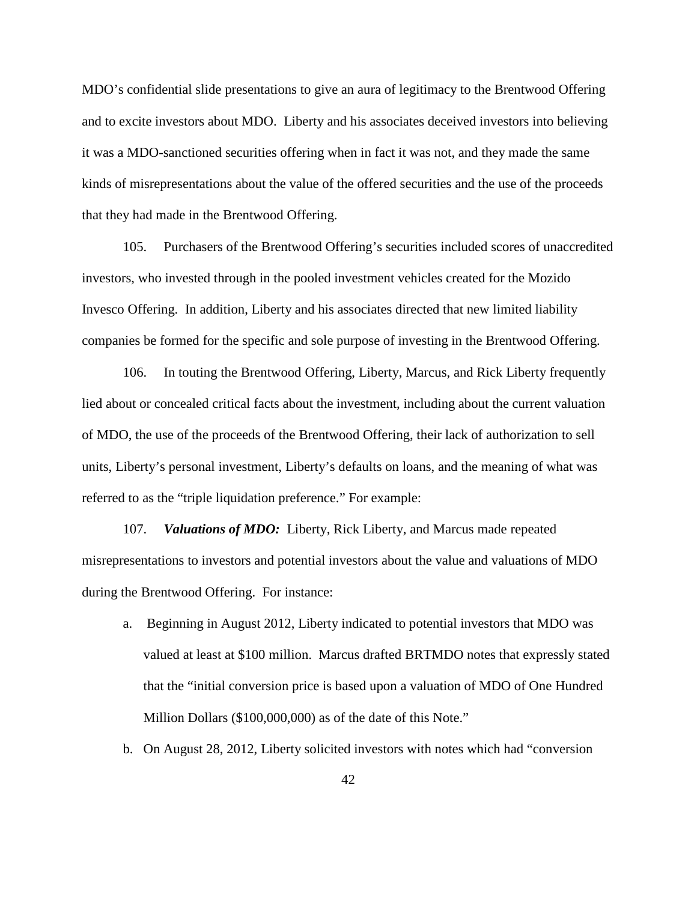MDO's confidential slide presentations to give an aura of legitimacy to the Brentwood Offering and to excite investors about MDO. Liberty and his associates deceived investors into believing it was a MDO-sanctioned securities offering when in fact it was not, and they made the same kinds of misrepresentations about the value of the offered securities and the use of the proceeds that they had made in the Brentwood Offering.

105. Purchasers of the Brentwood Offering's securities included scores of unaccredited investors, who invested through in the pooled investment vehicles created for the Mozido Invesco Offering. In addition, Liberty and his associates directed that new limited liability companies be formed for the specific and sole purpose of investing in the Brentwood Offering.

106. In touting the Brentwood Offering, Liberty, Marcus, and Rick Liberty frequently lied about or concealed critical facts about the investment, including about the current valuation of MDO, the use of the proceeds of the Brentwood Offering, their lack of authorization to sell units, Liberty's personal investment, Liberty's defaults on loans, and the meaning of what was referred to as the "triple liquidation preference." For example:

107. ***Valuations of MDO:*** Liberty, Rick Liberty, and Marcus made repeated misrepresentations to investors and potential investors about the value and valuations of MDO during the Brentwood Offering. For instance:

a. Beginning in August 2012, Liberty indicated to potential investors that MDO was valued at least at $100 million. Marcus drafted BRTMDO notes that expressly stated that the "initial conversion price is based upon a valuation of MDO of One Hundred Million Dollars ($100,000,000) as of the date of this Note."

b. On August 28, 2012, Liberty solicited investors with notes which had "conversion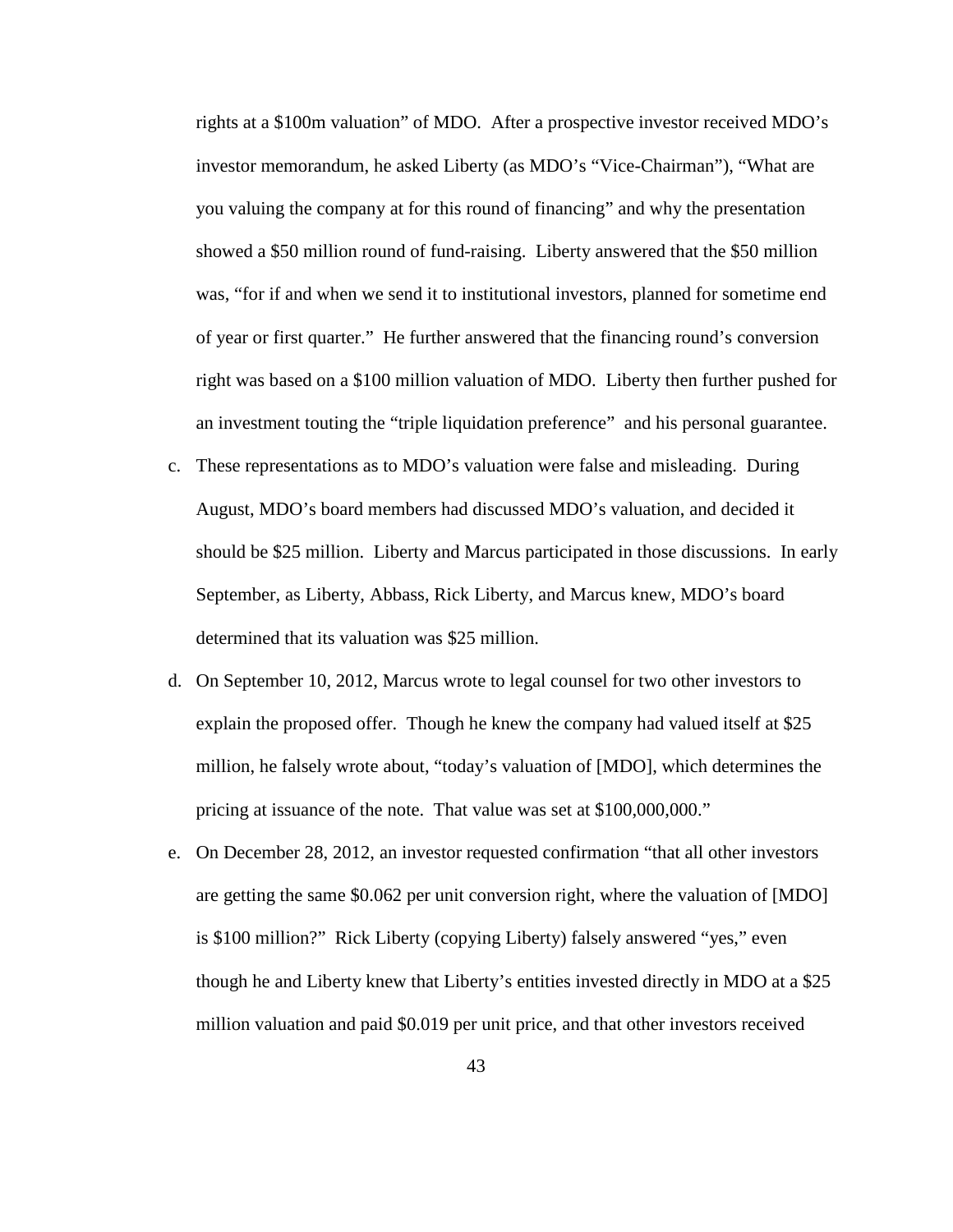rights at a $100m valuation" of MDO. After a prospective investor received MDO's investor memorandum, he asked Liberty (as MDO's "Vice-Chairman"), "What are you valuing the company at for this round of financing" and why the presentation showed a $50 million round of fund-raising. Liberty answered that the $50 million was, "for if and when we send it to institutional investors, planned for sometime end of year or first quarter." He further answered that the financing round's conversion right was based on a $100 million valuation of MDO. Liberty then further pushed for an investment touting the "triple liquidation preference" and his personal guarantee.

c. These representations as to MDO's valuation were false and misleading. During August, MDO's board members had discussed MDO's valuation, and decided it should be $25 million. Liberty and Marcus participated in those discussions. In early September, as Liberty, Abbass, Rick Liberty, and Marcus knew, MDO's board determined that its valuation was $25 million.

d. On September 10, 2012, Marcus wrote to legal counsel for two other investors to explain the proposed offer. Though he knew the company had valued itself at $25 million, he falsely wrote about, "today's valuation of [MDO], which determines the pricing at issuance of the note. That value was set at $100,000,000."

e. On December 28, 2012, an investor requested confirmation "that all other investors are getting the same $0.062 per unit conversion right, where the valuation of [MDO] is $100 million?" Rick Liberty (copying Liberty) falsely answered "yes," even though he and Liberty knew that Liberty's entities invested directly in MDO at a $25 million valuation and paid $0.019 per unit price, and that other investors received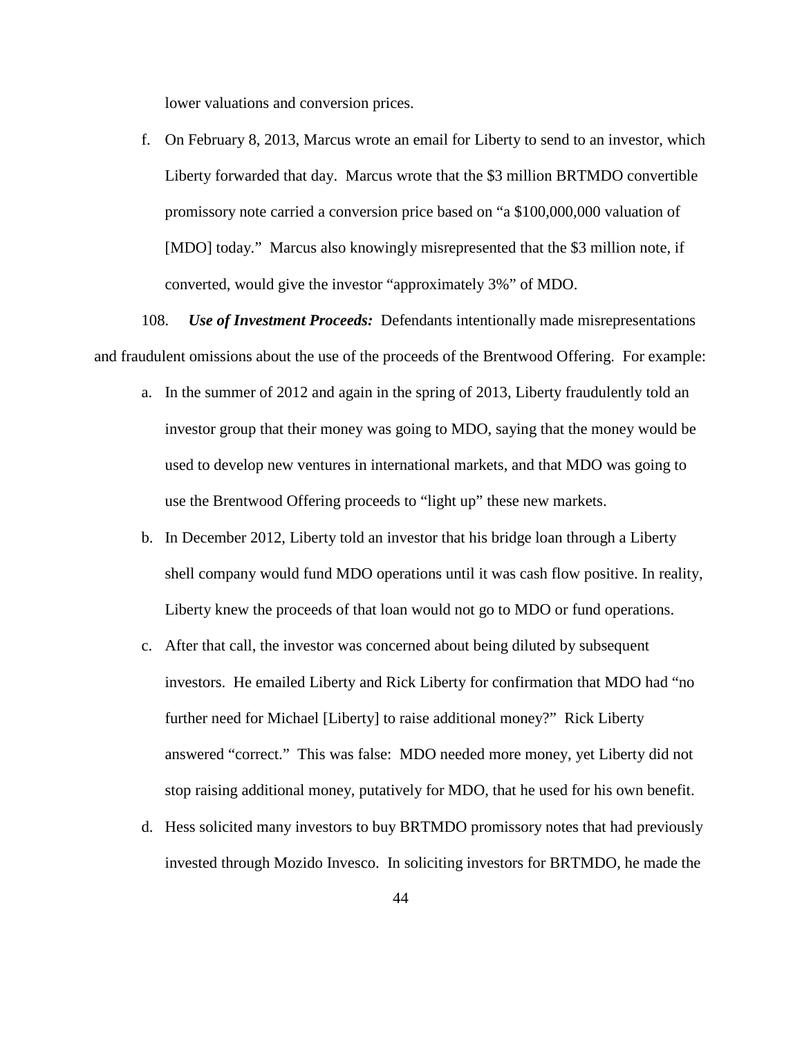lower valuations and conversion prices.

f. On February 8, 2013, Marcus wrote an email for Liberty to send to an investor, which Liberty forwarded that day. Marcus wrote that the $3 million BRTMDO convertible promissory note carried a conversion price based on "a $100,000,000 valuation of [MDO] today." Marcus also knowingly misrepresented that the $3 million note, if converted, would give the investor "approximately 3%" of MDO.

108. ***Use of Investment Proceeds:*** Defendants intentionally made misrepresentations and fraudulent omissions about the use of the proceeds of the Brentwood Offering. For example:

a. In the summer of 2012 and again in the spring of 2013, Liberty fraudulently told an investor group that their money was going to MDO, saying that the money would be used to develop new ventures in international markets, and that MDO was going to use the Brentwood Offering proceeds to "light up" these new markets.

b. In December 2012, Liberty told an investor that his bridge loan through a Liberty shell company would fund MDO operations until it was cash flow positive. In reality, Liberty knew the proceeds of that loan would not go to MDO or fund operations.

c. After that call, the investor was concerned about being diluted by subsequent investors. He emailed Liberty and Rick Liberty for confirmation that MDO had "no further need for Michael [Liberty] to raise additional money?" Rick Liberty answered "correct." This was false: MDO needed more money, yet Liberty did not stop raising additional money, putatively for MDO, that he used for his own benefit.

d. Hess solicited many investors to buy BRTMDO promissory notes that had previously invested through Mozido Invesco. In soliciting investors for BRTMDO, he made the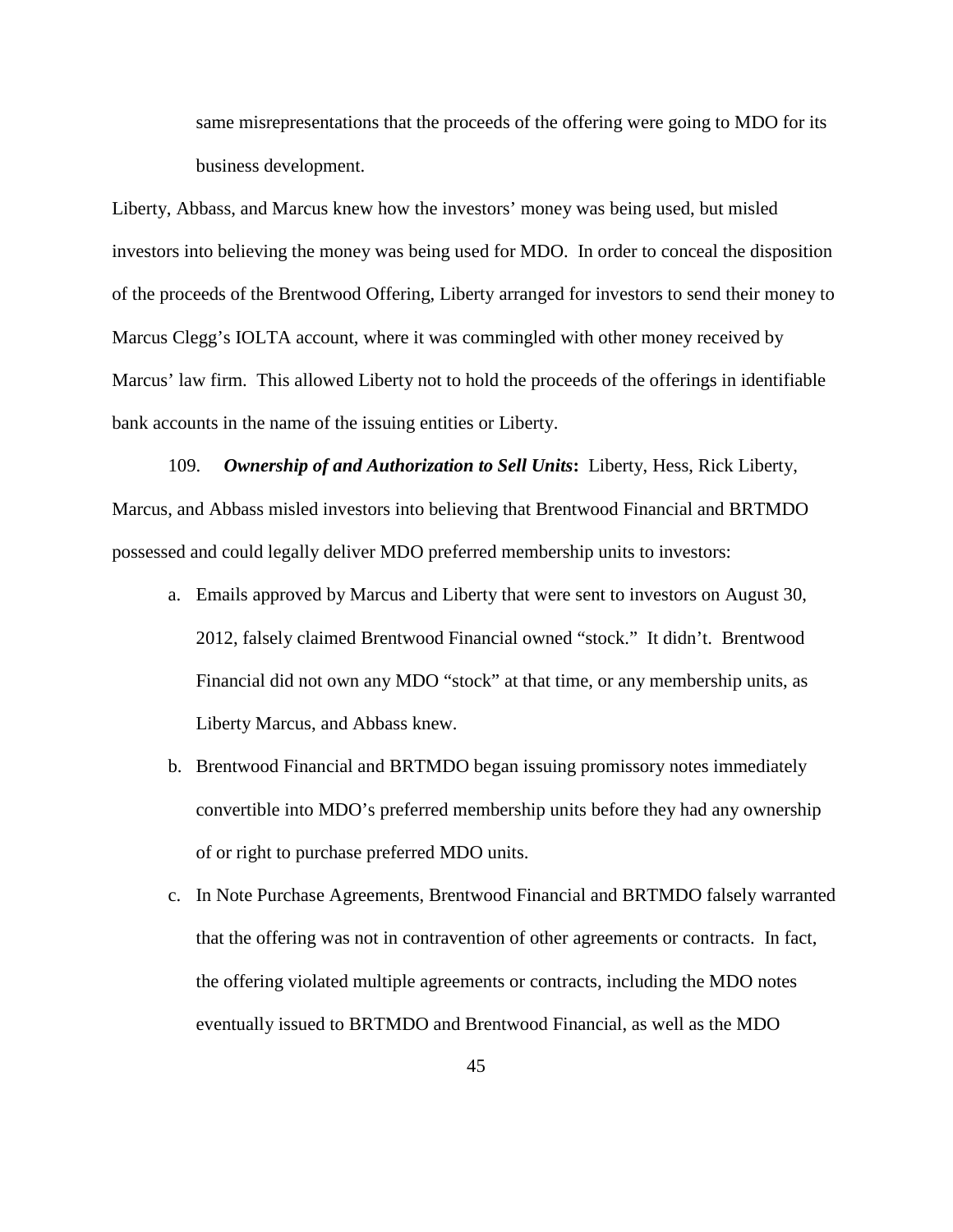same misrepresentations that the proceeds of the offering were going to MDO for its business development.

Liberty, Abbass, and Marcus knew how the investors' money was being used, but misled investors into believing the money was being used for MDO. In order to conceal the disposition of the proceeds of the Brentwood Offering, Liberty arranged for investors to send their money to Marcus Clegg's IOLTA account, where it was commingled with other money received by Marcus' law firm. This allowed Liberty not to hold the proceeds of the offerings in identifiable bank accounts in the name of the issuing entities or Liberty.

109. ***Ownership of and Authorization to Sell Units*:** Liberty, Hess, Rick Liberty, Marcus, and Abbass misled investors into believing that Brentwood Financial and BRTMDO possessed and could legally deliver MDO preferred membership units to investors:

a. Emails approved by Marcus and Liberty that were sent to investors on August 30, 2012, falsely claimed Brentwood Financial owned "stock." It didn't. Brentwood Financial did not own any MDO "stock" at that time, or any membership units, as Liberty Marcus, and Abbass knew.

b. Brentwood Financial and BRTMDO began issuing promissory notes immediately convertible into MDO's preferred membership units before they had any ownership of or right to purchase preferred MDO units.

c. In Note Purchase Agreements, Brentwood Financial and BRTMDO falsely warranted that the offering was not in contravention of other agreements or contracts. In fact, the offering violated multiple agreements or contracts, including the MDO notes eventually issued to BRTMDO and Brentwood Financial, as well as the MDO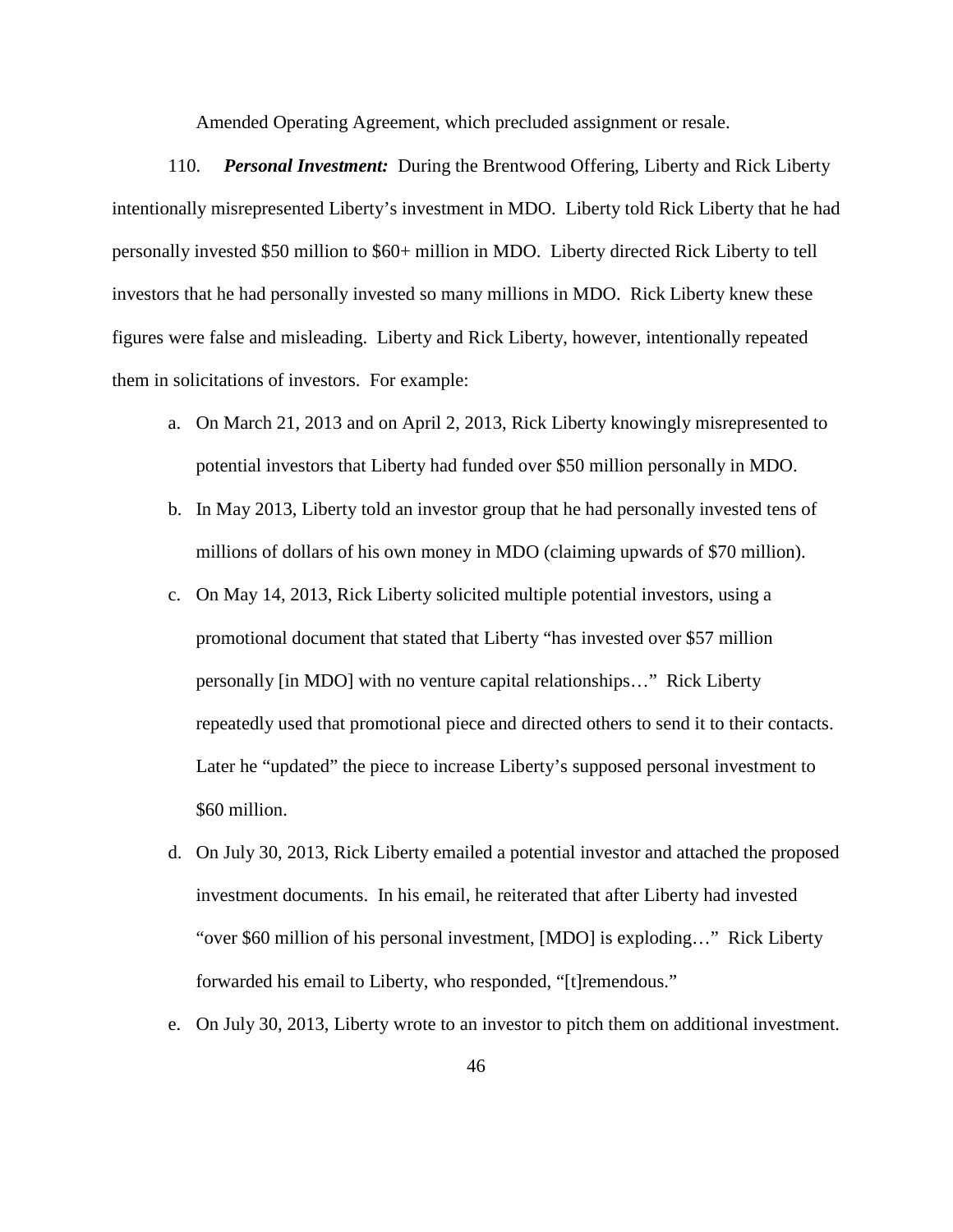Amended Operating Agreement, which precluded assignment or resale.

110. ***Personal Investment:*** During the Brentwood Offering, Liberty and Rick Liberty intentionally misrepresented Liberty's investment in MDO. Liberty told Rick Liberty that he had personally invested $50 million to $60+ million in MDO. Liberty directed Rick Liberty to tell investors that he had personally invested so many millions in MDO. Rick Liberty knew these figures were false and misleading. Liberty and Rick Liberty, however, intentionally repeated them in solicitations of investors. For example:

a. On March 21, 2013 and on April 2, 2013, Rick Liberty knowingly misrepresented to potential investors that Liberty had funded over $50 million personally in MDO.

b. In May 2013, Liberty told an investor group that he had personally invested tens of millions of dollars of his own money in MDO (claiming upwards of $70 million).

c. On May 14, 2013, Rick Liberty solicited multiple potential investors, using a promotional document that stated that Liberty "has invested over $57 million personally [in MDO] with no venture capital relationships…" Rick Liberty repeatedly used that promotional piece and directed others to send it to their contacts. Later he "updated" the piece to increase Liberty's supposed personal investment to $60 million.

d. On July 30, 2013, Rick Liberty emailed a potential investor and attached the proposed investment documents. In his email, he reiterated that after Liberty had invested "over $60 million of his personal investment, [MDO] is exploding…" Rick Liberty forwarded his email to Liberty, who responded, "[t]remendous."

e. On July 30, 2013, Liberty wrote to an investor to pitch them on additional investment.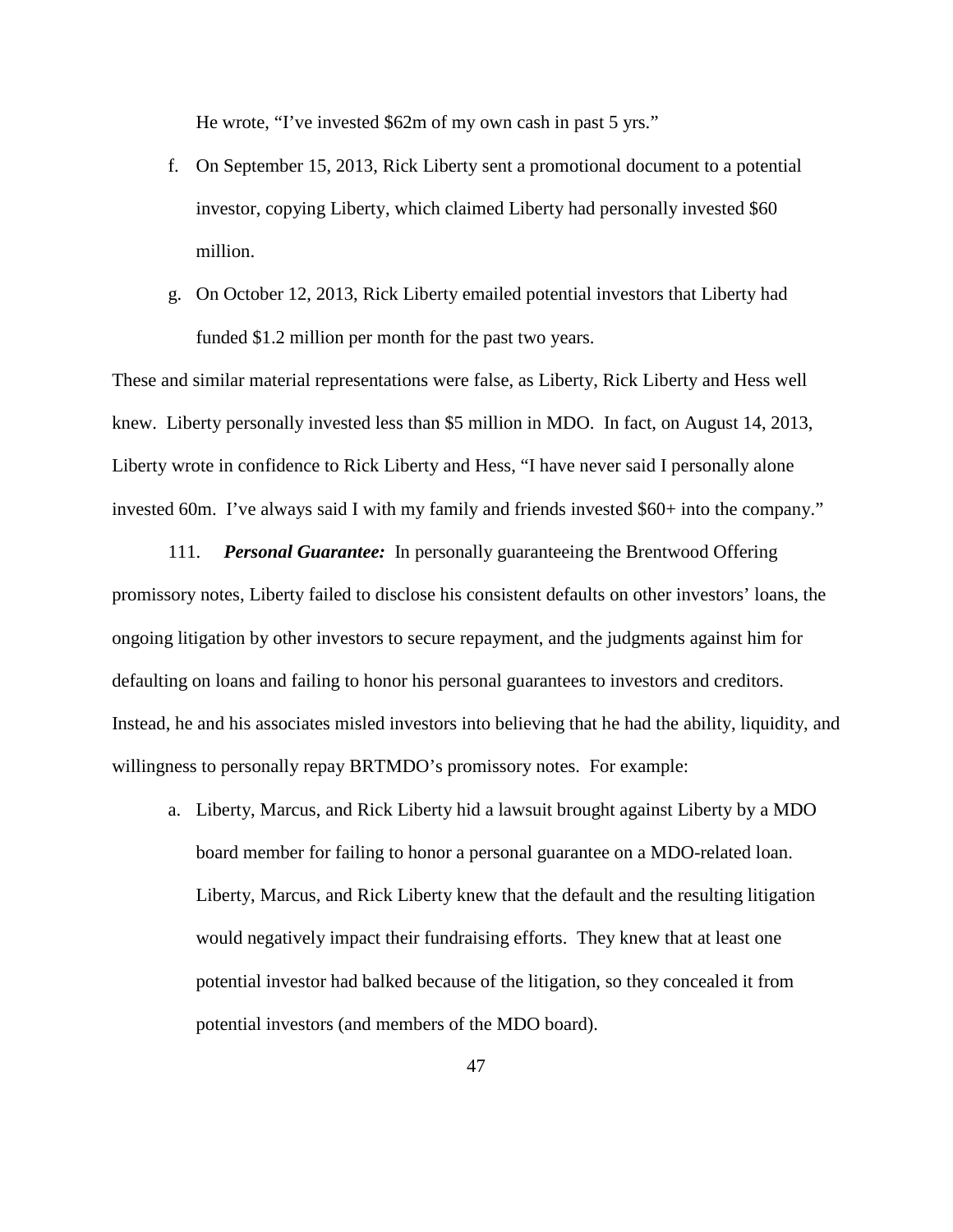He wrote, "I've invested $62m of my own cash in past 5 yrs."

f. On September 15, 2013, Rick Liberty sent a promotional document to a potential investor, copying Liberty, which claimed Liberty had personally invested $60 million.

g. On October 12, 2013, Rick Liberty emailed potential investors that Liberty had funded $1.2 million per month for the past two years.

These and similar material representations were false, as Liberty, Rick Liberty and Hess well knew. Liberty personally invested less than $5 million in MDO. In fact, on August 14, 2013, Liberty wrote in confidence to Rick Liberty and Hess, "I have never said I personally alone invested 60m. I've always said I with my family and friends invested $60+ into the company."

111. ***Personal Guarantee:*** In personally guaranteeing the Brentwood Offering promissory notes, Liberty failed to disclose his consistent defaults on other investors' loans, the ongoing litigation by other investors to secure repayment, and the judgments against him for defaulting on loans and failing to honor his personal guarantees to investors and creditors. Instead, he and his associates misled investors into believing that he had the ability, liquidity, and willingness to personally repay BRTMDO's promissory notes. For example:

a. Liberty, Marcus, and Rick Liberty hid a lawsuit brought against Liberty by a MDO board member for failing to honor a personal guarantee on a MDO-related loan. Liberty, Marcus, and Rick Liberty knew that the default and the resulting litigation would negatively impact their fundraising efforts. They knew that at least one potential investor had balked because of the litigation, so they concealed it from potential investors (and members of the MDO board).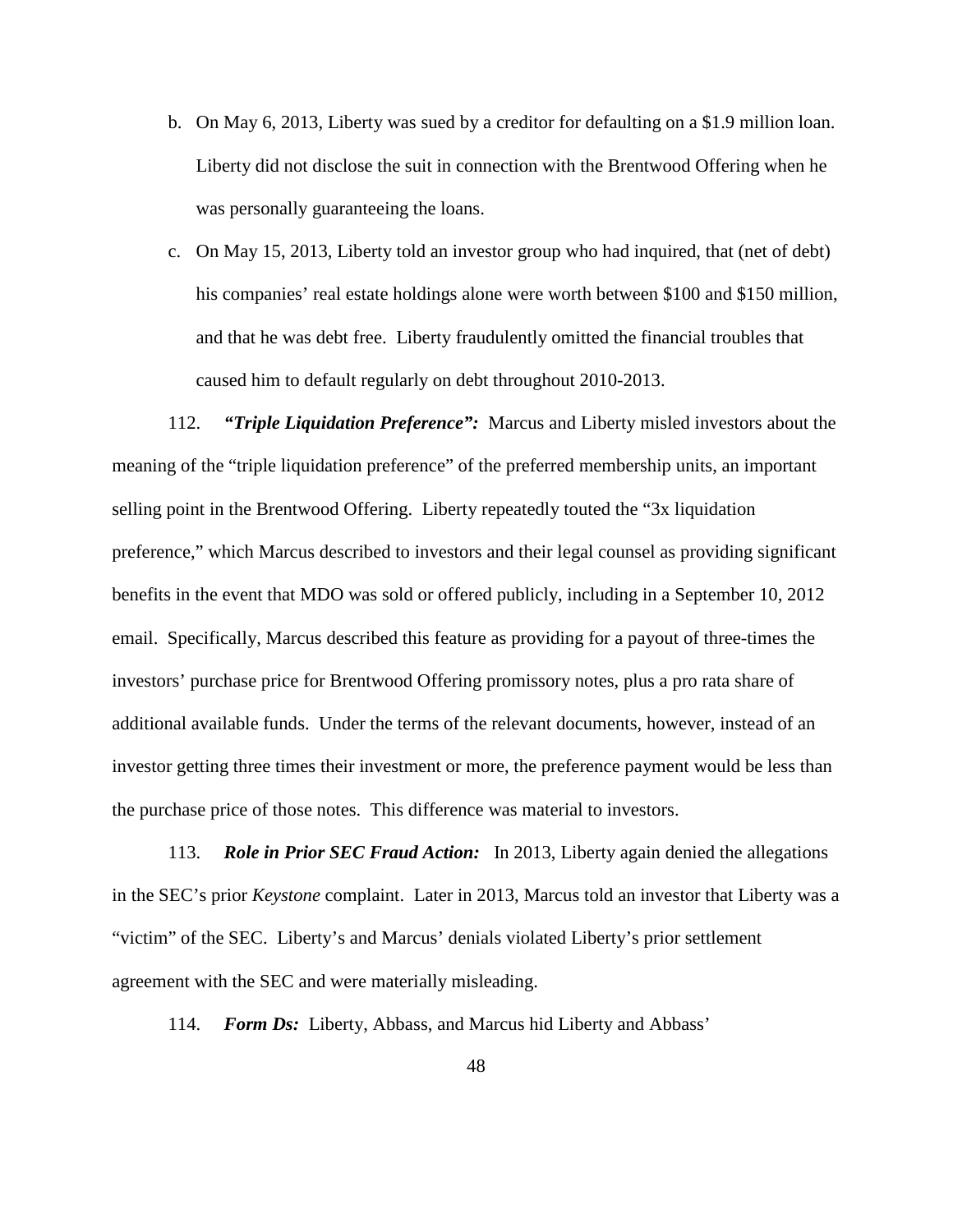b. On May 6, 2013, Liberty was sued by a creditor for defaulting on a $1.9 million loan. Liberty did not disclose the suit in connection with the Brentwood Offering when he was personally guaranteeing the loans.

c. On May 15, 2013, Liberty told an investor group who had inquired, that (net of debt) his companies' real estate holdings alone were worth between $100 and $150 million, and that he was debt free. Liberty fraudulently omitted the financial troubles that caused him to default regularly on debt throughout 2010-2013.

112. ***"Triple Liquidation Preference":*** Marcus and Liberty misled investors about the meaning of the "triple liquidation preference" of the preferred membership units, an important selling point in the Brentwood Offering. Liberty repeatedly touted the "3x liquidation preference," which Marcus described to investors and their legal counsel as providing significant benefits in the event that MDO was sold or offered publicly, including in a September 10, 2012 email. Specifically, Marcus described this feature as providing for a payout of three-times the investors' purchase price for Brentwood Offering promissory notes, plus a pro rata share of additional available funds. Under the terms of the relevant documents, however, instead of an investor getting three times their investment or more, the preference payment would be less than the purchase price of those notes. This difference was material to investors.

113. ***Role in Prior SEC Fraud Action:*** In 2013, Liberty again denied the allegations in the SEC's prior *Keystone* complaint. Later in 2013, Marcus told an investor that Liberty was a "victim" of the SEC. Liberty's and Marcus' denials violated Liberty's prior settlement agreement with the SEC and were materially misleading.

114. ***Form Ds:*** Liberty, Abbass, and Marcus hid Liberty and Abbass'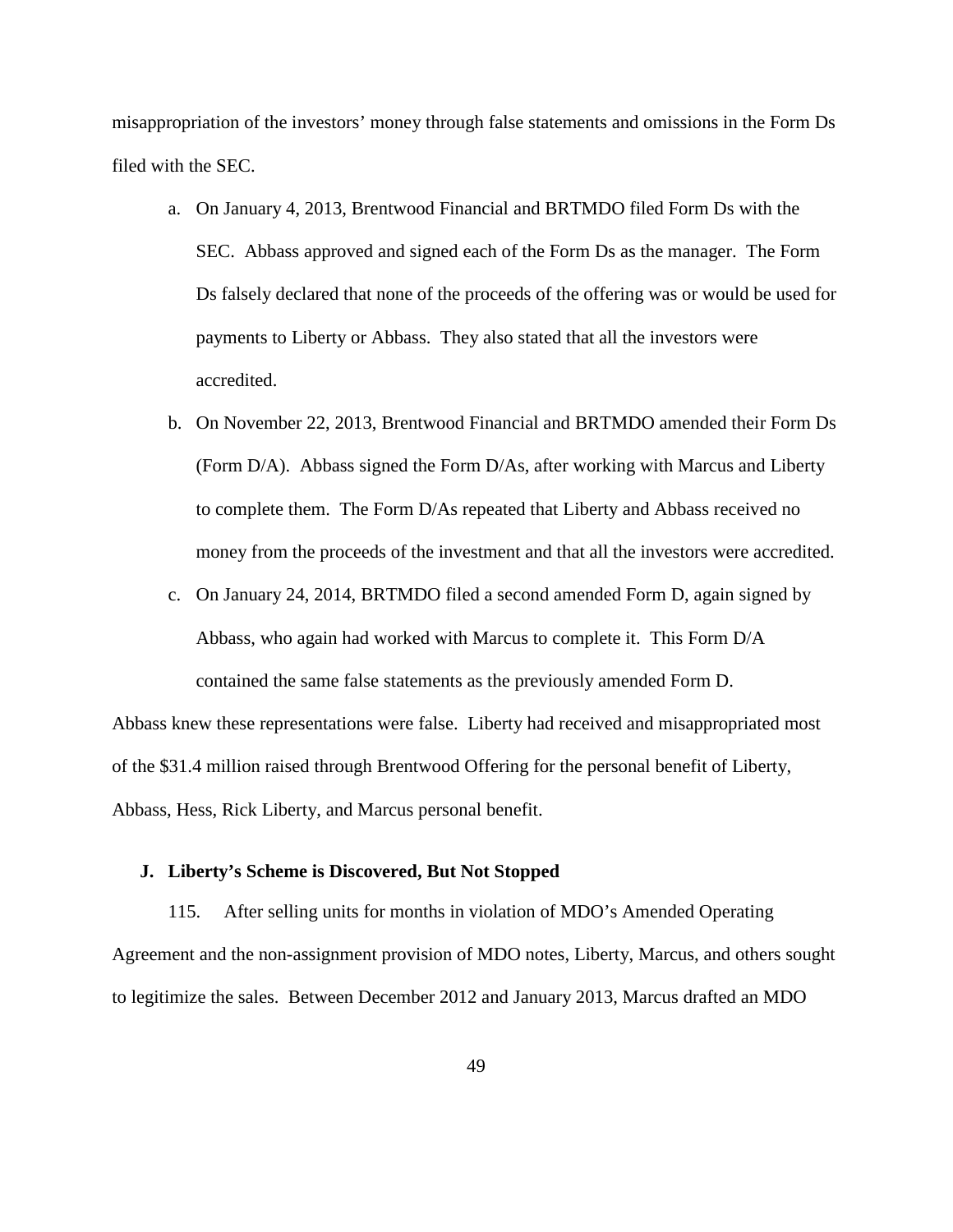misappropriation of the investors' money through false statements and omissions in the Form Ds filed with the SEC.

a. On January 4, 2013, Brentwood Financial and BRTMDO filed Form Ds with the SEC. Abbass approved and signed each of the Form Ds as the manager. The Form Ds falsely declared that none of the proceeds of the offering was or would be used for payments to Liberty or Abbass. They also stated that all the investors were accredited.

b. On November 22, 2013, Brentwood Financial and BRTMDO amended their Form Ds (Form D/A). Abbass signed the Form D/As, after working with Marcus and Liberty to complete them. The Form D/As repeated that Liberty and Abbass received no money from the proceeds of the investment and that all the investors were accredited.

c. On January 24, 2014, BRTMDO filed a second amended Form D, again signed by Abbass, who again had worked with Marcus to complete it. This Form D/A contained the same false statements as the previously amended Form D.

Abbass knew these representations were false. Liberty had received and misappropriated most of the $31.4 million raised through Brentwood Offering for the personal benefit of Liberty, Abbass, Hess, Rick Liberty, and Marcus personal benefit.

### J. Liberty's Scheme is Discovered, But Not Stopped

115. After selling units for months in violation of MDO's Amended Operating Agreement and the non-assignment provision of MDO notes, Liberty, Marcus, and others sought to legitimize the sales. Between December 2012 and January 2013, Marcus drafted an MDO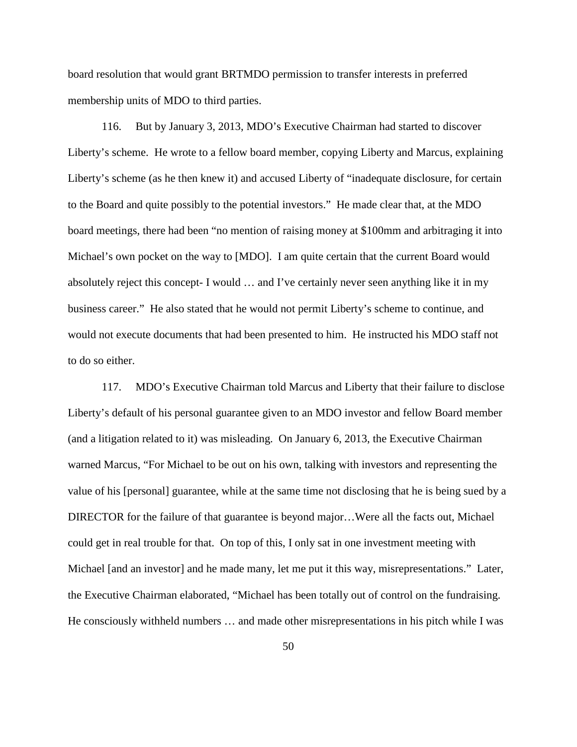board resolution that would grant BRTMDO permission to transfer interests in preferred membership units of MDO to third parties.

116. But by January 3, 2013, MDO's Executive Chairman had started to discover Liberty's scheme. He wrote to a fellow board member, copying Liberty and Marcus, explaining Liberty's scheme (as he then knew it) and accused Liberty of "inadequate disclosure, for certain to the Board and quite possibly to the potential investors." He made clear that, at the MDO board meetings, there had been "no mention of raising money at $100mm and arbitraging it into Michael's own pocket on the way to [MDO]. I am quite certain that the current Board would absolutely reject this concept- I would … and I've certainly never seen anything like it in my business career." He also stated that he would not permit Liberty's scheme to continue, and would not execute documents that had been presented to him. He instructed his MDO staff not to do so either.

117. MDO's Executive Chairman told Marcus and Liberty that their failure to disclose Liberty's default of his personal guarantee given to an MDO investor and fellow Board member (and a litigation related to it) was misleading. On January 6, 2013, the Executive Chairman warned Marcus, "For Michael to be out on his own, talking with investors and representing the value of his [personal] guarantee, while at the same time not disclosing that he is being sued by a DIRECTOR for the failure of that guarantee is beyond major…Were all the facts out, Michael could get in real trouble for that. On top of this, I only sat in one investment meeting with Michael [and an investor] and he made many, let me put it this way, misrepresentations." Later, the Executive Chairman elaborated, "Michael has been totally out of control on the fundraising. He consciously withheld numbers … and made other misrepresentations in his pitch while I was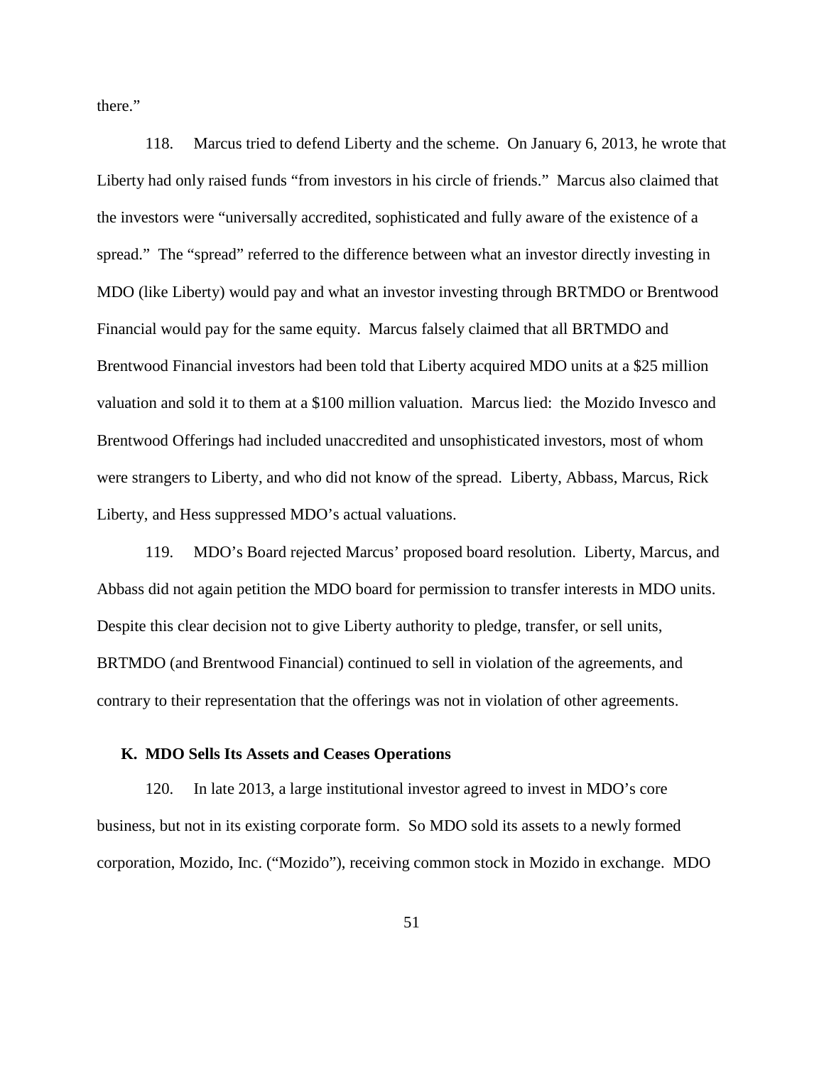there."

118. Marcus tried to defend Liberty and the scheme. On January 6, 2013, he wrote that Liberty had only raised funds "from investors in his circle of friends." Marcus also claimed that the investors were "universally accredited, sophisticated and fully aware of the existence of a spread." The "spread" referred to the difference between what an investor directly investing in MDO (like Liberty) would pay and what an investor investing through BRTMDO or Brentwood Financial would pay for the same equity. Marcus falsely claimed that all BRTMDO and Brentwood Financial investors had been told that Liberty acquired MDO units at a $25 million valuation and sold it to them at a $100 million valuation. Marcus lied: the Mozido Invesco and Brentwood Offerings had included unaccredited and unsophisticated investors, most of whom were strangers to Liberty, and who did not know of the spread. Liberty, Abbass, Marcus, Rick Liberty, and Hess suppressed MDO's actual valuations.

119. MDO's Board rejected Marcus' proposed board resolution. Liberty, Marcus, and Abbass did not again petition the MDO board for permission to transfer interests in MDO units. Despite this clear decision not to give Liberty authority to pledge, transfer, or sell units, BRTMDO (and Brentwood Financial) continued to sell in violation of the agreements, and contrary to their representation that the offerings was not in violation of other agreements.

### K. MDO Sells Its Assets and Ceases Operations

120. In late 2013, a large institutional investor agreed to invest in MDO's core business, but not in its existing corporate form. So MDO sold its assets to a newly formed corporation, Mozido, Inc. ("Mozido"), receiving common stock in Mozido in exchange. MDO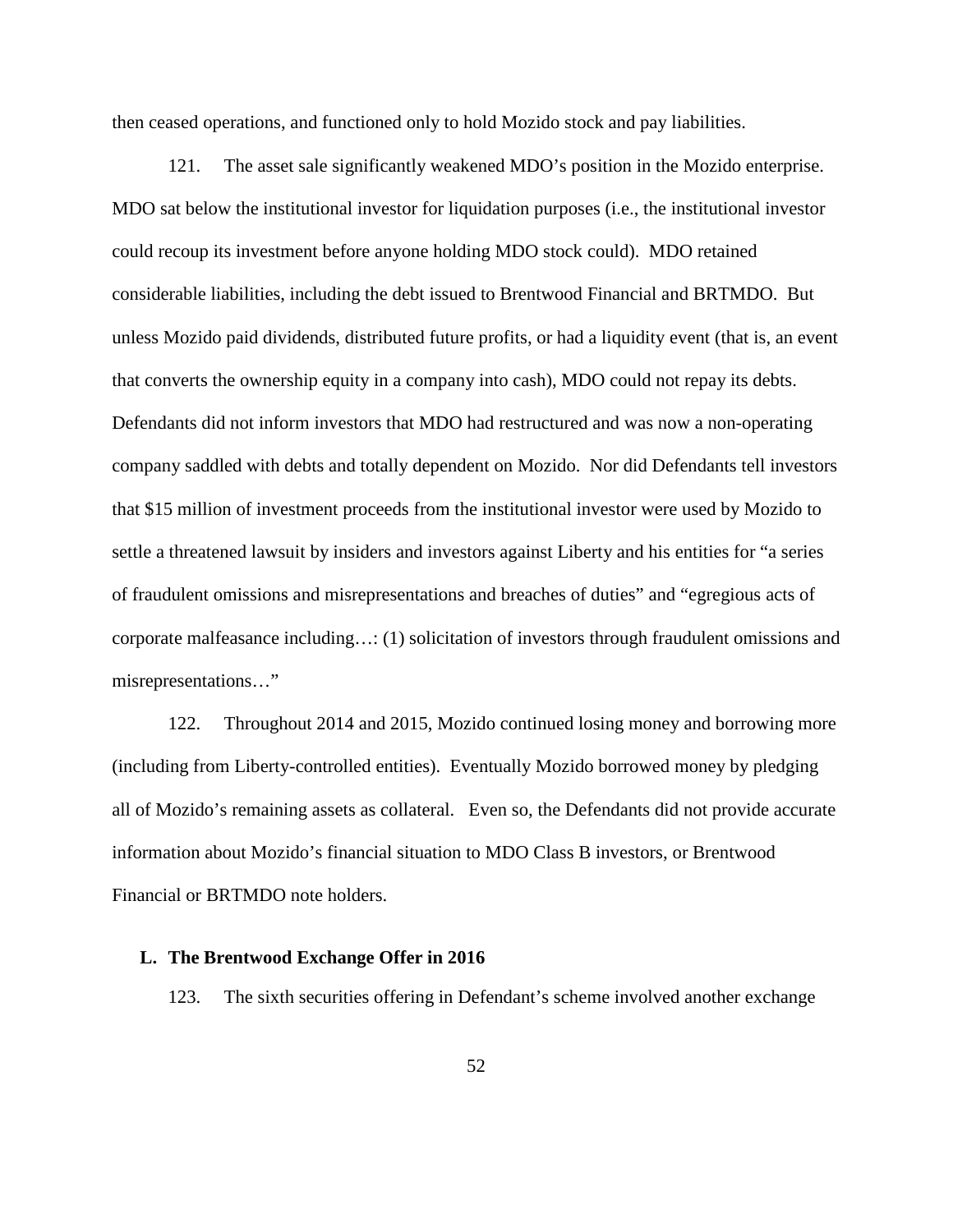then ceased operations, and functioned only to hold Mozido stock and pay liabilities.

121. The asset sale significantly weakened MDO's position in the Mozido enterprise. MDO sat below the institutional investor for liquidation purposes (i.e., the institutional investor could recoup its investment before anyone holding MDO stock could). MDO retained considerable liabilities, including the debt issued to Brentwood Financial and BRTMDO. But unless Mozido paid dividends, distributed future profits, or had a liquidity event (that is, an event that converts the ownership equity in a company into cash), MDO could not repay its debts. Defendants did not inform investors that MDO had restructured and was now a non-operating company saddled with debts and totally dependent on Mozido. Nor did Defendants tell investors that $15 million of investment proceeds from the institutional investor were used by Mozido to settle a threatened lawsuit by insiders and investors against Liberty and his entities for "a series of fraudulent omissions and misrepresentations and breaches of duties" and "egregious acts of corporate malfeasance including…: (1) solicitation of investors through fraudulent omissions and misrepresentations…"

122. Throughout 2014 and 2015, Mozido continued losing money and borrowing more (including from Liberty-controlled entities). Eventually Mozido borrowed money by pledging all of Mozido's remaining assets as collateral. Even so, the Defendants did not provide accurate information about Mozido's financial situation to MDO Class B investors, or Brentwood Financial or BRTMDO note holders.

### L. The Brentwood Exchange Offer in 2016

123. The sixth securities offering in Defendant's scheme involved another exchange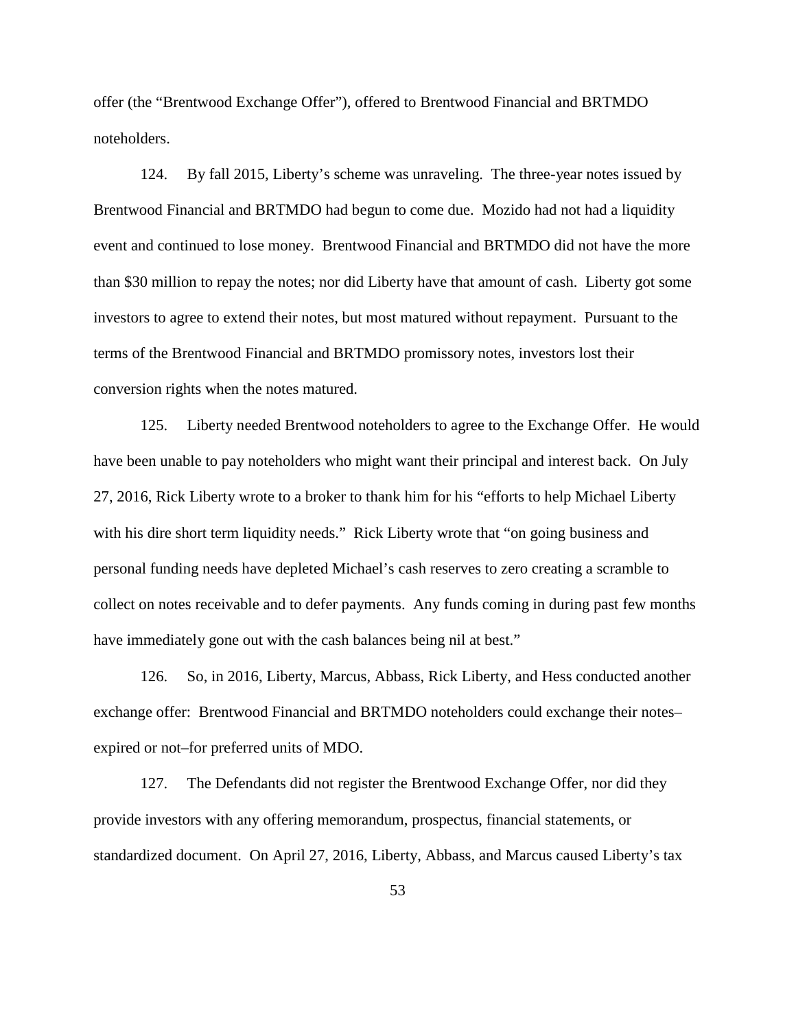offer (the "Brentwood Exchange Offer"), offered to Brentwood Financial and BRTMDO noteholders.

124. By fall 2015, Liberty's scheme was unraveling. The three-year notes issued by Brentwood Financial and BRTMDO had begun to come due. Mozido had not had a liquidity event and continued to lose money. Brentwood Financial and BRTMDO did not have the more than $30 million to repay the notes; nor did Liberty have that amount of cash. Liberty got some investors to agree to extend their notes, but most matured without repayment. Pursuant to the terms of the Brentwood Financial and BRTMDO promissory notes, investors lost their conversion rights when the notes matured.

125. Liberty needed Brentwood noteholders to agree to the Exchange Offer. He would have been unable to pay noteholders who might want their principal and interest back. On July 27, 2016, Rick Liberty wrote to a broker to thank him for his "efforts to help Michael Liberty with his dire short term liquidity needs." Rick Liberty wrote that "on going business and personal funding needs have depleted Michael's cash reserves to zero creating a scramble to collect on notes receivable and to defer payments. Any funds coming in during past few months have immediately gone out with the cash balances being nil at best."

126. So, in 2016, Liberty, Marcus, Abbass, Rick Liberty, and Hess conducted another exchange offer: Brentwood Financial and BRTMDO noteholders could exchange their notes–expired or not–for preferred units of MDO.

127. The Defendants did not register the Brentwood Exchange Offer, nor did they provide investors with any offering memorandum, prospectus, financial statements, or standardized document. On April 27, 2016, Liberty, Abbass, and Marcus caused Liberty's tax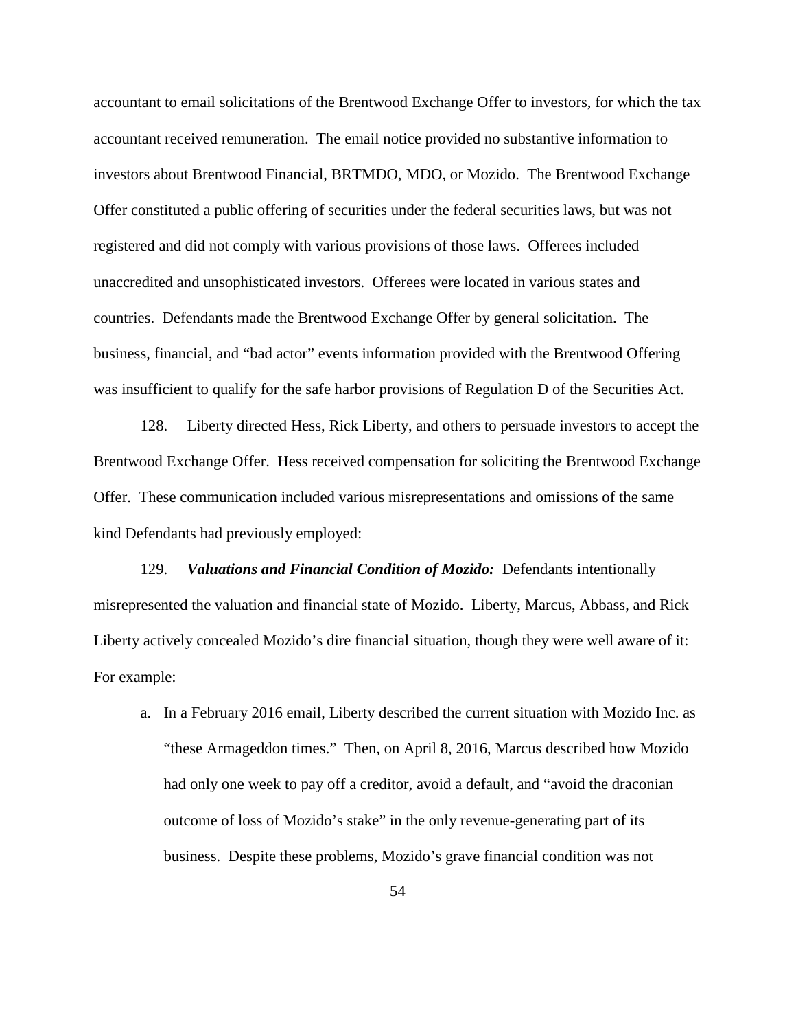accountant to email solicitations of the Brentwood Exchange Offer to investors, for which the tax accountant received remuneration. The email notice provided no substantive information to investors about Brentwood Financial, BRTMDO, MDO, or Mozido. The Brentwood Exchange Offer constituted a public offering of securities under the federal securities laws, but was not registered and did not comply with various provisions of those laws. Offerees included unaccredited and unsophisticated investors. Offerees were located in various states and countries. Defendants made the Brentwood Exchange Offer by general solicitation. The business, financial, and "bad actor" events information provided with the Brentwood Offering was insufficient to qualify for the safe harbor provisions of Regulation D of the Securities Act.

128. Liberty directed Hess, Rick Liberty, and others to persuade investors to accept the Brentwood Exchange Offer. Hess received compensation for soliciting the Brentwood Exchange Offer. These communication included various misrepresentations and omissions of the same kind Defendants had previously employed:

129. ***Valuations and Financial Condition of Mozido:*** Defendants intentionally misrepresented the valuation and financial state of Mozido. Liberty, Marcus, Abbass, and Rick Liberty actively concealed Mozido's dire financial situation, though they were well aware of it: For example:

a. In a February 2016 email, Liberty described the current situation with Mozido Inc. as "these Armageddon times." Then, on April 8, 2016, Marcus described how Mozido had only one week to pay off a creditor, avoid a default, and "avoid the draconian outcome of loss of Mozido's stake" in the only revenue-generating part of its business. Despite these problems, Mozido's grave financial condition was not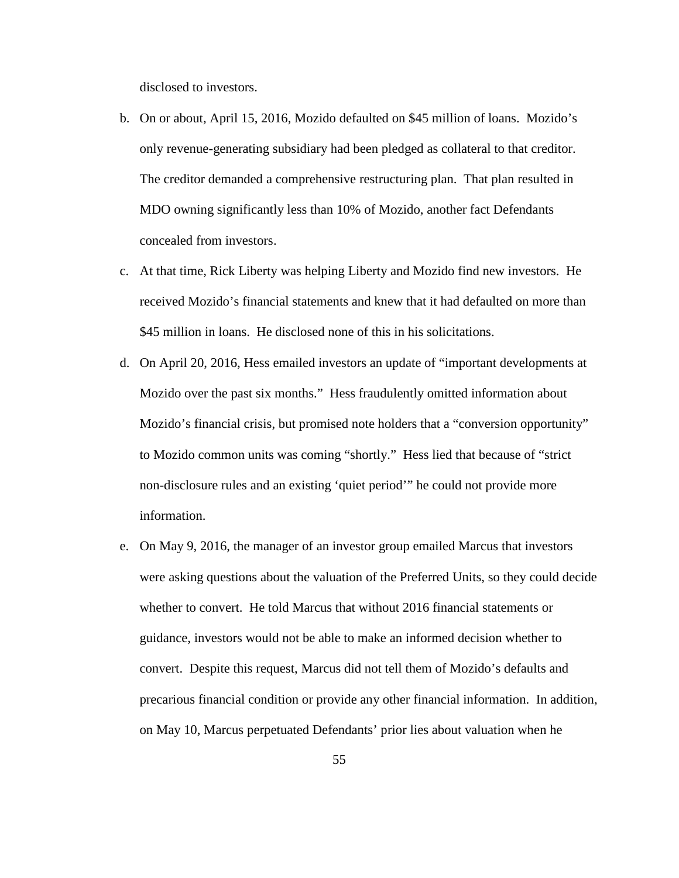disclosed to investors.

b. On or about, April 15, 2016, Mozido defaulted on $45 million of loans. Mozido's only revenue-generating subsidiary had been pledged as collateral to that creditor. The creditor demanded a comprehensive restructuring plan. That plan resulted in MDO owning significantly less than 10% of Mozido, another fact Defendants concealed from investors.

c. At that time, Rick Liberty was helping Liberty and Mozido find new investors. He received Mozido's financial statements and knew that it had defaulted on more than $45 million in loans. He disclosed none of this in his solicitations.

d. On April 20, 2016, Hess emailed investors an update of "important developments at Mozido over the past six months." Hess fraudulently omitted information about Mozido's financial crisis, but promised note holders that a "conversion opportunity" to Mozido common units was coming "shortly." Hess lied that because of "strict non-disclosure rules and an existing 'quiet period'" he could not provide more information.

e. On May 9, 2016, the manager of an investor group emailed Marcus that investors were asking questions about the valuation of the Preferred Units, so they could decide whether to convert. He told Marcus that without 2016 financial statements or guidance, investors would not be able to make an informed decision whether to convert. Despite this request, Marcus did not tell them of Mozido's defaults and precarious financial condition or provide any other financial information. In addition, on May 10, Marcus perpetuated Defendants' prior lies about valuation when he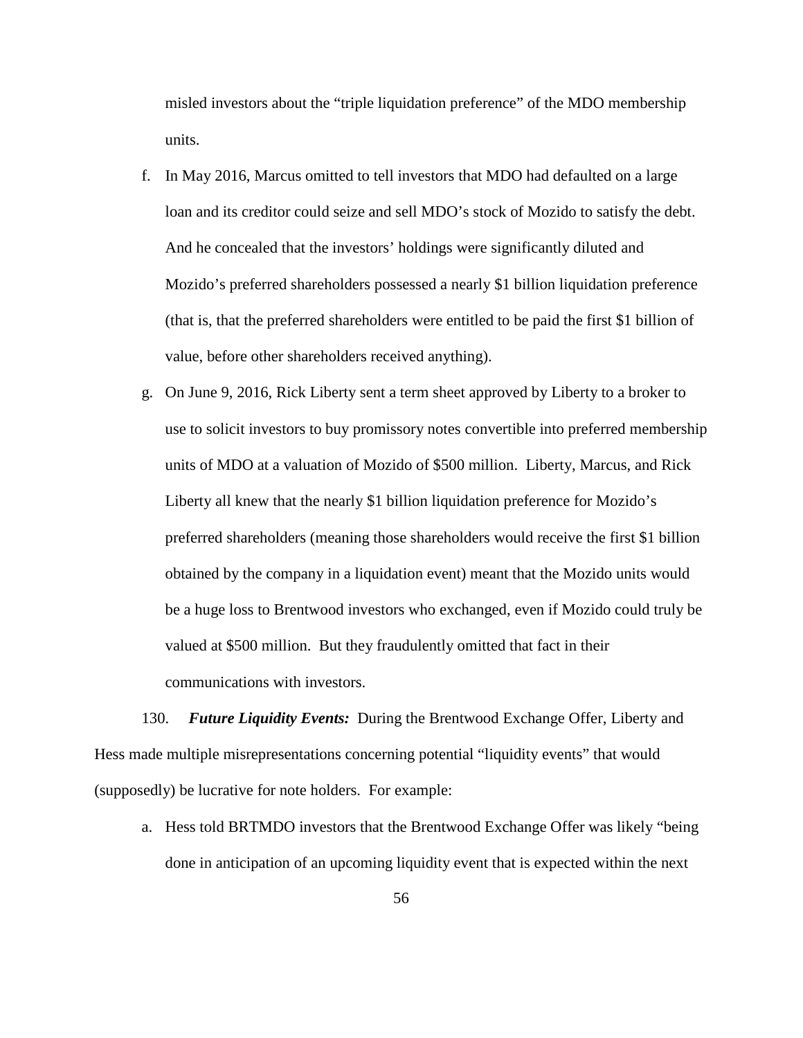misled investors about the "triple liquidation preference" of the MDO membership units.

f. In May 2016, Marcus omitted to tell investors that MDO had defaulted on a large loan and its creditor could seize and sell MDO's stock of Mozido to satisfy the debt. And he concealed that the investors' holdings were significantly diluted and Mozido's preferred shareholders possessed a nearly $1 billion liquidation preference (that is, that the preferred shareholders were entitled to be paid the first $1 billion of value, before other shareholders received anything).

g. On June 9, 2016, Rick Liberty sent a term sheet approved by Liberty to a broker to use to solicit investors to buy promissory notes convertible into preferred membership units of MDO at a valuation of Mozido of $500 million. Liberty, Marcus, and Rick Liberty all knew that the nearly $1 billion liquidation preference for Mozido's preferred shareholders (meaning those shareholders would receive the first $1 billion obtained by the company in a liquidation event) meant that the Mozido units would be a huge loss to Brentwood investors who exchanged, even if Mozido could truly be valued at $500 million. But they fraudulently omitted that fact in their communications with investors.

130. ***Future Liquidity Events:*** During the Brentwood Exchange Offer, Liberty and Hess made multiple misrepresentations concerning potential "liquidity events" that would (supposedly) be lucrative for note holders. For example:

a. Hess told BRTMDO investors that the Brentwood Exchange Offer was likely "being done in anticipation of an upcoming liquidity event that is expected within the next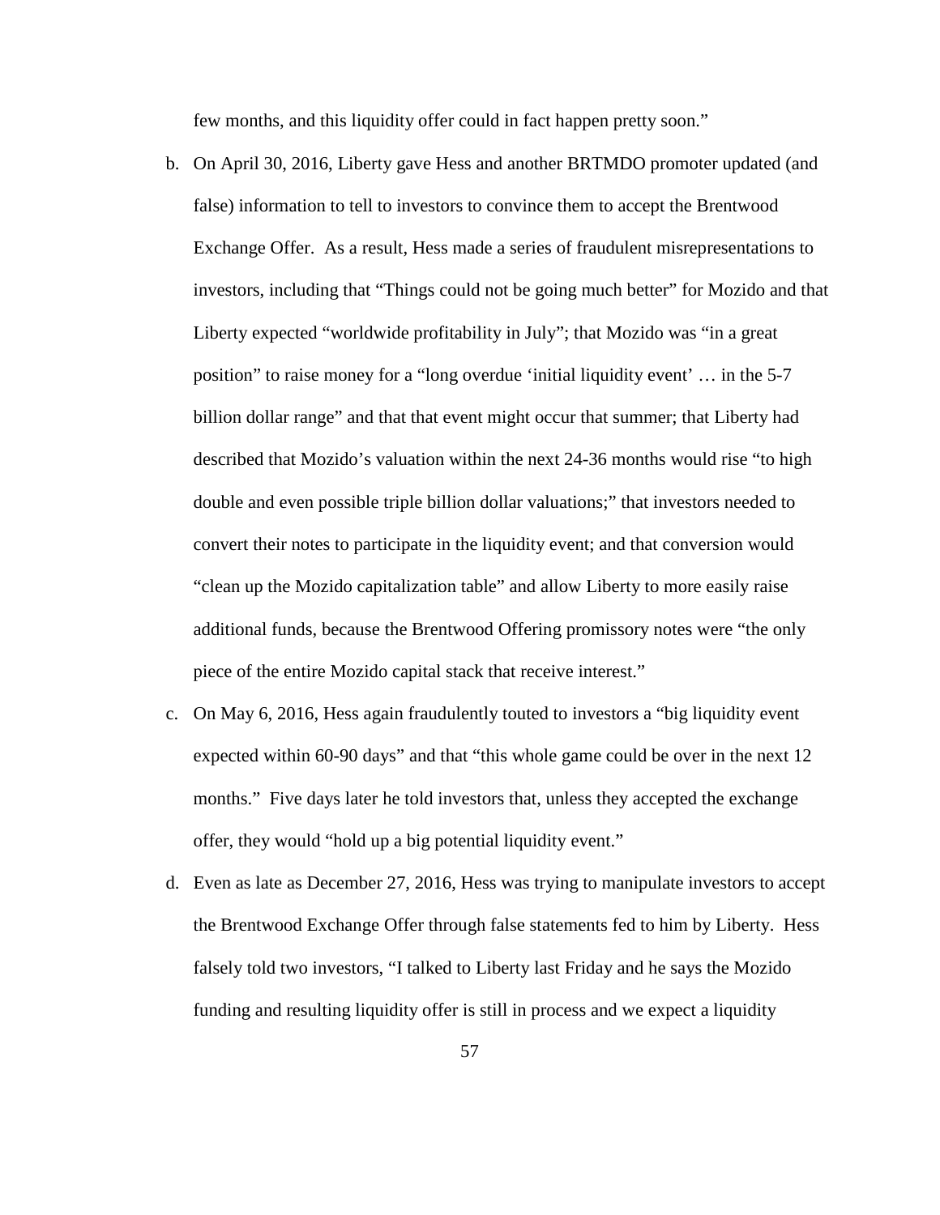few months, and this liquidity offer could in fact happen pretty soon."

b. On April 30, 2016, Liberty gave Hess and another BRTMDO promoter updated (and false) information to tell to investors to convince them to accept the Brentwood Exchange Offer. As a result, Hess made a series of fraudulent misrepresentations to investors, including that "Things could not be going much better" for Mozido and that Liberty expected "worldwide profitability in July"; that Mozido was "in a great position" to raise money for a "long overdue 'initial liquidity event' … in the 5-7 billion dollar range" and that that event might occur that summer; that Liberty had described that Mozido's valuation within the next 24-36 months would rise "to high double and even possible triple billion dollar valuations;" that investors needed to convert their notes to participate in the liquidity event; and that conversion would "clean up the Mozido capitalization table" and allow Liberty to more easily raise additional funds, because the Brentwood Offering promissory notes were "the only piece of the entire Mozido capital stack that receive interest."

c. On May 6, 2016, Hess again fraudulently touted to investors a "big liquidity event expected within 60-90 days" and that "this whole game could be over in the next 12 months." Five days later he told investors that, unless they accepted the exchange offer, they would "hold up a big potential liquidity event."

d. Even as late as December 27, 2016, Hess was trying to manipulate investors to accept the Brentwood Exchange Offer through false statements fed to him by Liberty. Hess falsely told two investors, "I talked to Liberty last Friday and he says the Mozido funding and resulting liquidity offer is still in process and we expect a liquidity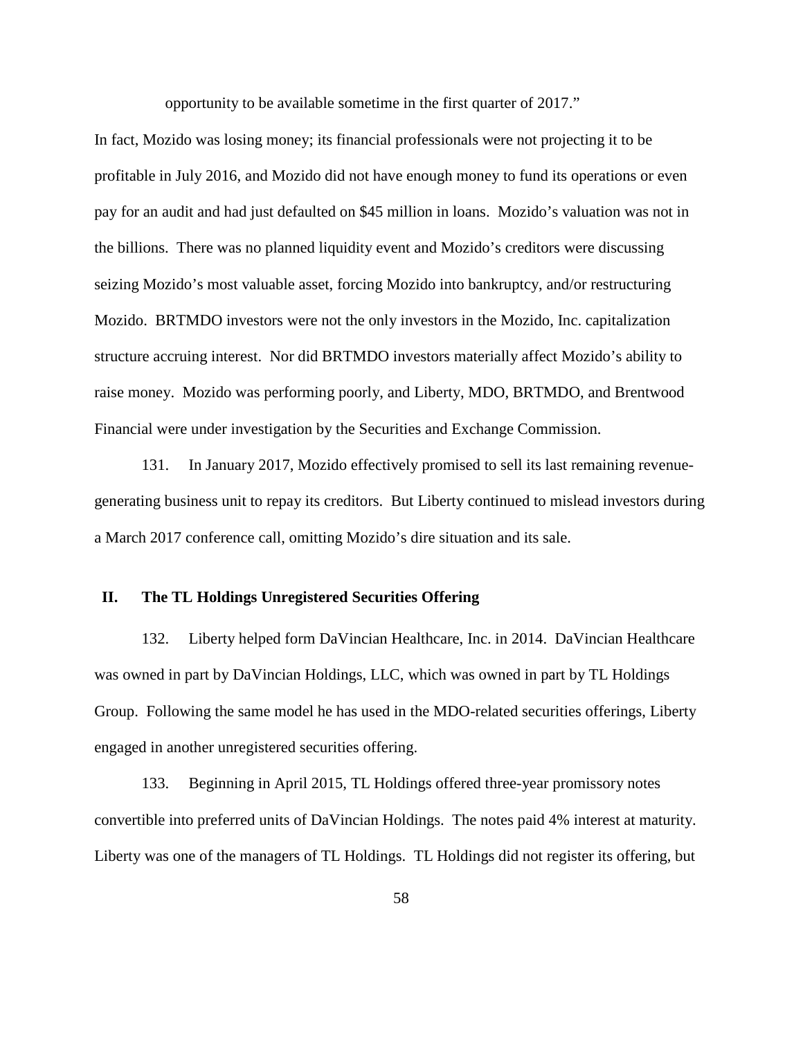opportunity to be available sometime in the first quarter of 2017."

In fact, Mozido was losing money; its financial professionals were not projecting it to be profitable in July 2016, and Mozido did not have enough money to fund its operations or even pay for an audit and had just defaulted on $45 million in loans. Mozido's valuation was not in the billions. There was no planned liquidity event and Mozido's creditors were discussing seizing Mozido's most valuable asset, forcing Mozido into bankruptcy, and/or restructuring Mozido. BRTMDO investors were not the only investors in the Mozido, Inc. capitalization structure accruing interest. Nor did BRTMDO investors materially affect Mozido's ability to raise money. Mozido was performing poorly, and Liberty, MDO, BRTMDO, and Brentwood Financial were under investigation by the Securities and Exchange Commission.

131. In January 2017, Mozido effectively promised to sell its last remaining revenue-generating business unit to repay its creditors. But Liberty continued to mislead investors during a March 2017 conference call, omitting Mozido's dire situation and its sale.

## II. The TL Holdings Unregistered Securities Offering

132. Liberty helped form DaVincian Healthcare, Inc. in 2014. DaVincian Healthcare was owned in part by DaVincian Holdings, LLC, which was owned in part by TL Holdings Group. Following the same model he has used in the MDO-related securities offerings, Liberty engaged in another unregistered securities offering.

133. Beginning in April 2015, TL Holdings offered three-year promissory notes convertible into preferred units of DaVincian Holdings. The notes paid 4% interest at maturity. Liberty was one of the managers of TL Holdings. TL Holdings did not register its offering, but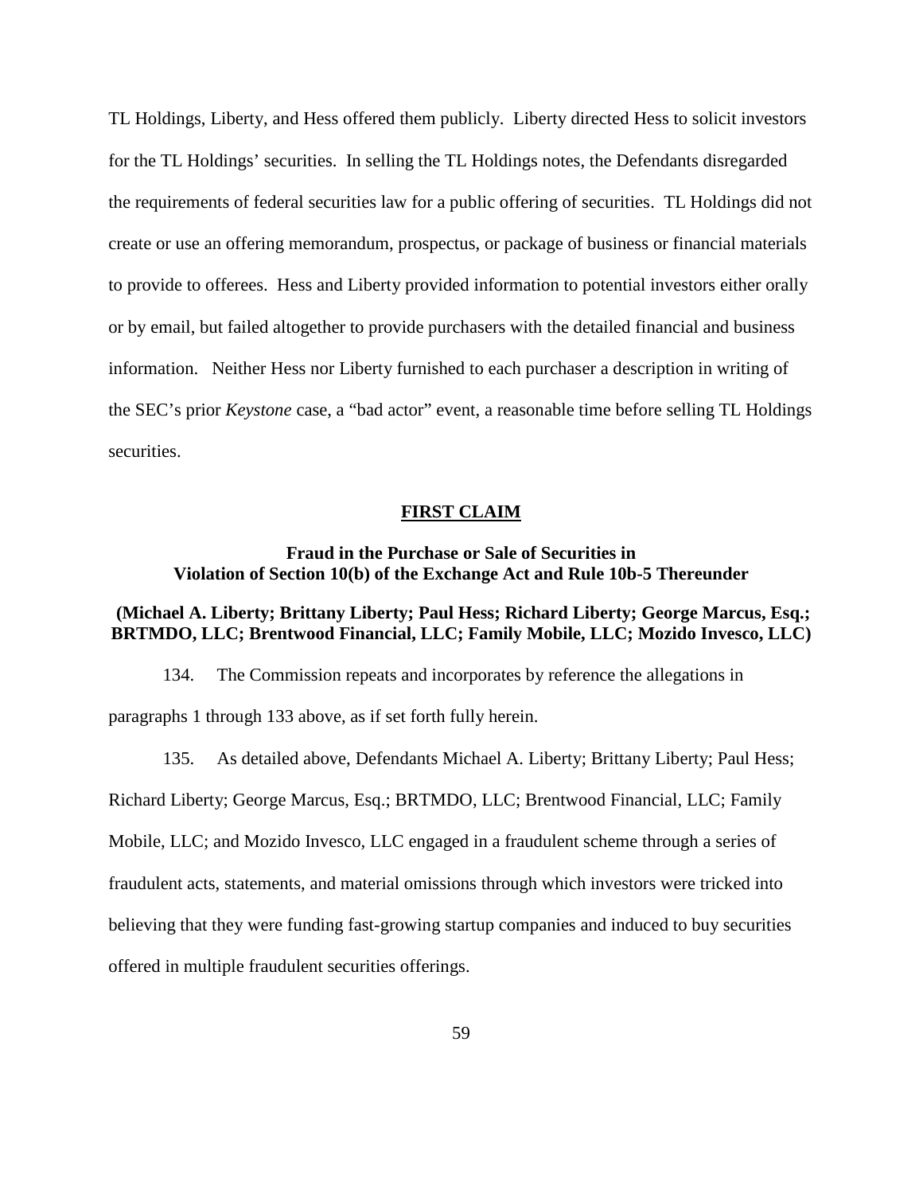TL Holdings, Liberty, and Hess offered them publicly. Liberty directed Hess to solicit investors for the TL Holdings' securities. In selling the TL Holdings notes, the Defendants disregarded the requirements of federal securities law for a public offering of securities. TL Holdings did not create or use an offering memorandum, prospectus, or package of business or financial materials to provide to offerees. Hess and Liberty provided information to potential investors either orally or by email, but failed altogether to provide purchasers with the detailed financial and business information. Neither Hess nor Liberty furnished to each purchaser a description in writing of the SEC's prior *Keystone* case, a "bad actor" event, a reasonable time before selling TL Holdings securities.

## FIRST CLAIM

### Fraud in the Purchase or Sale of Securities in Violation of Section 10(b) of the Exchange Act and Rule 10b-5 Thereunder

### (Michael A. Liberty; Brittany Liberty; Paul Hess; Richard Liberty; George Marcus, Esq.; BRTMDO, LLC; Brentwood Financial, LLC; Family Mobile, LLC; Mozido Invesco, LLC)

134. The Commission repeats and incorporates by reference the allegations in paragraphs 1 through 133 above, as if set forth fully herein.

135. As detailed above, Defendants Michael A. Liberty; Brittany Liberty; Paul Hess; Richard Liberty; George Marcus, Esq.; BRTMDO, LLC; Brentwood Financial, LLC; Family Mobile, LLC; and Mozido Invesco, LLC engaged in a fraudulent scheme through a series of fraudulent acts, statements, and material omissions through which investors were tricked into believing that they were funding fast-growing startup companies and induced to buy securities offered in multiple fraudulent securities offerings.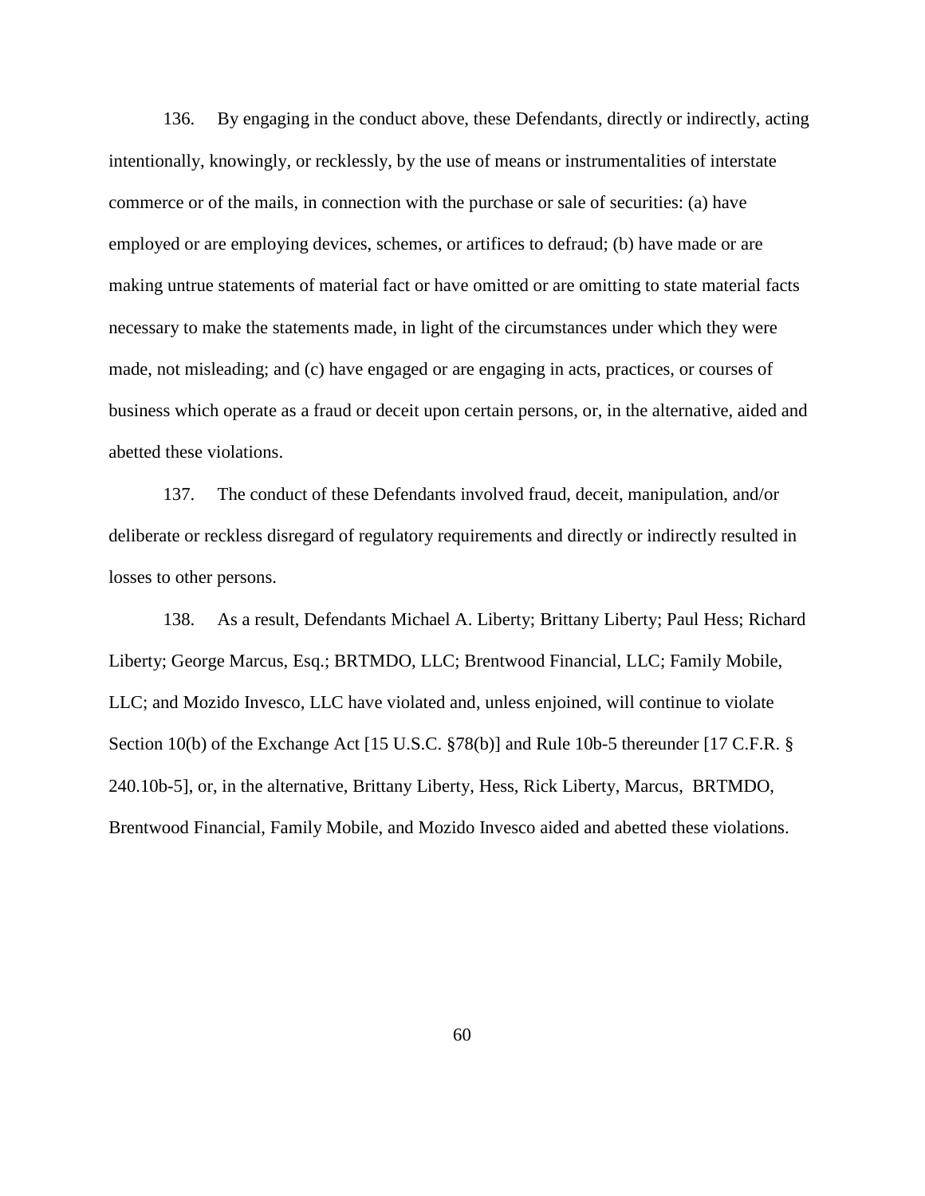136. By engaging in the conduct above, these Defendants, directly or indirectly, acting intentionally, knowingly, or recklessly, by the use of means or instrumentalities of interstate commerce or of the mails, in connection with the purchase or sale of securities: (a) have employed or are employing devices, schemes, or artifices to defraud; (b) have made or are making untrue statements of material fact or have omitted or are omitting to state material facts necessary to make the statements made, in light of the circumstances under which they were made, not misleading; and (c) have engaged or are engaging in acts, practices, or courses of business which operate as a fraud or deceit upon certain persons, or, in the alternative, aided and abetted these violations.

137. The conduct of these Defendants involved fraud, deceit, manipulation, and/or deliberate or reckless disregard of regulatory requirements and directly or indirectly resulted in losses to other persons.

138. As a result, Defendants Michael A. Liberty; Brittany Liberty; Paul Hess; Richard Liberty; George Marcus, Esq.; BRTMDO, LLC; Brentwood Financial, LLC; Family Mobile, LLC; and Mozido Invesco, LLC have violated and, unless enjoined, will continue to violate Section 10(b) of the Exchange Act [15 U.S.C. §78(b)] and Rule 10b-5 thereunder [17 C.F.R. § 240.10b-5], or, in the alternative, Brittany Liberty, Hess, Rick Liberty, Marcus, BRTMDO, Brentwood Financial, Family Mobile, and Mozido Invesco aided and abetted these violations.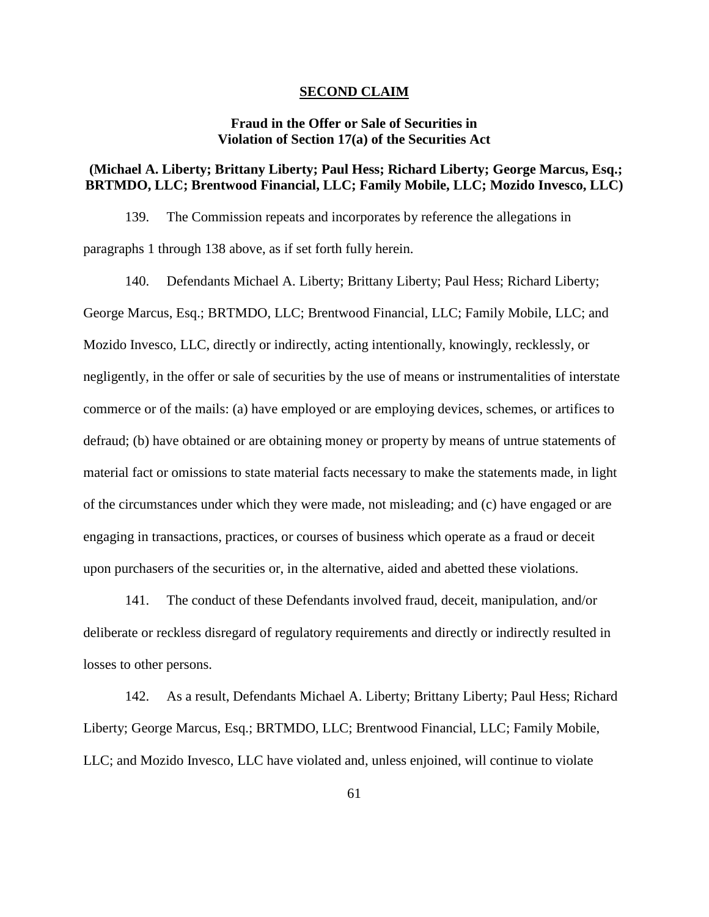## SECOND CLAIM

### Fraud in the Offer or Sale of Securities in Violation of Section 17(a) of the Securities Act

**(Michael A. Liberty; Brittany Liberty; Paul Hess; Richard Liberty; George Marcus, Esq.; BRTMDO, LLC; Brentwood Financial, LLC; Family Mobile, LLC; Mozido Invesco, LLC)**

139. The Commission repeats and incorporates by reference the allegations in paragraphs 1 through 138 above, as if set forth fully herein.

140. Defendants Michael A. Liberty; Brittany Liberty; Paul Hess; Richard Liberty; George Marcus, Esq.; BRTMDO, LLC; Brentwood Financial, LLC; Family Mobile, LLC; and Mozido Invesco, LLC, directly or indirectly, acting intentionally, knowingly, recklessly, or negligently, in the offer or sale of securities by the use of means or instrumentalities of interstate commerce or of the mails: (a) have employed or are employing devices, schemes, or artifices to defraud; (b) have obtained or are obtaining money or property by means of untrue statements of material fact or omissions to state material facts necessary to make the statements made, in light of the circumstances under which they were made, not misleading; and (c) have engaged or are engaging in transactions, practices, or courses of business which operate as a fraud or deceit upon purchasers of the securities or, in the alternative, aided and abetted these violations.

141. The conduct of these Defendants involved fraud, deceit, manipulation, and/or deliberate or reckless disregard of regulatory requirements and directly or indirectly resulted in losses to other persons.

142. As a result, Defendants Michael A. Liberty; Brittany Liberty; Paul Hess; Richard Liberty; George Marcus, Esq.; BRTMDO, LLC; Brentwood Financial, LLC; Family Mobile, LLC; and Mozido Invesco, LLC have violated and, unless enjoined, will continue to violate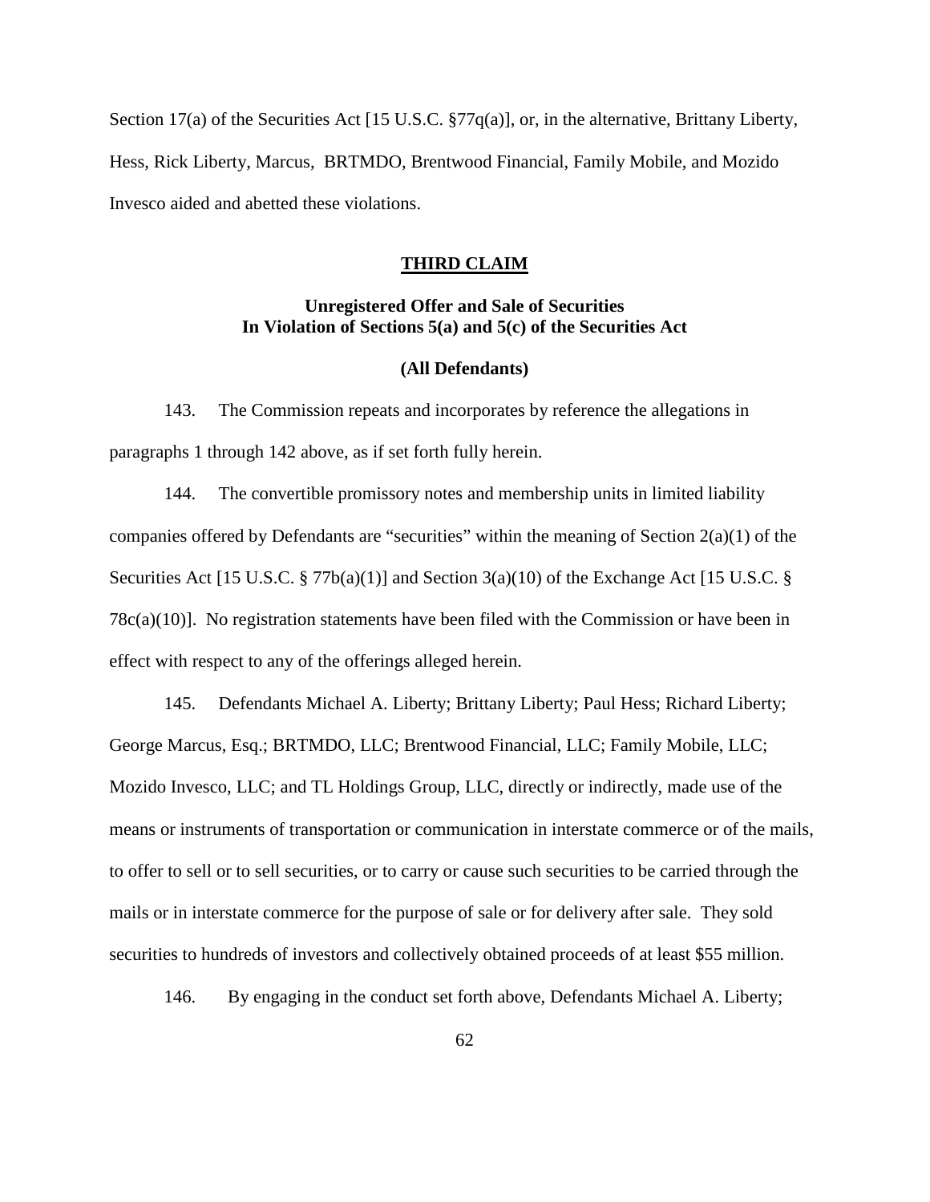Section 17(a) of the Securities Act [15 U.S.C. §77q(a)], or, in the alternative, Brittany Liberty, Hess, Rick Liberty, Marcus, BRTMDO, Brentwood Financial, Family Mobile, and Mozido Invesco aided and abetted these violations.

## **THIRD CLAIM**

### Unregistered Offer and Sale of Securities In Violation of Sections 5(a) and 5(c) of the Securities Act

**(All Defendants)**

143. The Commission repeats and incorporates by reference the allegations in paragraphs 1 through 142 above, as if set forth fully herein.

144. The convertible promissory notes and membership units in limited liability companies offered by Defendants are "securities" within the meaning of Section 2(a)(1) of the Securities Act [15 U.S.C. § 77b(a)(1)] and Section 3(a)(10) of the Exchange Act [15 U.S.C. § 78c(a)(10)]. No registration statements have been filed with the Commission or have been in effect with respect to any of the offerings alleged herein.

145. Defendants Michael A. Liberty; Brittany Liberty; Paul Hess; Richard Liberty; George Marcus, Esq.; BRTMDO, LLC; Brentwood Financial, LLC; Family Mobile, LLC; Mozido Invesco, LLC; and TL Holdings Group, LLC, directly or indirectly, made use of the means or instruments of transportation or communication in interstate commerce or of the mails, to offer to sell or to sell securities, or to carry or cause such securities to be carried through the mails or in interstate commerce for the purpose of sale or for delivery after sale. They sold securities to hundreds of investors and collectively obtained proceeds of at least $55 million.

146. By engaging in the conduct set forth above, Defendants Michael A. Liberty;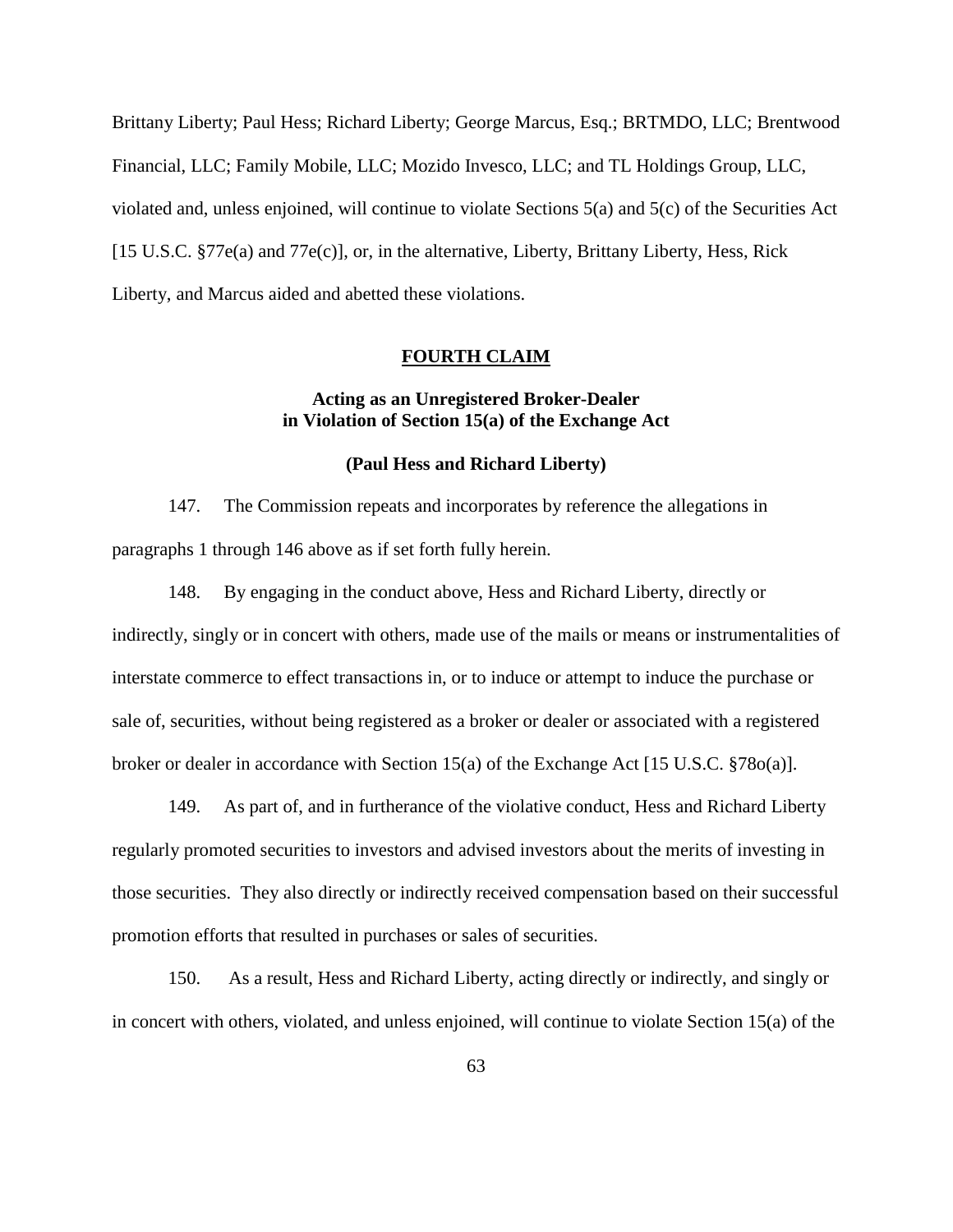Brittany Liberty; Paul Hess; Richard Liberty; George Marcus, Esq.; BRTMDO, LLC; Brentwood Financial, LLC; Family Mobile, LLC; Mozido Invesco, LLC; and TL Holdings Group, LLC, violated and, unless enjoined, will continue to violate Sections 5(a) and 5(c) of the Securities Act [15 U.S.C. §77e(a) and 77e(c)], or, in the alternative, Liberty, Brittany Liberty, Hess, Rick Liberty, and Marcus aided and abetted these violations.

## FOURTH CLAIM

### Acting as an Unregistered Broker-Dealer in Violation of Section 15(a) of the Exchange Act

### (Paul Hess and Richard Liberty)

147. The Commission repeats and incorporates by reference the allegations in paragraphs 1 through 146 above as if set forth fully herein.

148. By engaging in the conduct above, Hess and Richard Liberty, directly or indirectly, singly or in concert with others, made use of the mails or means or instrumentalities of interstate commerce to effect transactions in, or to induce or attempt to induce the purchase or sale of, securities, without being registered as a broker or dealer or associated with a registered broker or dealer in accordance with Section 15(a) of the Exchange Act [15 U.S.C. §78o(a)].

149. As part of, and in furtherance of the violative conduct, Hess and Richard Liberty regularly promoted securities to investors and advised investors about the merits of investing in those securities. They also directly or indirectly received compensation based on their successful promotion efforts that resulted in purchases or sales of securities.

150. As a result, Hess and Richard Liberty, acting directly or indirectly, and singly or in concert with others, violated, and unless enjoined, will continue to violate Section 15(a) of the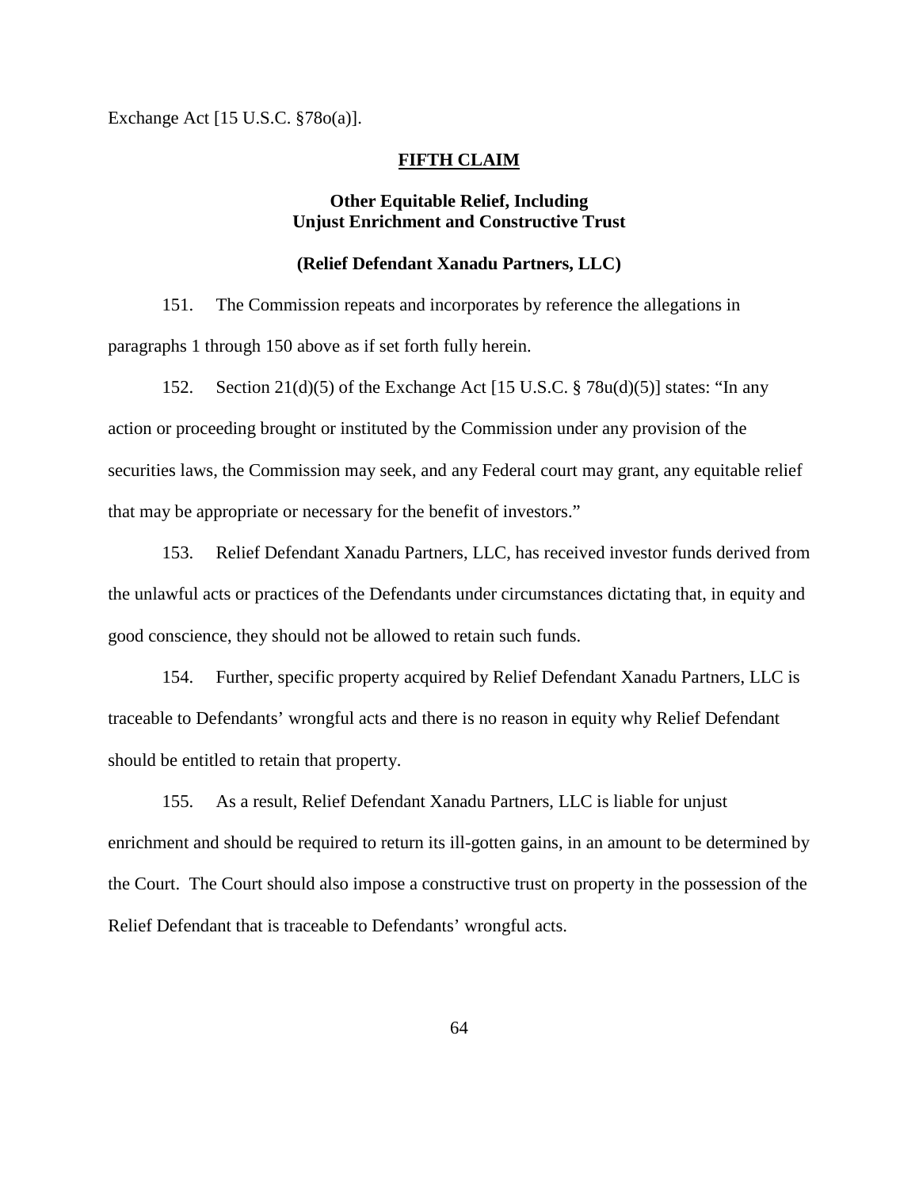Exchange Act [15 U.S.C. §78o(a)].

## FIFTH CLAIM

### Other Equitable Relief, Including Unjust Enrichment and Constructive Trust

### (Relief Defendant Xanadu Partners, LLC)

151. The Commission repeats and incorporates by reference the allegations in paragraphs 1 through 150 above as if set forth fully herein.

152. Section 21(d)(5) of the Exchange Act [15 U.S.C. § 78u(d)(5)] states: "In any action or proceeding brought or instituted by the Commission under any provision of the securities laws, the Commission may seek, and any Federal court may grant, any equitable relief that may be appropriate or necessary for the benefit of investors."

153. Relief Defendant Xanadu Partners, LLC, has received investor funds derived from the unlawful acts or practices of the Defendants under circumstances dictating that, in equity and good conscience, they should not be allowed to retain such funds.

154. Further, specific property acquired by Relief Defendant Xanadu Partners, LLC is traceable to Defendants' wrongful acts and there is no reason in equity why Relief Defendant should be entitled to retain that property.

155. As a result, Relief Defendant Xanadu Partners, LLC is liable for unjust enrichment and should be required to return its ill-gotten gains, in an amount to be determined by the Court. The Court should also impose a constructive trust on property in the possession of the Relief Defendant that is traceable to Defendants' wrongful acts.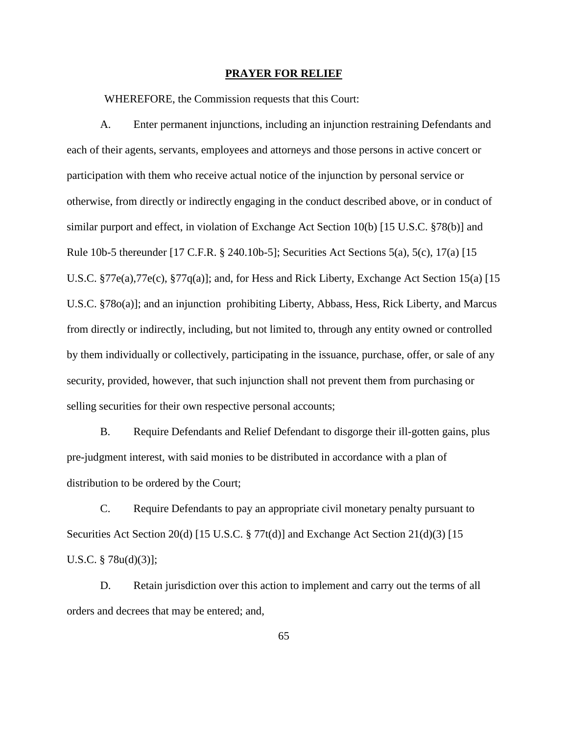## PRAYER FOR RELIEF

WHEREFORE, the Commission requests that this Court:

A. Enter permanent injunctions, including an injunction restraining Defendants and each of their agents, servants, employees and attorneys and those persons in active concert or participation with them who receive actual notice of the injunction by personal service or otherwise, from directly or indirectly engaging in the conduct described above, or in conduct of similar purport and effect, in violation of Exchange Act Section 10(b) [15 U.S.C. §78(b)] and Rule 10b-5 thereunder [17 C.F.R. § 240.10b-5]; Securities Act Sections 5(a), 5(c), 17(a) [15 U.S.C. §77e(a),77e(c), §77q(a)]; and, for Hess and Rick Liberty, Exchange Act Section 15(a) [15 U.S.C. §78o(a)]; and an injunction prohibiting Liberty, Abbass, Hess, Rick Liberty, and Marcus from directly or indirectly, including, but not limited to, through any entity owned or controlled by them individually or collectively, participating in the issuance, purchase, offer, or sale of any security, provided, however, that such injunction shall not prevent them from purchasing or selling securities for their own respective personal accounts;

B. Require Defendants and Relief Defendant to disgorge their ill-gotten gains, plus pre-judgment interest, with said monies to be distributed in accordance with a plan of distribution to be ordered by the Court;

C. Require Defendants to pay an appropriate civil monetary penalty pursuant to Securities Act Section 20(d) [15 U.S.C. § 77t(d)] and Exchange Act Section 21(d)(3) [15 U.S.C. § 78u(d)(3)];

D. Retain jurisdiction over this action to implement and carry out the terms of all orders and decrees that may be entered; and,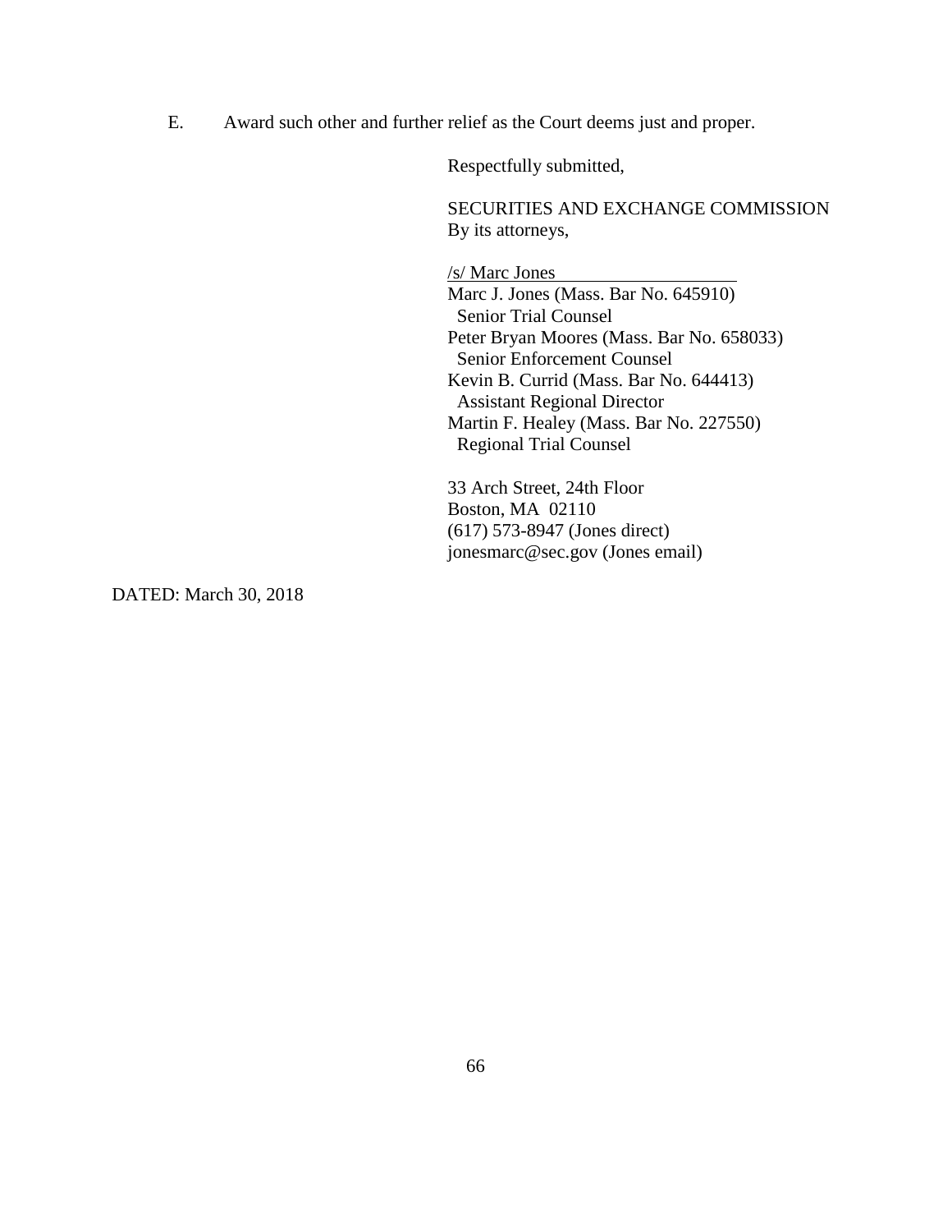E. Award such other and further relief as the Court deems just and proper.

Respectfully submitted,

SECURITIES AND EXCHANGE COMMISSION
By its attorneys,

/s/ Marc Jones
Marc J. Jones (Mass. Bar No. 645910)
Senior Trial Counsel
Peter Bryan Moores (Mass. Bar No. 658033)
Senior Enforcement Counsel
Kevin B. Currid (Mass. Bar No. 644413)
Assistant Regional Director
Martin F. Healey (Mass. Bar No. 227550)
Regional Trial Counsel

33 Arch Street, 24th Floor
Boston, MA 02110
(617) 573-8947 (Jones direct)
jonesmarc@sec.gov (Jones email)

DATED: March 30, 2018